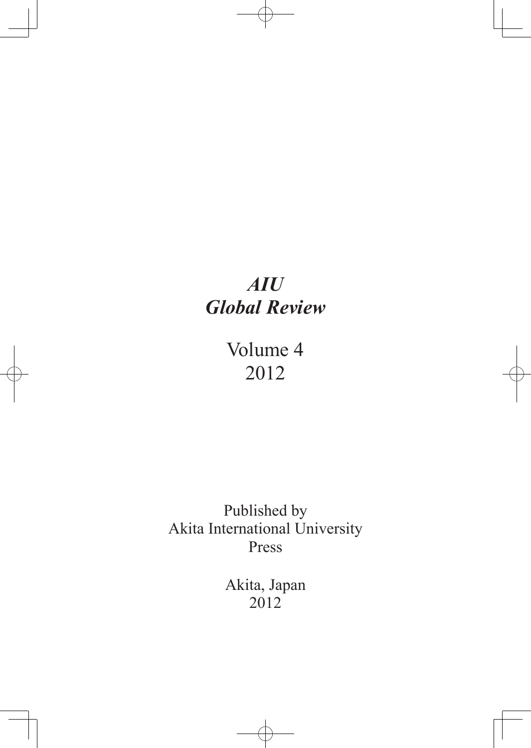# *AIU*
# *Global Review*

Volume 4
2012

Published by
Akita International University
Press

Akita, Japan
2012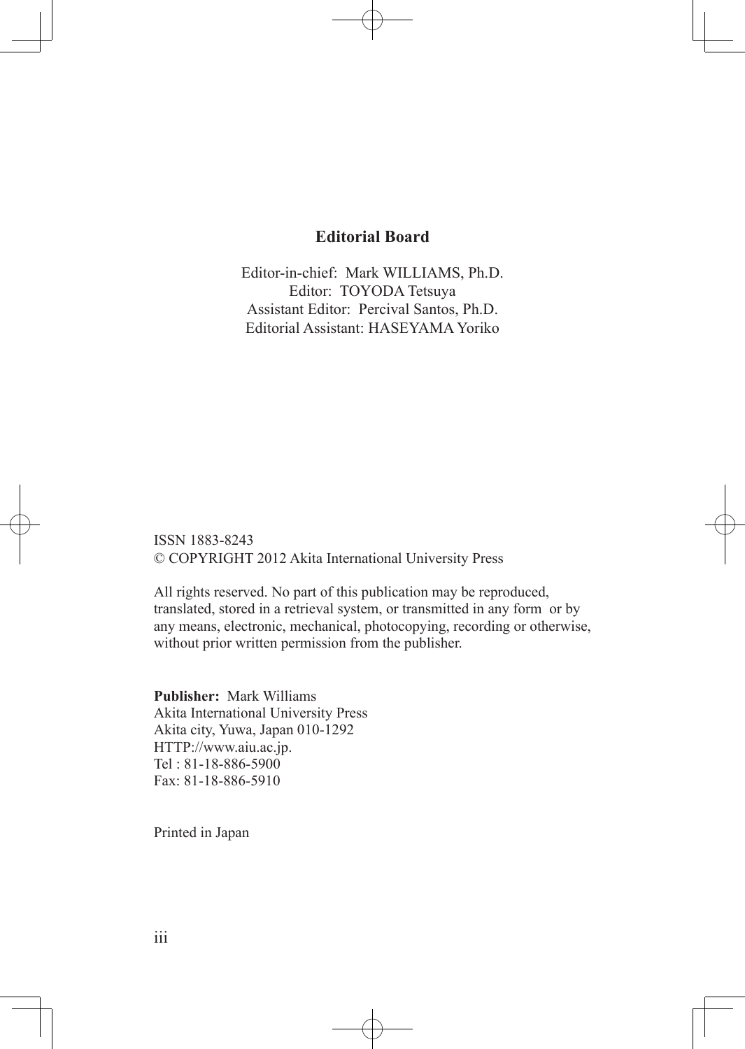## Editorial Board

Editor-in-chief: Mark WILLIAMS, Ph.D.
Editor: TOYODA Tetsuya
Assistant Editor: Percival Santos, Ph.D.
Editorial Assistant: HASEYAMA Yoriko

ISSN 1883-8243
© COPYRIGHT 2012 Akita International University Press

All rights reserved. No part of this publication may be reproduced, translated, stored in a retrieval system, or transmitted in any form or by any means, electronic, mechanical, photocopying, recording or otherwise, without prior written permission from the publisher.

**Publisher:** Mark Williams
Akita International University Press
Akita city, Yuwa, Japan 010-1292
HTTP://www.aiu.ac.jp.
Tel : 81-18-886-5900
Fax: 81-18-886-5910

Printed in Japan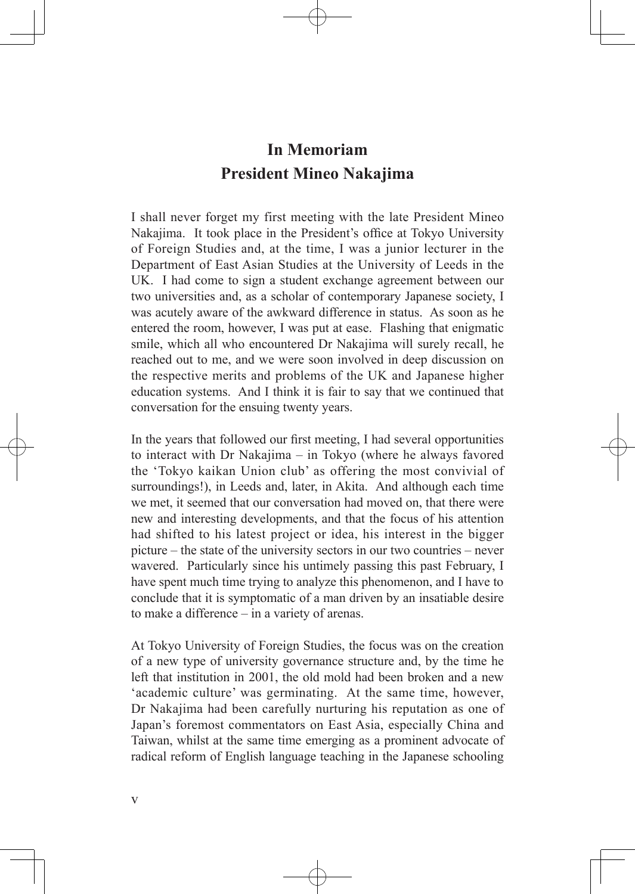# In Memoriam
# President Mineo Nakajima

I shall never forget my first meeting with the late President Mineo Nakajima. It took place in the President's office at Tokyo University of Foreign Studies and, at the time, I was a junior lecturer in the Department of East Asian Studies at the University of Leeds in the UK. I had come to sign a student exchange agreement between our two universities and, as a scholar of contemporary Japanese society, I was acutely aware of the awkward difference in status. As soon as he entered the room, however, I was put at ease. Flashing that enigmatic smile, which all who encountered Dr Nakajima will surely recall, he reached out to me, and we were soon involved in deep discussion on the respective merits and problems of the UK and Japanese higher education systems. And I think it is fair to say that we continued that conversation for the ensuing twenty years.

In the years that followed our first meeting, I had several opportunities to interact with Dr Nakajima – in Tokyo (where he always favored the 'Tokyo kaikan Union club' as offering the most convivial of surroundings!), in Leeds and, later, in Akita. And although each time we met, it seemed that our conversation had moved on, that there were new and interesting developments, and that the focus of his attention had shifted to his latest project or idea, his interest in the bigger picture – the state of the university sectors in our two countries – never wavered. Particularly since his untimely passing this past February, I have spent much time trying to analyze this phenomenon, and I have to conclude that it is symptomatic of a man driven by an insatiable desire to make a difference – in a variety of arenas.

At Tokyo University of Foreign Studies, the focus was on the creation of a new type of university governance structure and, by the time he left that institution in 2001, the old mold had been broken and a new 'academic culture' was germinating. At the same time, however, Dr Nakajima had been carefully nurturing his reputation as one of Japan's foremost commentators on East Asia, especially China and Taiwan, whilst at the same time emerging as a prominent advocate of radical reform of English language teaching in the Japanese schooling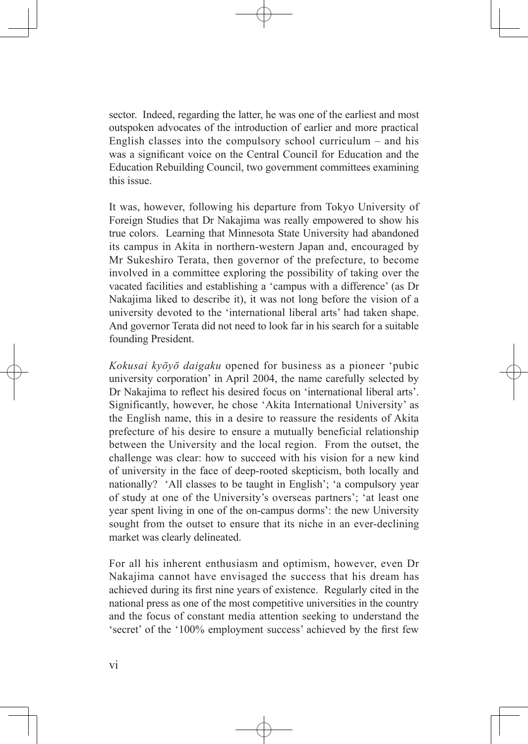sector. Indeed, regarding the latter, he was one of the earliest and most outspoken advocates of the introduction of earlier and more practical English classes into the compulsory school curriculum – and his was a significant voice on the Central Council for Education and the Education Rebuilding Council, two government committees examining this issue.

It was, however, following his departure from Tokyo University of Foreign Studies that Dr Nakajima was really empowered to show his true colors. Learning that Minnesota State University had abandoned its campus in Akita in northern-western Japan and, encouraged by Mr Sukeshiro Terata, then governor of the prefecture, to become involved in a committee exploring the possibility of taking over the vacated facilities and establishing a 'campus with a difference' (as Dr Nakajima liked to describe it), it was not long before the vision of a university devoted to the 'international liberal arts' had taken shape. And governor Terata did not need to look far in his search for a suitable founding President.

*Kokusai kyōyō daigaku* opened for business as a pioneer 'pubic university corporation' in April 2004, the name carefully selected by Dr Nakajima to reflect his desired focus on 'international liberal arts'. Significantly, however, he chose 'Akita International University' as the English name, this in a desire to reassure the residents of Akita prefecture of his desire to ensure a mutually beneficial relationship between the University and the local region. From the outset, the challenge was clear: how to succeed with his vision for a new kind of university in the face of deep-rooted skepticism, both locally and nationally? 'All classes to be taught in English'; 'a compulsory year of study at one of the University's overseas partners'; 'at least one year spent living in one of the on-campus dorms': the new University sought from the outset to ensure that its niche in an ever-declining market was clearly delineated.

For all his inherent enthusiasm and optimism, however, even Dr Nakajima cannot have envisaged the success that his dream has achieved during its first nine years of existence. Regularly cited in the national press as one of the most competitive universities in the country and the focus of constant media attention seeking to understand the 'secret' of the '100% employment success' achieved by the first few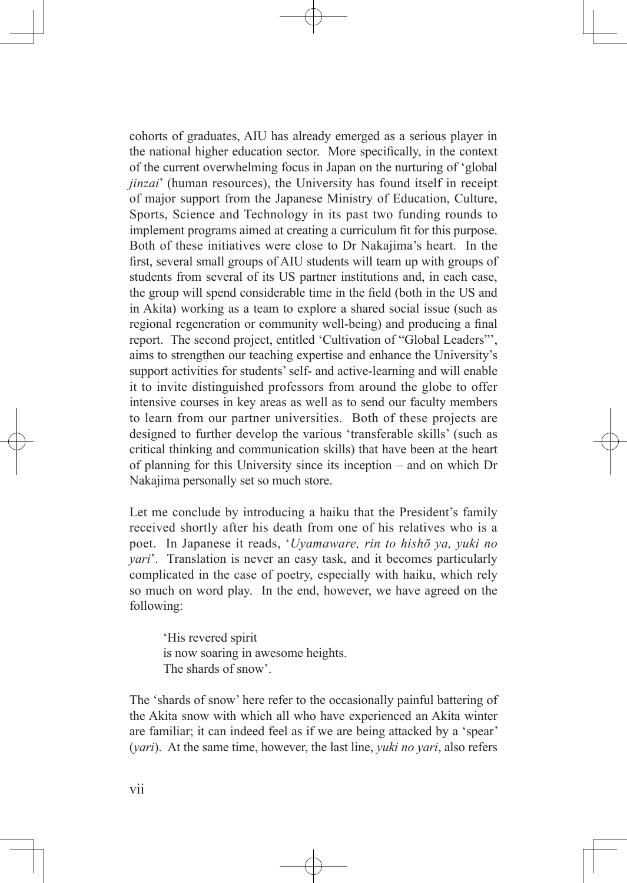cohorts of graduates, AIU has already emerged as a serious player in the national higher education sector. More specifically, in the context of the current overwhelming focus in Japan on the nurturing of 'global *jinzai*' (human resources), the University has found itself in receipt of major support from the Japanese Ministry of Education, Culture, Sports, Science and Technology in its past two funding rounds to implement programs aimed at creating a curriculum fit for this purpose. Both of these initiatives were close to Dr Nakajima's heart. In the first, several small groups of AIU students will team up with groups of students from several of its US partner institutions and, in each case, the group will spend considerable time in the field (both in the US and in Akita) working as a team to explore a shared social issue (such as regional regeneration or community well-being) and producing a final report. The second project, entitled 'Cultivation of "Global Leaders"', aims to strengthen our teaching expertise and enhance the University's support activities for students' self- and active-learning and will enable it to invite distinguished professors from around the globe to offer intensive courses in key areas as well as to send our faculty members to learn from our partner universities. Both of these projects are designed to further develop the various 'transferable skills' (such as critical thinking and communication skills) that have been at the heart of planning for this University since its inception – and on which Dr Nakajima personally set so much store.

Let me conclude by introducing a haiku that the President's family received shortly after his death from one of his relatives who is a poet. In Japanese it reads, '*Uyamaware, rin to hishō ya, yuki no yari*'. Translation is never an easy task, and it becomes particularly complicated in the case of poetry, especially with haiku, which rely so much on word play. In the end, however, we have agreed on the following:

> 'His revered spirit
> is now soaring in awesome heights.
> The shards of snow'.

The 'shards of snow' here refer to the occasionally painful battering of the Akita snow with which all who have experienced an Akita winter are familiar; it can indeed feel as if we are being attacked by a 'spear' (*yari*). At the same time, however, the last line, *yuki no yari*, also refers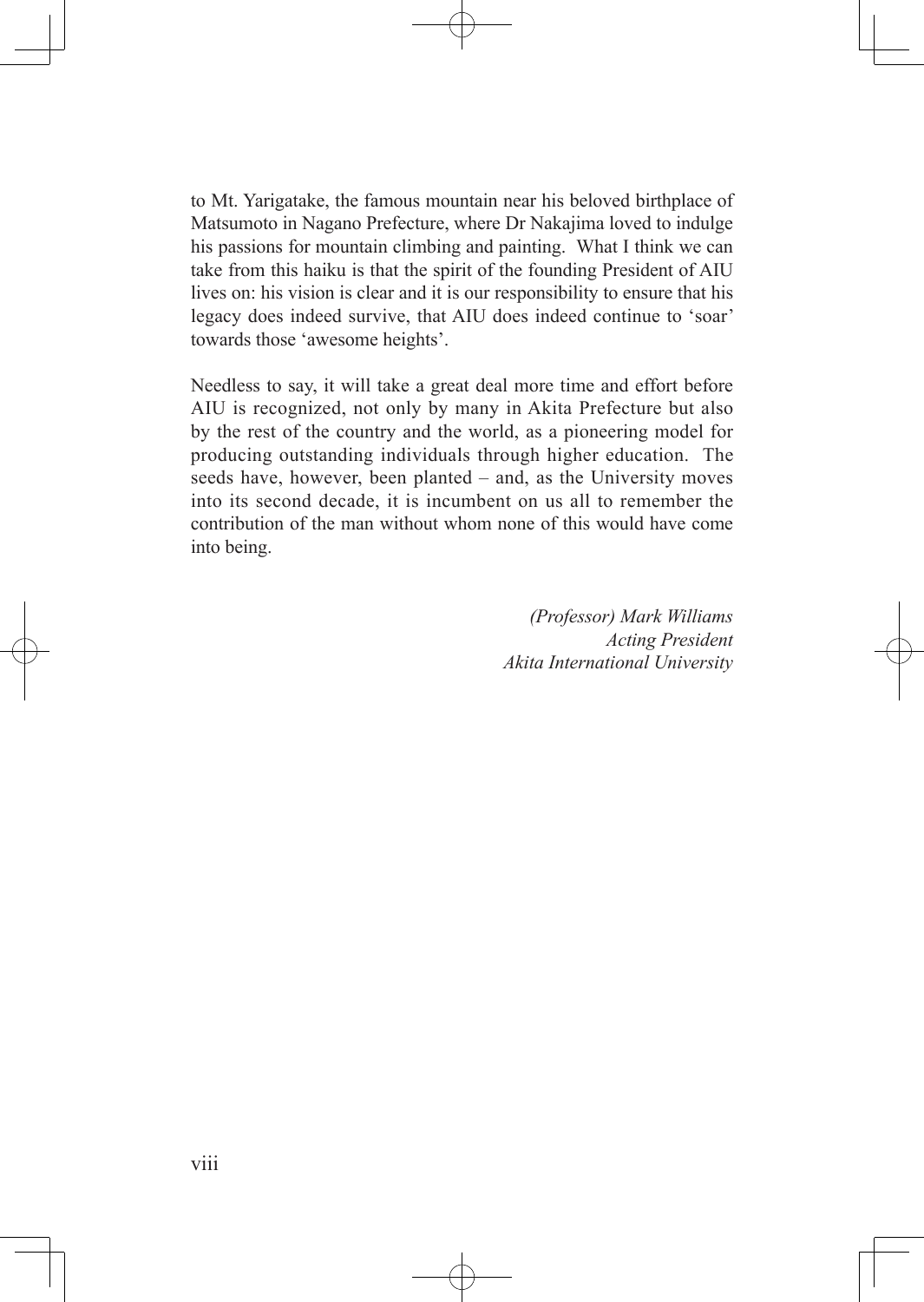to Mt. Yarigatake, the famous mountain near his beloved birthplace of Matsumoto in Nagano Prefecture, where Dr Nakajima loved to indulge his passions for mountain climbing and painting. What I think we can take from this haiku is that the spirit of the founding President of AIU lives on: his vision is clear and it is our responsibility to ensure that his legacy does indeed survive, that AIU does indeed continue to 'soar' towards those 'awesome heights'.

Needless to say, it will take a great deal more time and effort before AIU is recognized, not only by many in Akita Prefecture but also by the rest of the country and the world, as a pioneering model for producing outstanding individuals through higher education. The seeds have, however, been planted – and, as the University moves into its second decade, it is incumbent on us all to remember the contribution of the man without whom none of this would have come into being.

*(Professor) Mark Williams*
*Acting President*
*Akita International University*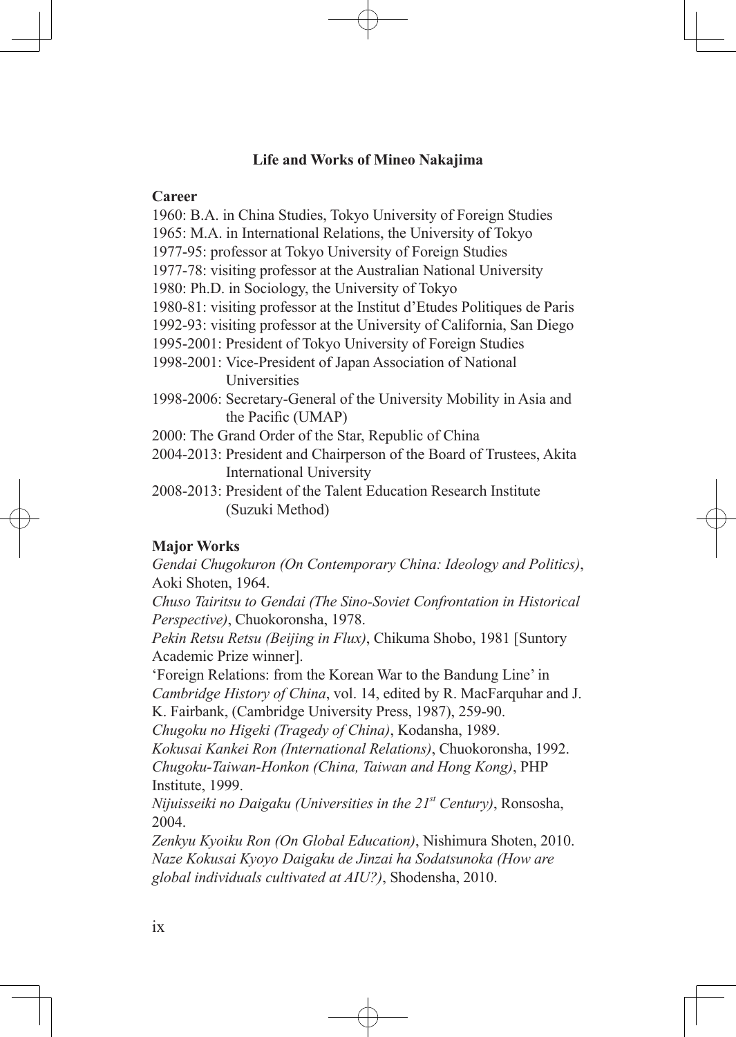## Life and Works of Mineo Nakajima

**Career**

1960: B.A. in China Studies, Tokyo University of Foreign Studies
1965: M.A. in International Relations, the University of Tokyo
1977-95: professor at Tokyo University of Foreign Studies
1977-78: visiting professor at the Australian National University
1980: Ph.D. in Sociology, the University of Tokyo
1980-81: visiting professor at the Institut d'Etudes Politiques de Paris
1992-93: visiting professor at the University of California, San Diego
1995-2001: President of Tokyo University of Foreign Studies
1998-2001: Vice-President of Japan Association of National Universities
1998-2006: Secretary-General of the University Mobility in Asia and the Pacific (UMAP)
2000: The Grand Order of the Star, Republic of China
2004-2013: President and Chairperson of the Board of Trustees, Akita International University
2008-2013: President of the Talent Education Research Institute (Suzuki Method)

**Major Works**

*Gendai Chugokuron (On Contemporary China: Ideology and Politics)*, Aoki Shoten, 1964.
*Chuso Tairitsu to Gendai (The Sino-Soviet Confrontation in Historical Perspective)*, Chuokoronsha, 1978.
*Pekin Retsu Retsu (Beijing in Flux)*, Chikuma Shobo, 1981 [Suntory Academic Prize winner].
'Foreign Relations: from the Korean War to the Bandung Line' in *Cambridge History of China*, vol. 14, edited by R. MacFarquhar and J. K. Fairbank, (Cambridge University Press, 1987), 259-90.
*Chugoku no Higeki (Tragedy of China)*, Kodansha, 1989.
*Kokusai Kankei Ron (International Relations)*, Chuokoronsha, 1992.
*Chugoku-Taiwan-Honkon (China, Taiwan and Hong Kong)*, PHP Institute, 1999.
*Nijuisseiki no Daigaku (Universities in the 21st Century)*, Ronsosha, 2004.
*Zenkyu Kyoiku Ron (On Global Education)*, Nishimura Shoten, 2010.
*Naze Kokusai Kyoyo Daigaku de Jinzai ha Sodatsunoka (How are global individuals cultivated at AIU?)*, Shodensha, 2010.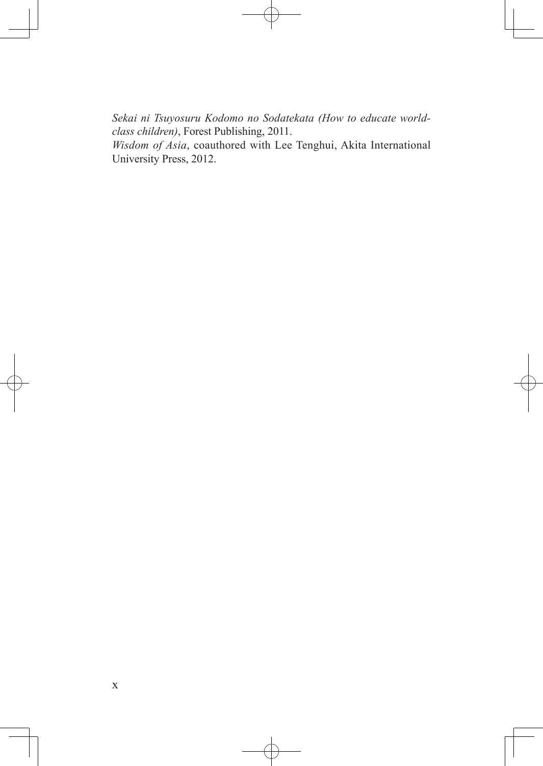*Sekai ni Tsuyosuru Kodomo no Sodatekata (How to educate world-class children)*, Forest Publishing, 2011.

*Wisdom of Asia*, coauthored with Lee Tenghui, Akita International University Press, 2012.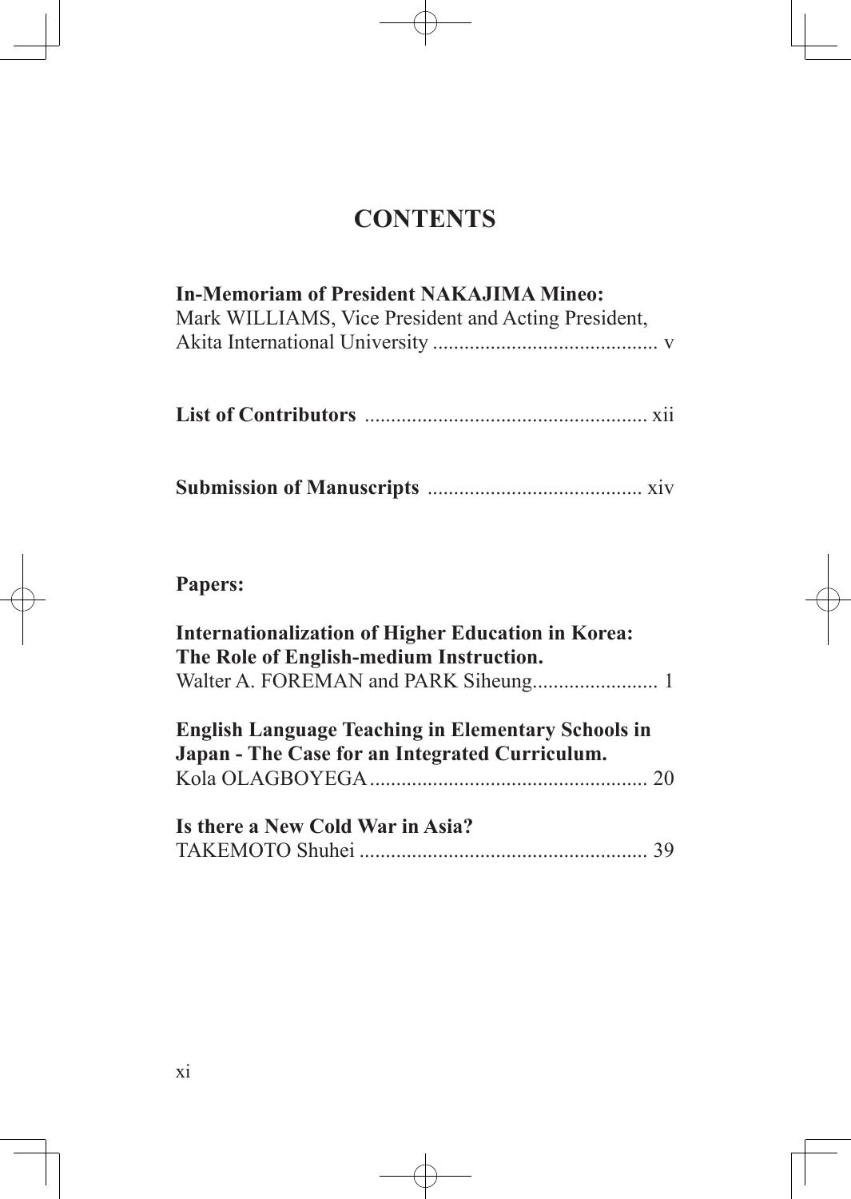# CONTENTS

**In-Memoriam of President NAKAJIMA Mineo:**
Mark WILLIAMS, Vice President and Acting President, Akita International University .......................................... v

**List of Contributors** ..................................................... xii

**Submission of Manuscripts** ......................................... xiv

**Papers:**

**Internationalization of Higher Education in Korea: The Role of English-medium Instruction.**
Walter A. FOREMAN and PARK Siheung........................ 1

**English Language Teaching in Elementary Schools in Japan - The Case for an Integrated Curriculum.**
Kola OLAGBOYEGA..................................................... 20

**Is there a New Cold War in Asia?**
TAKEMOTO Shuhei ...................................................... 39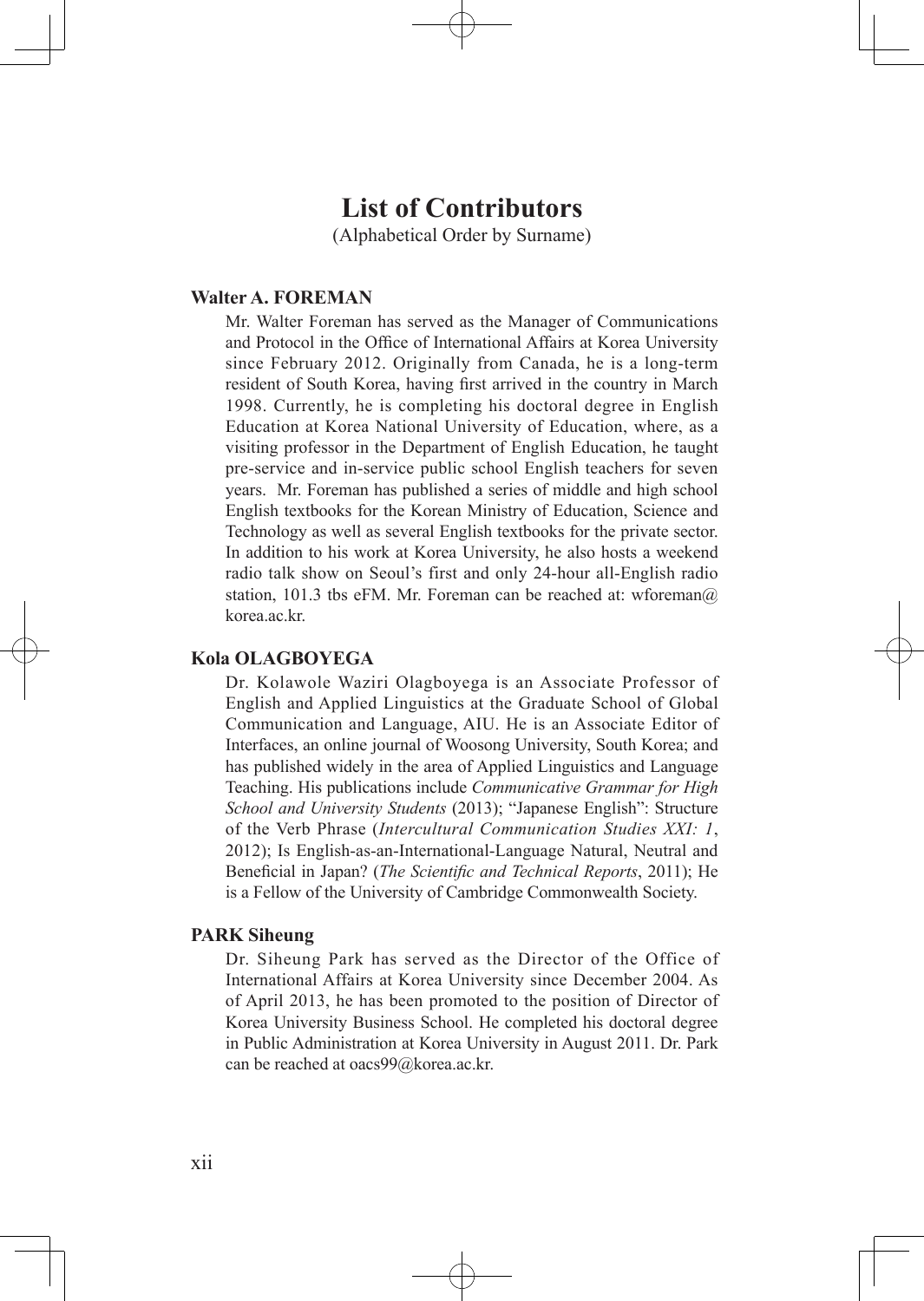# List of Contributors

(Alphabetical Order by Surname)

### Walter A. FOREMAN

Mr. Walter Foreman has served as the Manager of Communications and Protocol in the Office of International Affairs at Korea University since February 2012. Originally from Canada, he is a long-term resident of South Korea, having first arrived in the country in March 1998. Currently, he is completing his doctoral degree in English Education at Korea National University of Education, where, as a visiting professor in the Department of English Education, he taught pre-service and in-service public school English teachers for seven years. Mr. Foreman has published a series of middle and high school English textbooks for the Korean Ministry of Education, Science and Technology as well as several English textbooks for the private sector. In addition to his work at Korea University, he also hosts a weekend radio talk show on Seoul's first and only 24-hour all-English radio station, 101.3 tbs eFM. Mr. Foreman can be reached at: wforeman@korea.ac.kr.

### Kola OLAGBOYEGA

Dr. Kolawole Waziri Olagboyega is an Associate Professor of English and Applied Linguistics at the Graduate School of Global Communication and Language, AIU. He is an Associate Editor of Interfaces, an online journal of Woosong University, South Korea; and has published widely in the area of Applied Linguistics and Language Teaching. His publications include *Communicative Grammar for High School and University Students* (2013); "Japanese English": Structure of the Verb Phrase (*Intercultural Communication Studies XXI: 1*, 2012); Is English-as-an-International-Language Natural, Neutral and Beneficial in Japan? (*The Scientific and Technical Reports*, 2011); He is a Fellow of the University of Cambridge Commonwealth Society.

### PARK Siheung

Dr. Siheung Park has served as the Director of the Office of International Affairs at Korea University since December 2004. As of April 2013, he has been promoted to the position of Director of Korea University Business School. He completed his doctoral degree in Public Administration at Korea University in August 2011. Dr. Park can be reached at oacs99@korea.ac.kr.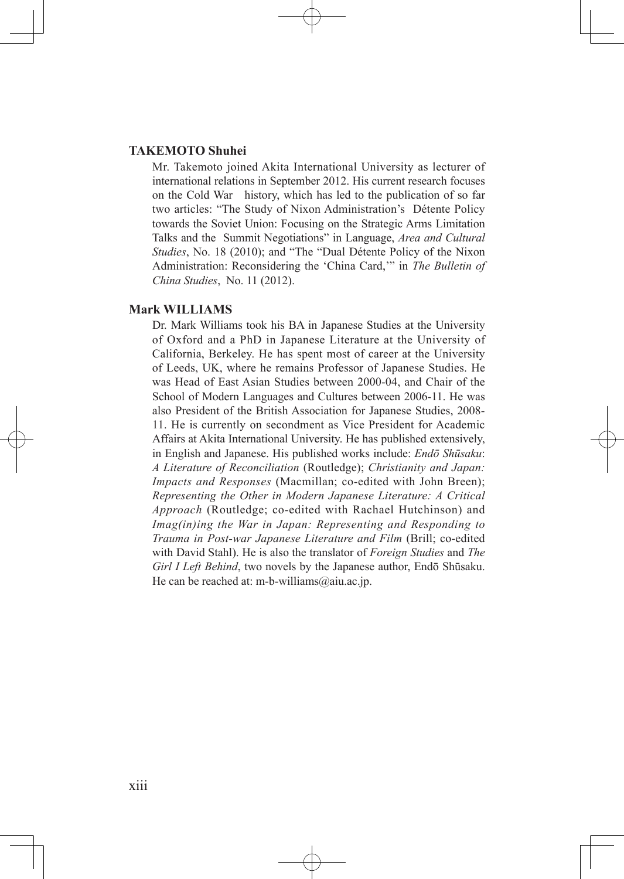**TAKEMOTO Shuhei**

Mr. Takemoto joined Akita International University as lecturer of international relations in September 2012. His current research focuses on the Cold War history, which has led to the publication of so far two articles: "The Study of Nixon Administration's Détente Policy towards the Soviet Union: Focusing on the Strategic Arms Limitation Talks and the Summit Negotiations" in Language, *Area and Cultural Studies*, No. 18 (2010); and "The "Dual Détente Policy of the Nixon Administration: Reconsidering the 'China Card,'" in *The Bulletin of China Studies*, No. 11 (2012).

**Mark WILLIAMS**

Dr. Mark Williams took his BA in Japanese Studies at the University of Oxford and a PhD in Japanese Literature at the University of California, Berkeley. He has spent most of career at the University of Leeds, UK, where he remains Professor of Japanese Studies. He was Head of East Asian Studies between 2000-04, and Chair of the School of Modern Languages and Cultures between 2006-11. He was also President of the British Association for Japanese Studies, 2008-11. He is currently on secondment as Vice President for Academic Affairs at Akita International University. He has published extensively, in English and Japanese. His published works include: *Endō Shūsaku*: *A Literature of Reconciliation* (Routledge); *Christianity and Japan: Impacts and Responses* (Macmillan; co-edited with John Breen); *Representing the Other in Modern Japanese Literature: A Critical Approach* (Routledge; co-edited with Rachael Hutchinson) and *Imag(in)ing the War in Japan: Representing and Responding to Trauma in Post-war Japanese Literature and Film* (Brill; co-edited with David Stahl). He is also the translator of *Foreign Studies* and *The Girl I Left Behind*, two novels by the Japanese author, Endō Shūsaku. He can be reached at: m-b-williams@aiu.ac.jp.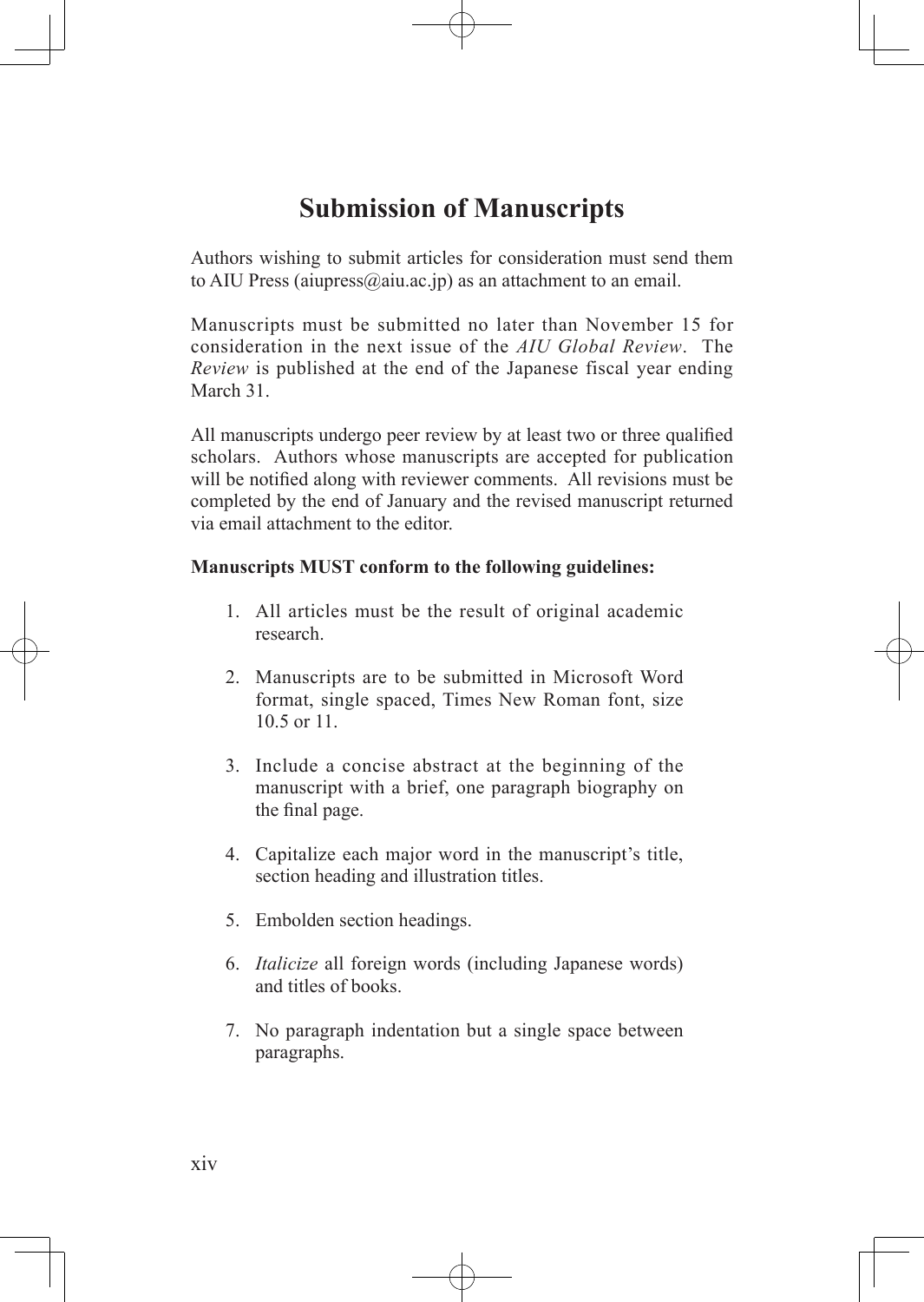# Submission of Manuscripts

Authors wishing to submit articles for consideration must send them to AIU Press (aiupress@aiu.ac.jp) as an attachment to an email.

Manuscripts must be submitted no later than November 15 for consideration in the next issue of the *AIU Global Review*. The *Review* is published at the end of the Japanese fiscal year ending March 31.

All manuscripts undergo peer review by at least two or three qualified scholars. Authors whose manuscripts are accepted for publication will be notified along with reviewer comments. All revisions must be completed by the end of January and the revised manuscript returned via email attachment to the editor.

**Manuscripts MUST conform to the following guidelines:**

1. All articles must be the result of original academic research.

2. Manuscripts are to be submitted in Microsoft Word format, single spaced, Times New Roman font, size 10.5 or 11.

3. Include a concise abstract at the beginning of the manuscript with a brief, one paragraph biography on the final page.

4. Capitalize each major word in the manuscript's title, section heading and illustration titles.

5. Embolden section headings.

6. *Italicize* all foreign words (including Japanese words) and titles of books.

7. No paragraph indentation but a single space between paragraphs.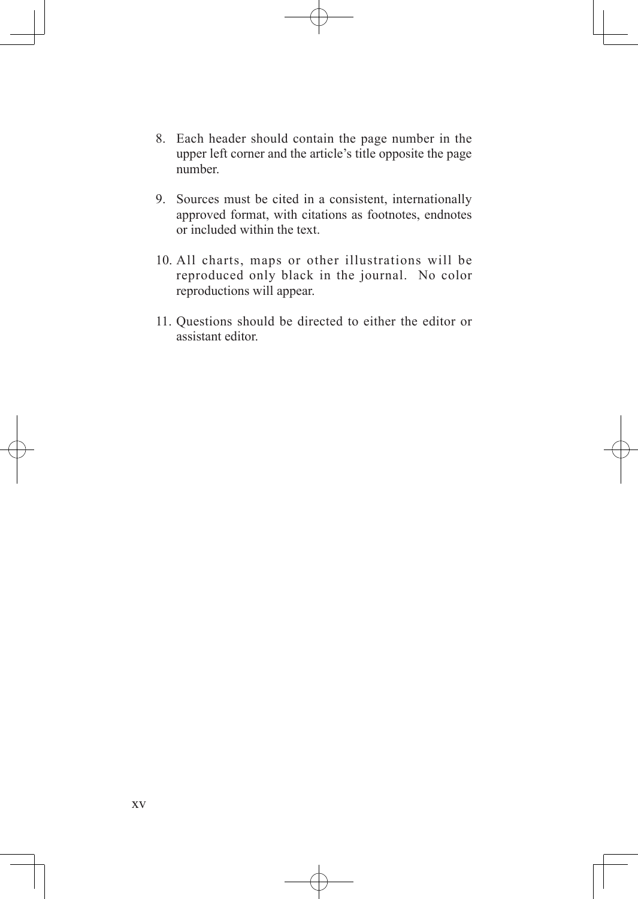8. Each header should contain the page number in the upper left corner and the article's title opposite the page number.

9. Sources must be cited in a consistent, internationally approved format, with citations as footnotes, endnotes or included within the text.

10. All charts, maps or other illustrations will be reproduced only black in the journal. No color reproductions will appear.

11. Questions should be directed to either the editor or assistant editor.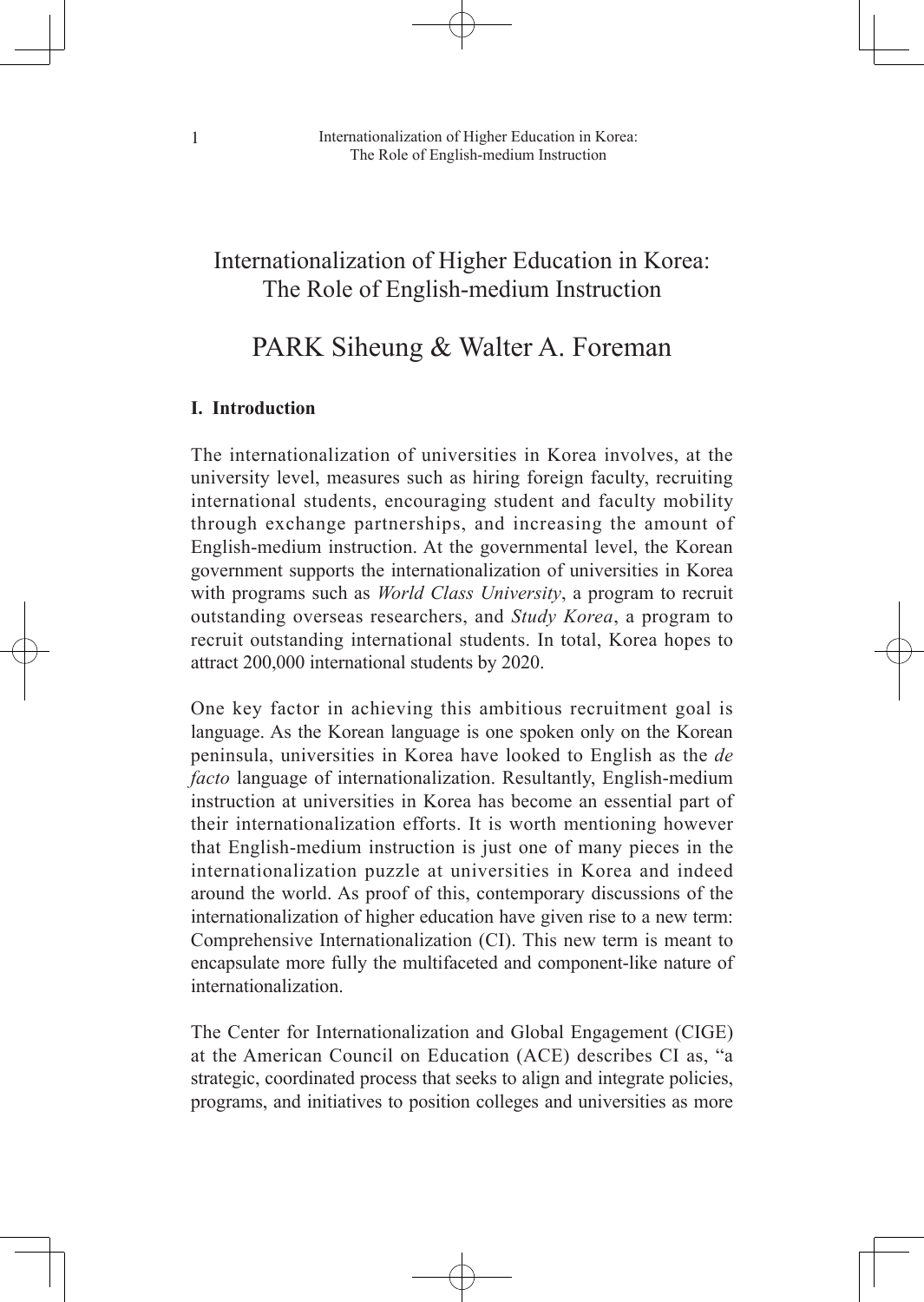# Internationalization of Higher Education in Korea: The Role of English-medium Instruction

## PARK Siheung & Walter A. Foreman

### I. Introduction

The internationalization of universities in Korea involves, at the university level, measures such as hiring foreign faculty, recruiting international students, encouraging student and faculty mobility through exchange partnerships, and increasing the amount of English-medium instruction. At the governmental level, the Korean government supports the internationalization of universities in Korea with programs such as *World Class University*, a program to recruit outstanding overseas researchers, and *Study Korea*, a program to recruit outstanding international students. In total, Korea hopes to attract 200,000 international students by 2020.

One key factor in achieving this ambitious recruitment goal is language. As the Korean language is one spoken only on the Korean peninsula, universities in Korea have looked to English as the *de facto* language of internationalization. Resultantly, English-medium instruction at universities in Korea has become an essential part of their internationalization efforts. It is worth mentioning however that English-medium instruction is just one of many pieces in the internationalization puzzle at universities in Korea and indeed around the world. As proof of this, contemporary discussions of the internationalization of higher education have given rise to a new term: Comprehensive Internationalization (CI). This new term is meant to encapsulate more fully the multifaceted and component-like nature of internationalization.

The Center for Internationalization and Global Engagement (CIGE) at the American Council on Education (ACE) describes CI as, "a strategic, coordinated process that seeks to align and integrate policies, programs, and initiatives to position colleges and universities as more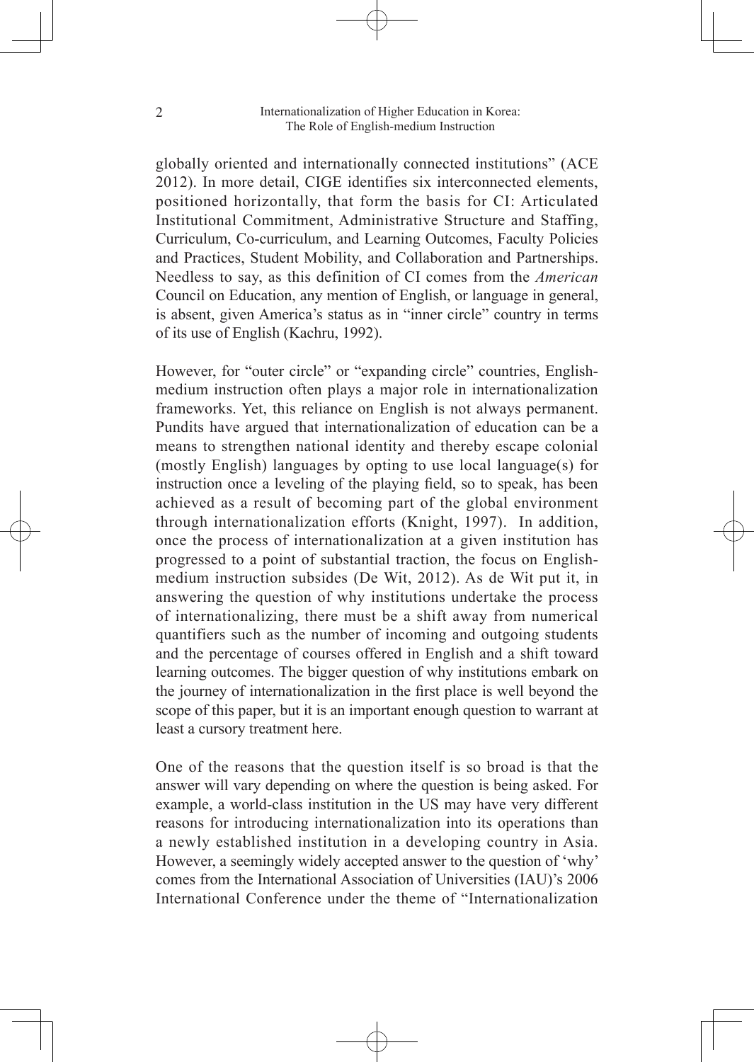globally oriented and internationally connected institutions" (ACE 2012). In more detail, CIGE identifies six interconnected elements, positioned horizontally, that form the basis for CI: Articulated Institutional Commitment, Administrative Structure and Staffing, Curriculum, Co-curriculum, and Learning Outcomes, Faculty Policies and Practices, Student Mobility, and Collaboration and Partnerships. Needless to say, as this definition of CI comes from the *American* Council on Education, any mention of English, or language in general, is absent, given America's status as in "inner circle" country in terms of its use of English (Kachru, 1992).

However, for "outer circle" or "expanding circle" countries, English-medium instruction often plays a major role in internationalization frameworks. Yet, this reliance on English is not always permanent. Pundits have argued that internationalization of education can be a means to strengthen national identity and thereby escape colonial (mostly English) languages by opting to use local language(s) for instruction once a leveling of the playing field, so to speak, has been achieved as a result of becoming part of the global environment through internationalization efforts (Knight, 1997). In addition, once the process of internationalization at a given institution has progressed to a point of substantial traction, the focus on English-medium instruction subsides (De Wit, 2012). As de Wit put it, in answering the question of why institutions undertake the process of internationalizing, there must be a shift away from numerical quantifiers such as the number of incoming and outgoing students and the percentage of courses offered in English and a shift toward learning outcomes. The bigger question of why institutions embark on the journey of internationalization in the first place is well beyond the scope of this paper, but it is an important enough question to warrant at least a cursory treatment here.

One of the reasons that the question itself is so broad is that the answer will vary depending on where the question is being asked. For example, a world-class institution in the US may have very different reasons for introducing internationalization into its operations than a newly established institution in a developing country in Asia. However, a seemingly widely accepted answer to the question of 'why' comes from the International Association of Universities (IAU)'s 2006 International Conference under the theme of "Internationalization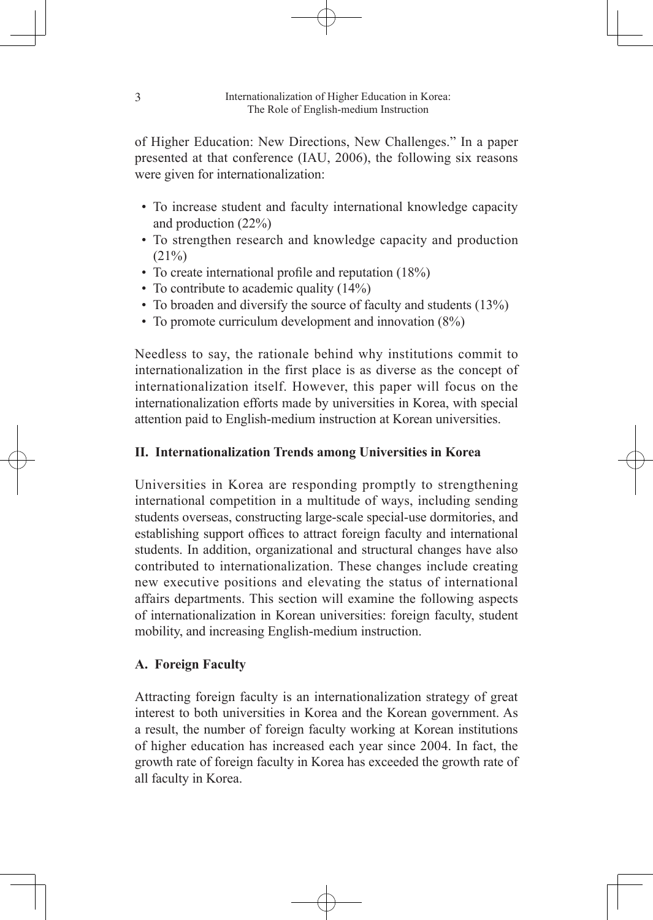of Higher Education: New Directions, New Challenges." In a paper presented at that conference (IAU, 2006), the following six reasons were given for internationalization:

- To increase student and faculty international knowledge capacity and production (22%)
- To strengthen research and knowledge capacity and production (21%)
- To create international profile and reputation (18%)
- To contribute to academic quality (14%)
- To broaden and diversify the source of faculty and students (13%)
- To promote curriculum development and innovation (8%)

Needless to say, the rationale behind why institutions commit to internationalization in the first place is as diverse as the concept of internationalization itself. However, this paper will focus on the internationalization efforts made by universities in Korea, with special attention paid to English-medium instruction at Korean universities.

## II. Internationalization Trends among Universities in Korea

Universities in Korea are responding promptly to strengthening international competition in a multitude of ways, including sending students overseas, constructing large-scale special-use dormitories, and establishing support offices to attract foreign faculty and international students. In addition, organizational and structural changes have also contributed to internationalization. These changes include creating new executive positions and elevating the status of international affairs departments. This section will examine the following aspects of internationalization in Korean universities: foreign faculty, student mobility, and increasing English-medium instruction.

### A. Foreign Faculty

Attracting foreign faculty is an internationalization strategy of great interest to both universities in Korea and the Korean government. As a result, the number of foreign faculty working at Korean institutions of higher education has increased each year since 2004. In fact, the growth rate of foreign faculty in Korea has exceeded the growth rate of all faculty in Korea.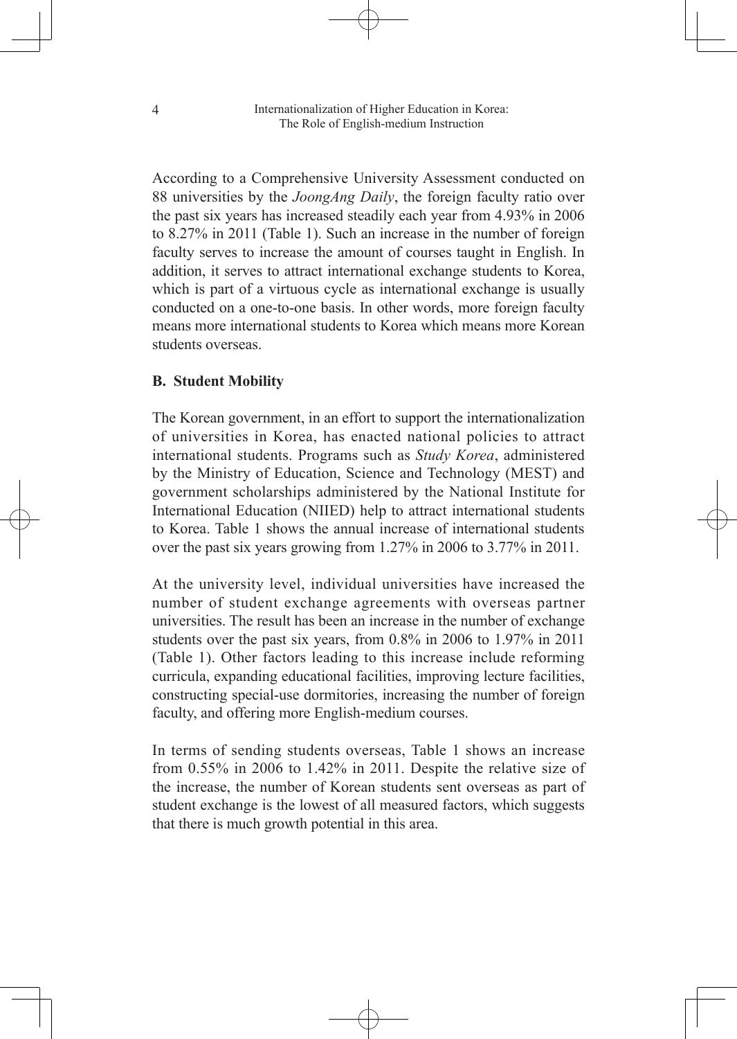According to a Comprehensive University Assessment conducted on 88 universities by the *JoongAng Daily*, the foreign faculty ratio over the past six years has increased steadily each year from 4.93% in 2006 to 8.27% in 2011 (Table 1). Such an increase in the number of foreign faculty serves to increase the amount of courses taught in English. In addition, it serves to attract international exchange students to Korea, which is part of a virtuous cycle as international exchange is usually conducted on a one-to-one basis. In other words, more foreign faculty means more international students to Korea which means more Korean students overseas.

### B. Student Mobility

The Korean government, in an effort to support the internationalization of universities in Korea, has enacted national policies to attract international students. Programs such as *Study Korea*, administered by the Ministry of Education, Science and Technology (MEST) and government scholarships administered by the National Institute for International Education (NIIED) help to attract international students to Korea. Table 1 shows the annual increase of international students over the past six years growing from 1.27% in 2006 to 3.77% in 2011.

At the university level, individual universities have increased the number of student exchange agreements with overseas partner universities. The result has been an increase in the number of exchange students over the past six years, from 0.8% in 2006 to 1.97% in 2011 (Table 1). Other factors leading to this increase include reforming curricula, expanding educational facilities, improving lecture facilities, constructing special-use dormitories, increasing the number of foreign faculty, and offering more English-medium courses.

In terms of sending students overseas, Table 1 shows an increase from 0.55% in 2006 to 1.42% in 2011. Despite the relative size of the increase, the number of Korean students sent overseas as part of student exchange is the lowest of all measured factors, which suggests that there is much growth potential in this area.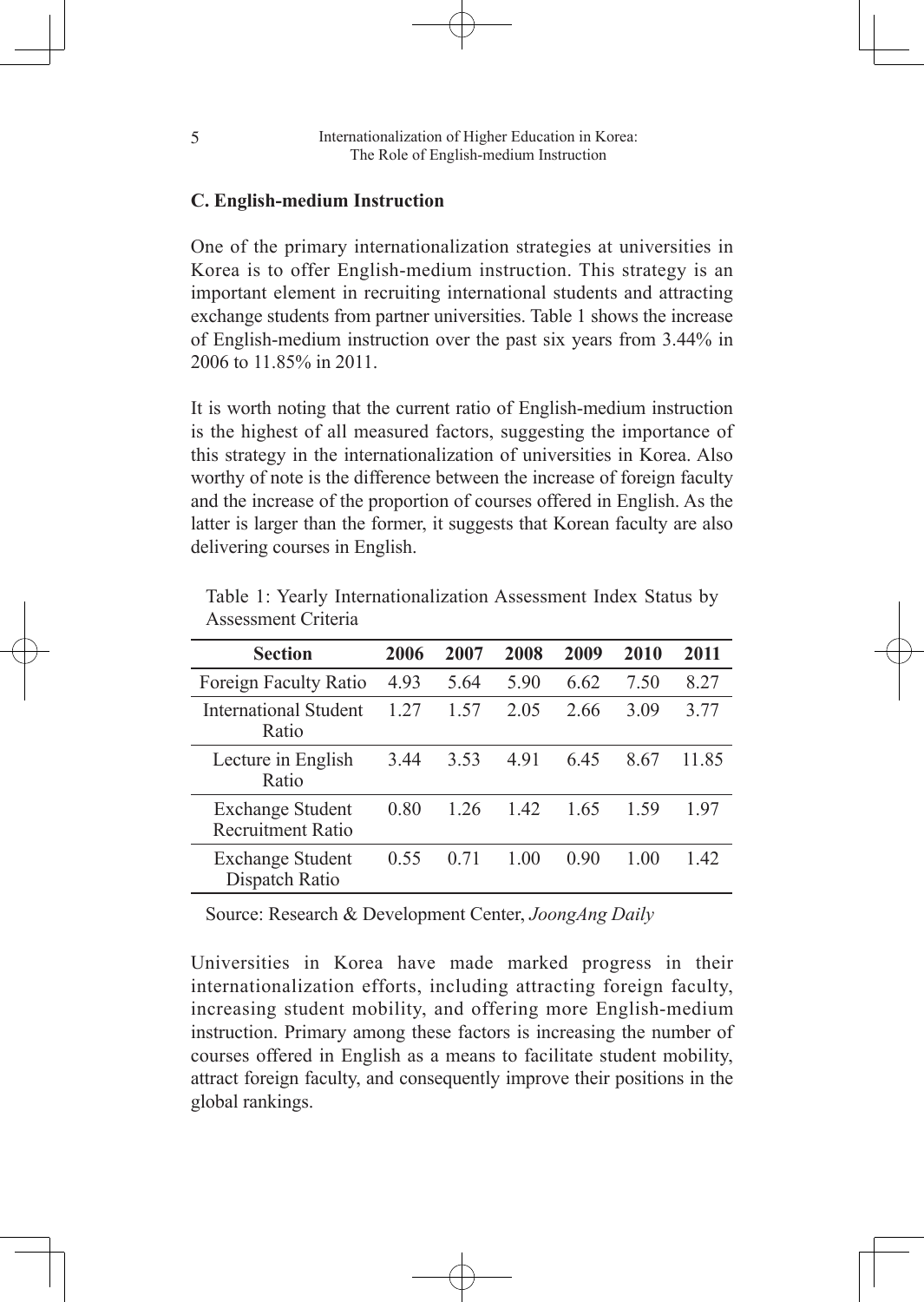### C. English-medium Instruction

One of the primary internationalization strategies at universities in Korea is to offer English-medium instruction. This strategy is an important element in recruiting international students and attracting exchange students from partner universities. Table 1 shows the increase of English-medium instruction over the past six years from 3.44% in 2006 to 11.85% in 2011.

It is worth noting that the current ratio of English-medium instruction is the highest of all measured factors, suggesting the importance of this strategy in the internationalization of universities in Korea. Also worthy of note is the difference between the increase of foreign faculty and the increase of the proportion of courses offered in English. As the latter is larger than the former, it suggests that Korean faculty are also delivering courses in English.

Table 1: Yearly Internationalization Assessment Index Status by Assessment Criteria

| Section | 2006 | 2007 | 2008 | 2009 | 2010 | 2011 |
|---|---|---|---|---|---|---|
| Foreign Faculty Ratio | 4.93 | 5.64 | 5.90 | 6.62 | 7.50 | 8.27 |
| International Student Ratio | 1.27 | 1.57 | 2.05 | 2.66 | 3.09 | 3.77 |
| Lecture in English Ratio | 3.44 | 3.53 | 4.91 | 6.45 | 8.67 | 11.85 |
| Exchange Student Recruitment Ratio | 0.80 | 1.26 | 1.42 | 1.65 | 1.59 | 1.97 |
| Exchange Student Dispatch Ratio | 0.55 | 0.71 | 1.00 | 0.90 | 1.00 | 1.42 |

Source: Research & Development Center, *JoongAng Daily*

Universities in Korea have made marked progress in their internationalization efforts, including attracting foreign faculty, increasing student mobility, and offering more English-medium instruction. Primary among these factors is increasing the number of courses offered in English as a means to facilitate student mobility, attract foreign faculty, and consequently improve their positions in the global rankings.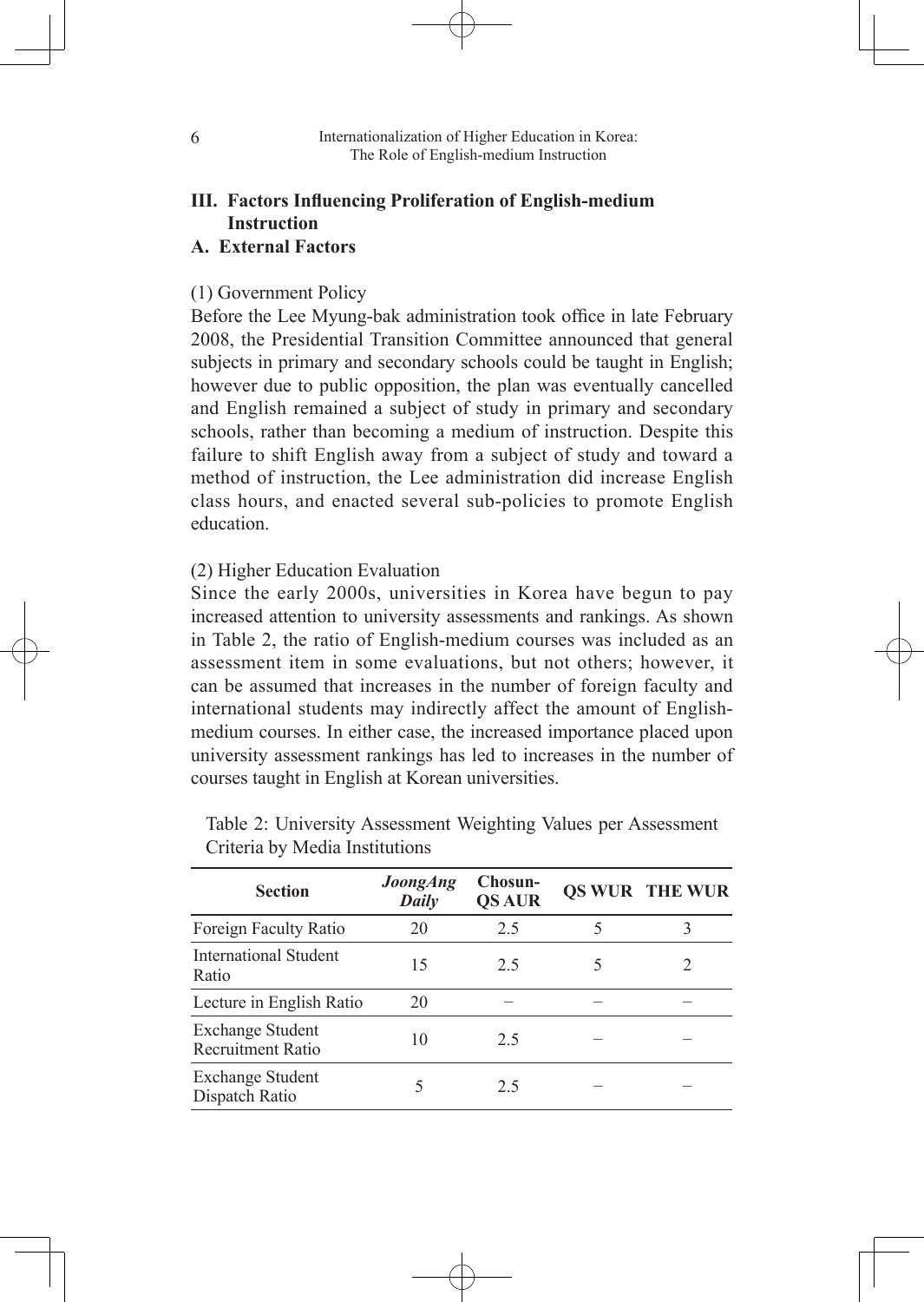## III. Factors Influencing Proliferation of English-medium Instruction

### A. External Factors

(1) Government Policy

Before the Lee Myung-bak administration took office in late February 2008, the Presidential Transition Committee announced that general subjects in primary and secondary schools could be taught in English; however due to public opposition, the plan was eventually cancelled and English remained a subject of study in primary and secondary schools, rather than becoming a medium of instruction. Despite this failure to shift English away from a subject of study and toward a method of instruction, the Lee administration did increase English class hours, and enacted several sub-policies to promote English education.

(2) Higher Education Evaluation

Since the early 2000s, universities in Korea have begun to pay increased attention to university assessments and rankings. As shown in Table 2, the ratio of English-medium courses was included as an assessment item in some evaluations, but not others; however, it can be assumed that increases in the number of foreign faculty and international students may indirectly affect the amount of English-medium courses. In either case, the increased importance placed upon university assessment rankings has led to increases in the number of courses taught in English at Korean universities.

Table 2: University Assessment Weighting Values per Assessment Criteria by Media Institutions

| Section | *JoongAng Daily* | Chosun-QS AUR | QS WUR | THE WUR |
|---|---|---|---|---|
| Foreign Faculty Ratio | 20 | 2.5 | 5 | 3 |
| International Student Ratio | 15 | 2.5 | 5 | 2 |
| Lecture in English Ratio | 20 | – | – | – |
| Exchange Student Recruitment Ratio | 10 | 2.5 | – | – |
| Exchange Student Dispatch Ratio | 5 | 2.5 | – | – |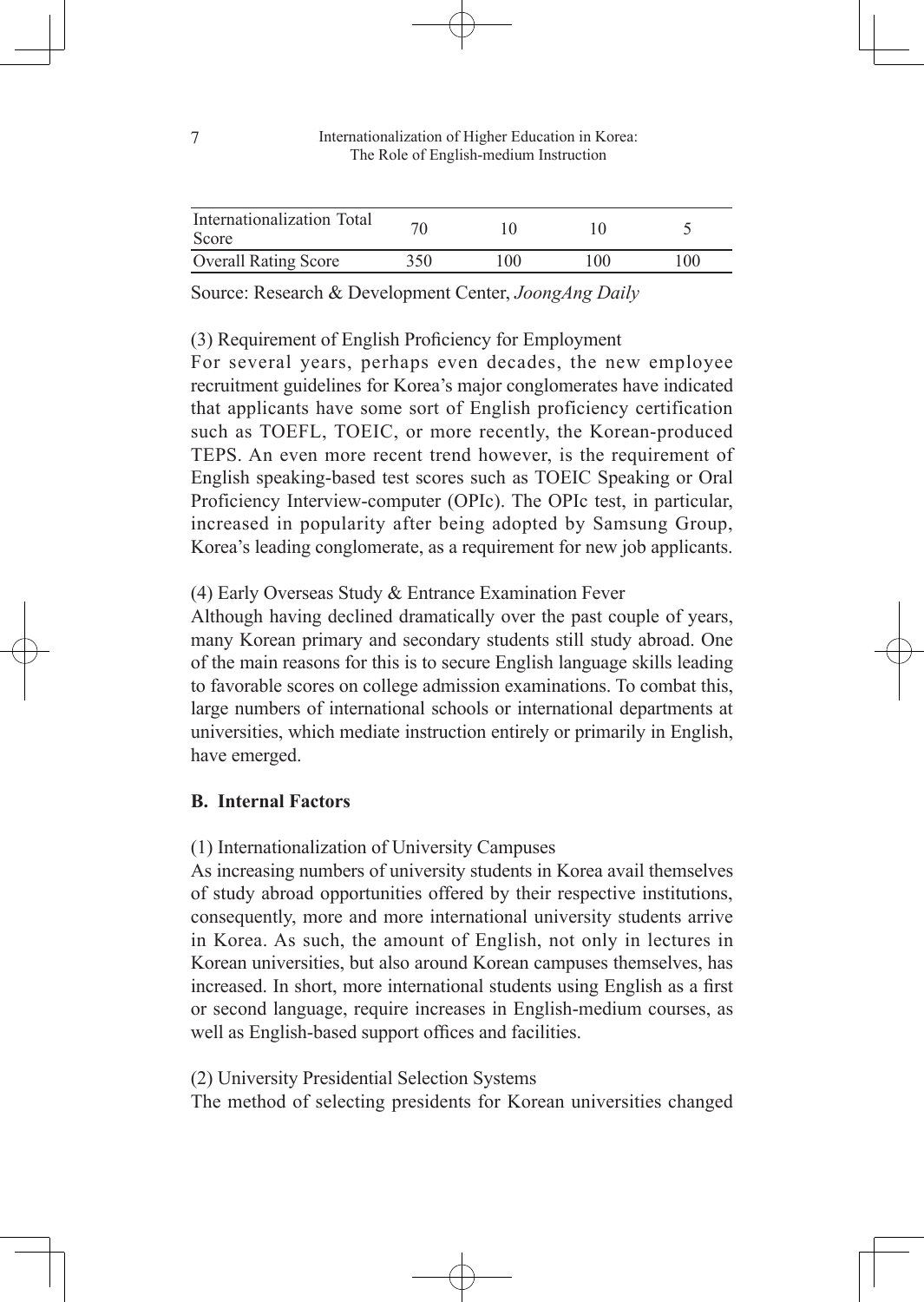| Internationalization Total Score | 70 | 10 | 10 | 5 |
|---|---|---|---|---|
| Overall Rating Score | 350 | 100 | 100 | 100 |

Source: Research & Development Center, *JoongAng Daily*

(3) Requirement of English Proficiency for Employment

For several years, perhaps even decades, the new employee recruitment guidelines for Korea's major conglomerates have indicated that applicants have some sort of English proficiency certification such as TOEFL, TOEIC, or more recently, the Korean-produced TEPS. An even more recent trend however, is the requirement of English speaking-based test scores such as TOEIC Speaking or Oral Proficiency Interview-computer (OPIc). The OPIc test, in particular, increased in popularity after being adopted by Samsung Group, Korea's leading conglomerate, as a requirement for new job applicants.

(4) Early Overseas Study & Entrance Examination Fever

Although having declined dramatically over the past couple of years, many Korean primary and secondary students still study abroad. One of the main reasons for this is to secure English language skills leading to favorable scores on college admission examinations. To combat this, large numbers of international schools or international departments at universities, which mediate instruction entirely or primarily in English, have emerged.

**B. Internal Factors**

(1) Internationalization of University Campuses

As increasing numbers of university students in Korea avail themselves of study abroad opportunities offered by their respective institutions, consequently, more and more international university students arrive in Korea. As such, the amount of English, not only in lectures in Korean universities, but also around Korean campuses themselves, has increased. In short, more international students using English as a first or second language, require increases in English-medium courses, as well as English-based support offices and facilities.

(2) University Presidential Selection Systems

The method of selecting presidents for Korean universities changed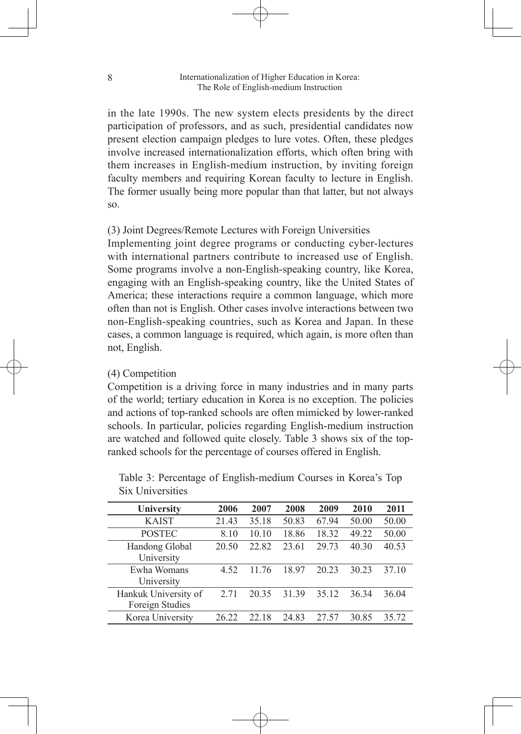in the late 1990s. The new system elects presidents by the direct participation of professors, and as such, presidential candidates now present election campaign pledges to lure votes. Often, these pledges involve increased internationalization efforts, which often bring with them increases in English-medium instruction, by inviting foreign faculty members and requiring Korean faculty to lecture in English. The former usually being more popular than that latter, but not always so.

(3) Joint Degrees/Remote Lectures with Foreign Universities

Implementing joint degree programs or conducting cyber-lectures with international partners contribute to increased use of English. Some programs involve a non-English-speaking country, like Korea, engaging with an English-speaking country, like the United States of America; these interactions require a common language, which more often than not is English. Other cases involve interactions between two non-English-speaking countries, such as Korea and Japan. In these cases, a common language is required, which again, is more often than not, English.

(4) Competition

Competition is a driving force in many industries and in many parts of the world; tertiary education in Korea is no exception. The policies and actions of top-ranked schools are often mimicked by lower-ranked schools. In particular, policies regarding English-medium instruction are watched and followed quite closely. Table 3 shows six of the top-ranked schools for the percentage of courses offered in English.

Table 3: Percentage of English-medium Courses in Korea's Top Six Universities

| University | 2006 | 2007 | 2008 | 2009 | 2010 | 2011 |
|---|---|---|---|---|---|---|
| KAIST | 21.43 | 35.18 | 50.83 | 67.94 | 50.00 | 50.00 |
| POSTEC | 8.10 | 10.10 | 18.86 | 18.32 | 49.22 | 50.00 |
| Handong Global University | 20.50 | 22.82 | 23.61 | 29.73 | 40.30 | 40.53 |
| Ewha Womans University | 4.52 | 11.76 | 18.97 | 20.23 | 30.23 | 37.10 |
| Hankuk University of Foreign Studies | 2.71 | 20.35 | 31.39 | 35.12 | 36.34 | 36.04 |
| Korea University | 26.22 | 22.18 | 24.83 | 27.57 | 30.85 | 35.72 |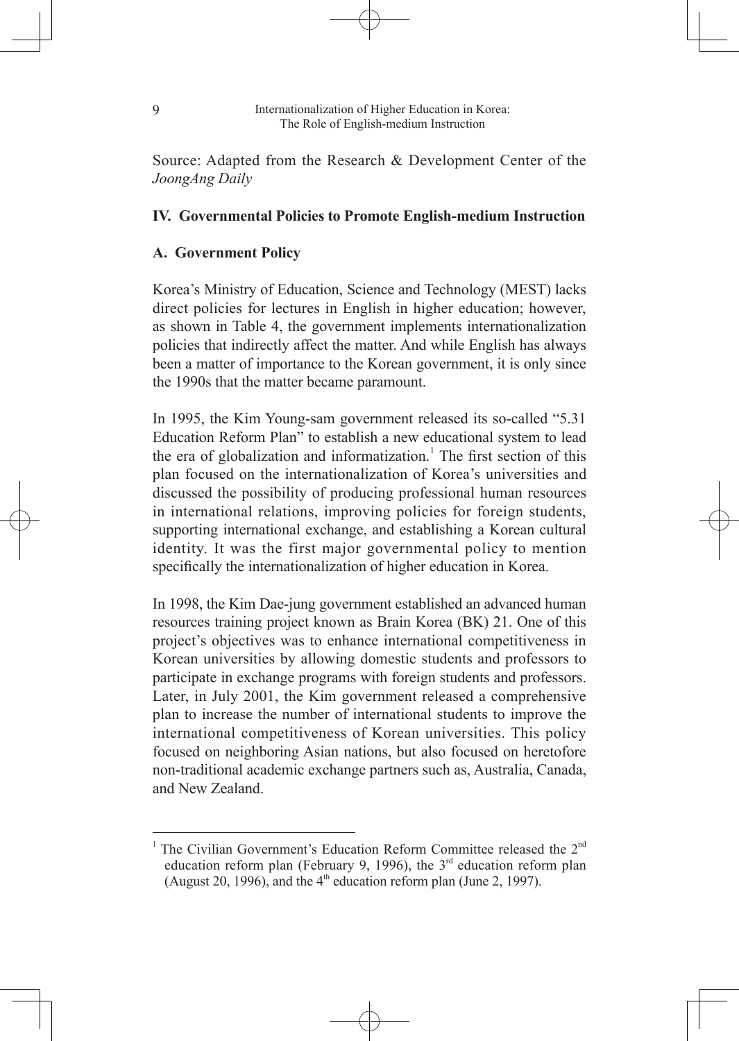Source: Adapted from the Research & Development Center of the *JoongAng Daily*

## IV. Governmental Policies to Promote English-medium Instruction

### A. Government Policy

Korea's Ministry of Education, Science and Technology (MEST) lacks direct policies for lectures in English in higher education; however, as shown in Table 4, the government implements internationalization policies that indirectly affect the matter. And while English has always been a matter of importance to the Korean government, it is only since the 1990s that the matter became paramount.

In 1995, the Kim Young-sam government released its so-called "5.31 Education Reform Plan" to establish a new educational system to lead the era of globalization and informatization.[1] The first section of this plan focused on the internationalization of Korea's universities and discussed the possibility of producing professional human resources in international relations, improving policies for foreign students, supporting international exchange, and establishing a Korean cultural identity. It was the first major governmental policy to mention specifically the internationalization of higher education in Korea.

In 1998, the Kim Dae-jung government established an advanced human resources training project known as Brain Korea (BK) 21. One of this project's objectives was to enhance international competitiveness in Korean universities by allowing domestic students and professors to participate in exchange programs with foreign students and professors. Later, in July 2001, the Kim government released a comprehensive plan to increase the number of international students to improve the international competitiveness of Korean universities. This policy focused on neighboring Asian nations, but also focused on heretofore non-traditional academic exchange partners such as, Australia, Canada, and New Zealand.

---

[1] The Civilian Government's Education Reform Committee released the 2nd education reform plan (February 9, 1996), the 3rd education reform plan (August 20, 1996), and the 4th education reform plan (June 2, 1997).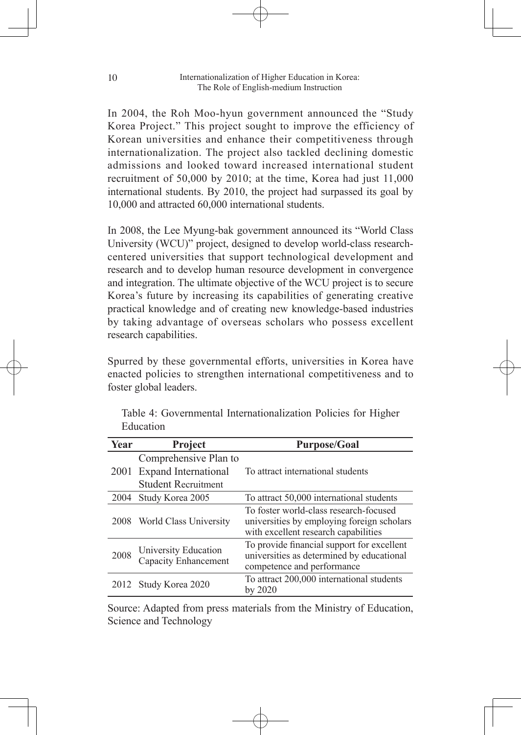In 2004, the Roh Moo-hyun government announced the "Study Korea Project." This project sought to improve the efficiency of Korean universities and enhance their competitiveness through internationalization. The project also tackled declining domestic admissions and looked toward increased international student recruitment of 50,000 by 2010; at the time, Korea had just 11,000 international students. By 2010, the project had surpassed its goal by 10,000 and attracted 60,000 international students.

In 2008, the Lee Myung-bak government announced its "World Class University (WCU)" project, designed to develop world-class research-centered universities that support technological development and research and to develop human resource development in convergence and integration. The ultimate objective of the WCU project is to secure Korea's future by increasing its capabilities of generating creative practical knowledge and of creating new knowledge-based industries by taking advantage of overseas scholars who possess excellent research capabilities.

Spurred by these governmental efforts, universities in Korea have enacted policies to strengthen international competitiveness and to foster global leaders.

Table 4: Governmental Internationalization Policies for Higher Education

| Year | Project | Purpose/Goal |
|---|---|---|
| 2001 | Comprehensive Plan to Expand International Student Recruitment | To attract international students |
| 2004 | Study Korea 2005 | To attract 50,000 international students |
| 2008 | World Class University | To foster world-class research-focused universities by employing foreign scholars with excellent research capabilities |
| 2008 | University Education Capacity Enhancement | To provide financial support for excellent universities as determined by educational competence and performance |
| 2012 | Study Korea 2020 | To attract 200,000 international students by 2020 |

Source: Adapted from press materials from the Ministry of Education, Science and Technology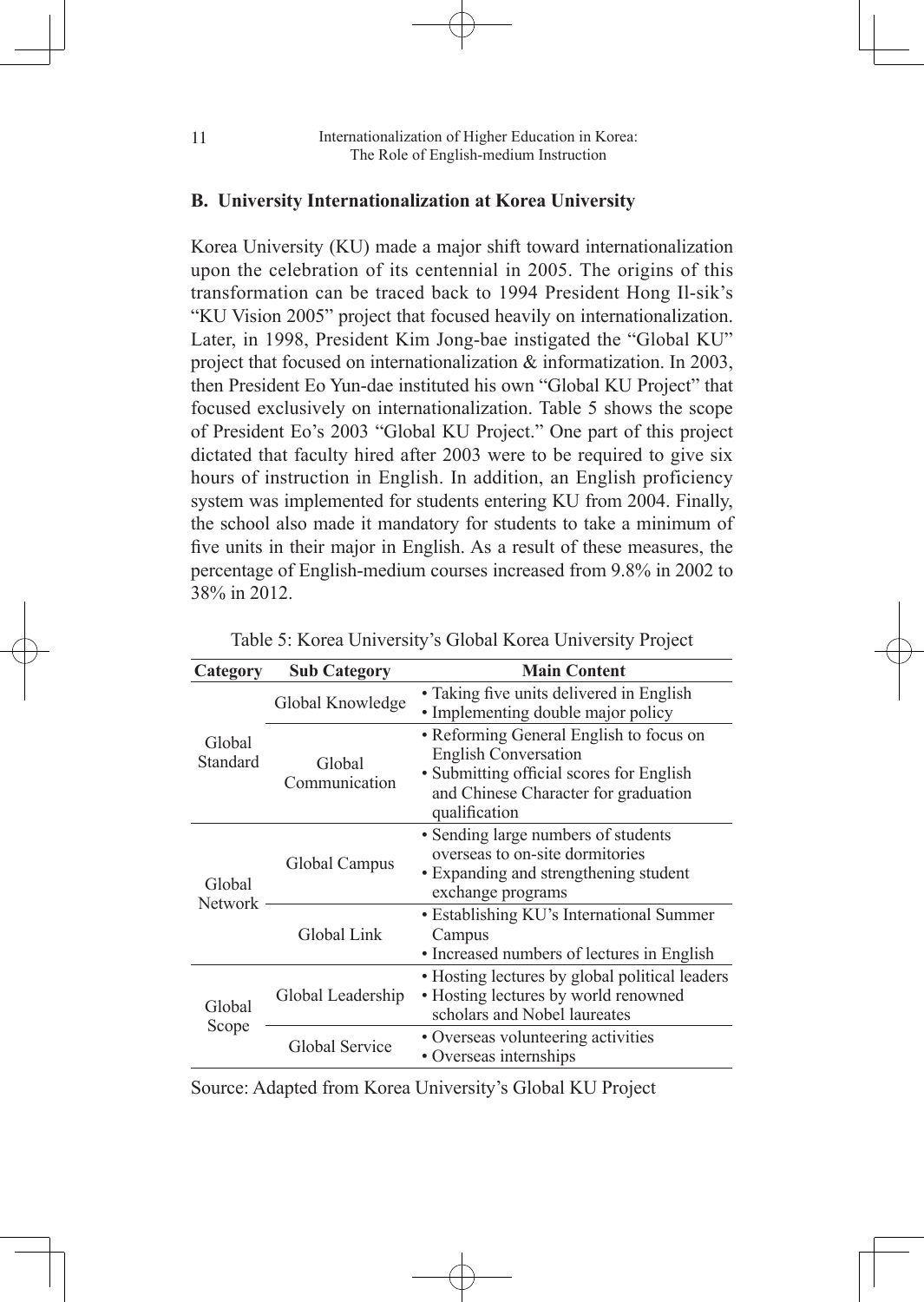### B. University Internationalization at Korea University

Korea University (KU) made a major shift toward internationalization upon the celebration of its centennial in 2005. The origins of this transformation can be traced back to 1994 President Hong Il-sik's "KU Vision 2005" project that focused heavily on internationalization. Later, in 1998, President Kim Jong-bae instigated the "Global KU" project that focused on internationalization & informatization. In 2003, then President Eo Yun-dae instituted his own "Global KU Project" that focused exclusively on internationalization. Table 5 shows the scope of President Eo's 2003 "Global KU Project." One part of this project dictated that faculty hired after 2003 were to be required to give six hours of instruction in English. In addition, an English proficiency system was implemented for students entering KU from 2004. Finally, the school also made it mandatory for students to take a minimum of five units in their major in English. As a result of these measures, the percentage of English-medium courses increased from 9.8% in 2002 to 38% in 2012.

Table 5: Korea University's Global Korea University Project

| Category | Sub Category | Main Content |
|---|---|---|
| Global Standard | Global Knowledge | • Taking five units delivered in English<br>• Implementing double major policy |
| | Global Communication | • Reforming General English to focus on English Conversation<br>• Submitting official scores for English and Chinese Character for graduation qualification |
| Global Network | Global Campus | • Sending large numbers of students overseas to on-site dormitories<br>• Expanding and strengthening student exchange programs |
| | Global Link | • Establishing KU's International Summer Campus<br>• Increased numbers of lectures in English |
| Global Scope | Global Leadership | • Hosting lectures by global political leaders<br>• Hosting lectures by world renowned scholars and Nobel laureates |
| | Global Service | • Overseas volunteering activities<br>• Overseas internships |

Source: Adapted from Korea University's Global KU Project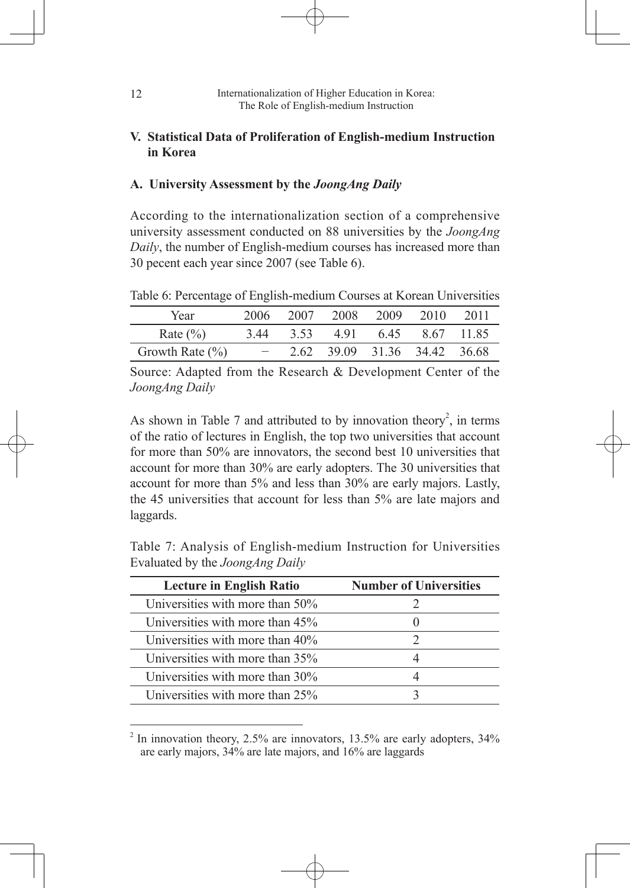## V. Statistical Data of Proliferation of English-medium Instruction in Korea

### A. University Assessment by the *JoongAng Daily*

According to the internationalization section of a comprehensive university assessment conducted on 88 universities by the *JoongAng Daily*, the number of English-medium courses has increased more than 30 pecent each year since 2007 (see Table 6).

Table 6: Percentage of English-medium Courses at Korean Universities

| Year | 2006 | 2007 | 2008 | 2009 | 2010 | 2011 |
|---|---|---|---|---|---|---|
| Rate (%) | 3.44 | 3.53 | 4.91 | 6.45 | 8.67 | 11.85 |
| Growth Rate (%) | − | 2.62 | 39.09 | 31.36 | 34.42 | 36.68 |

Source: Adapted from the Research & Development Center of the *JoongAng Daily*

As shown in Table 7 and attributed to by innovation theory[2], in terms of the ratio of lectures in English, the top two universities that account for more than 50% are innovators, the second best 10 universities that account for more than 30% are early adopters. The 30 universities that account for more than 5% and less than 30% are early majors. Lastly, the 45 universities that account for less than 5% are late majors and laggards.

Table 7: Analysis of English-medium Instruction for Universities Evaluated by the *JoongAng Daily*

| Lecture in English Ratio | Number of Universities |
|---|---|
| Universities with more than 50% | 2 |
| Universities with more than 45% | 0 |
| Universities with more than 40% | 2 |
| Universities with more than 35% | 4 |
| Universities with more than 30% | 4 |
| Universities with more than 25% | 3 |

[2] In innovation theory, 2.5% are innovators, 13.5% are early adopters, 34% are early majors, 34% are late majors, and 16% are laggards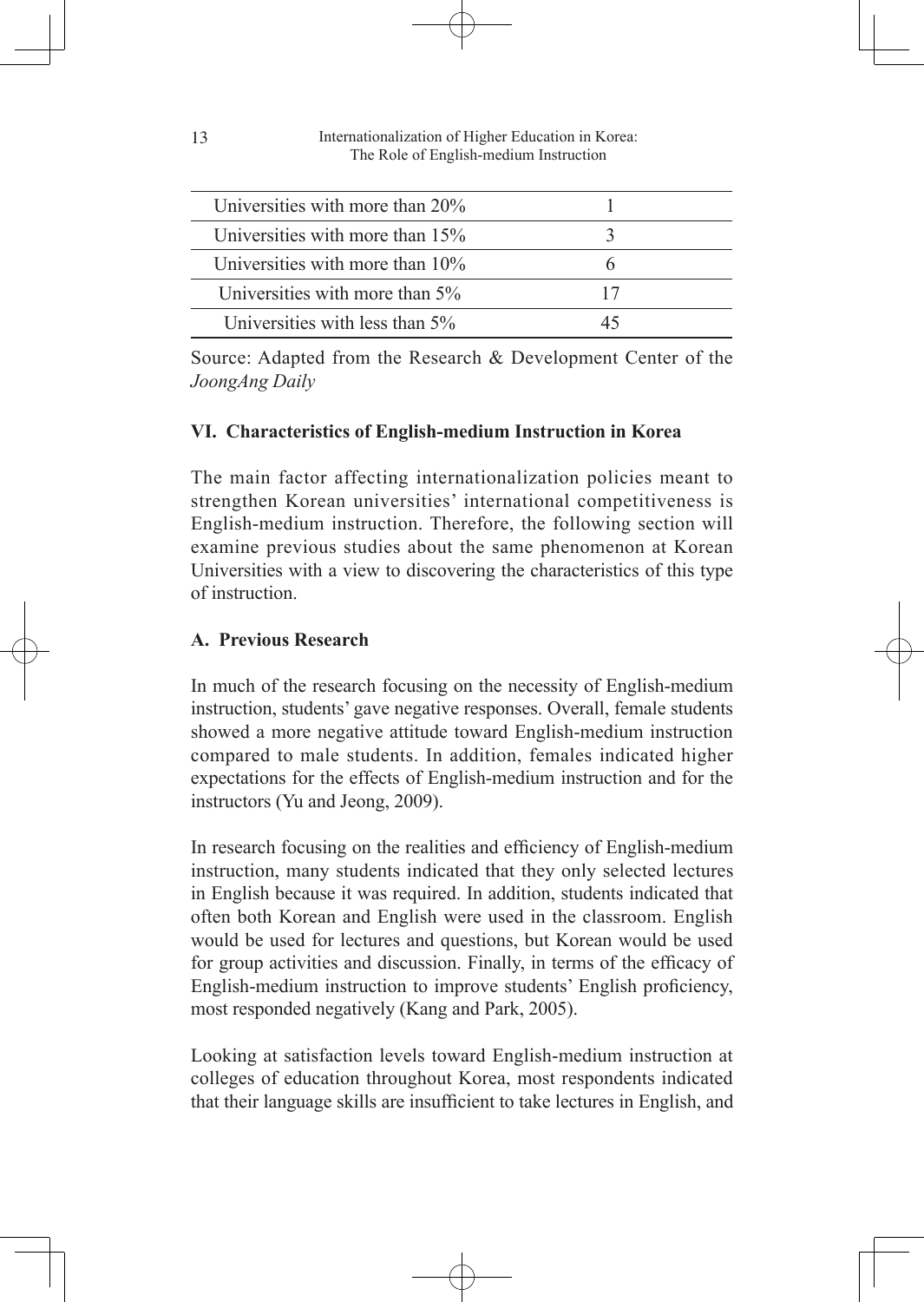| | |
|---|---|
| Universities with more than 20% | 1 |
| Universities with more than 15% | 3 |
| Universities with more than 10% | 6 |
| Universities with more than 5% | 17 |
| Universities with less than 5% | 45 |

Source: Adapted from the Research & Development Center of the *JoongAng Daily*

## VI. Characteristics of English-medium Instruction in Korea

The main factor affecting internationalization policies meant to strengthen Korean universities' international competitiveness is English-medium instruction. Therefore, the following section will examine previous studies about the same phenomenon at Korean Universities with a view to discovering the characteristics of this type of instruction.

### A. Previous Research

In much of the research focusing on the necessity of English-medium instruction, students' gave negative responses. Overall, female students showed a more negative attitude toward English-medium instruction compared to male students. In addition, females indicated higher expectations for the effects of English-medium instruction and for the instructors (Yu and Jeong, 2009).

In research focusing on the realities and efficiency of English-medium instruction, many students indicated that they only selected lectures in English because it was required. In addition, students indicated that often both Korean and English were used in the classroom. English would be used for lectures and questions, but Korean would be used for group activities and discussion. Finally, in terms of the efficacy of English-medium instruction to improve students' English proficiency, most responded negatively (Kang and Park, 2005).

Looking at satisfaction levels toward English-medium instruction at colleges of education throughout Korea, most respondents indicated that their language skills are insufficient to take lectures in English, and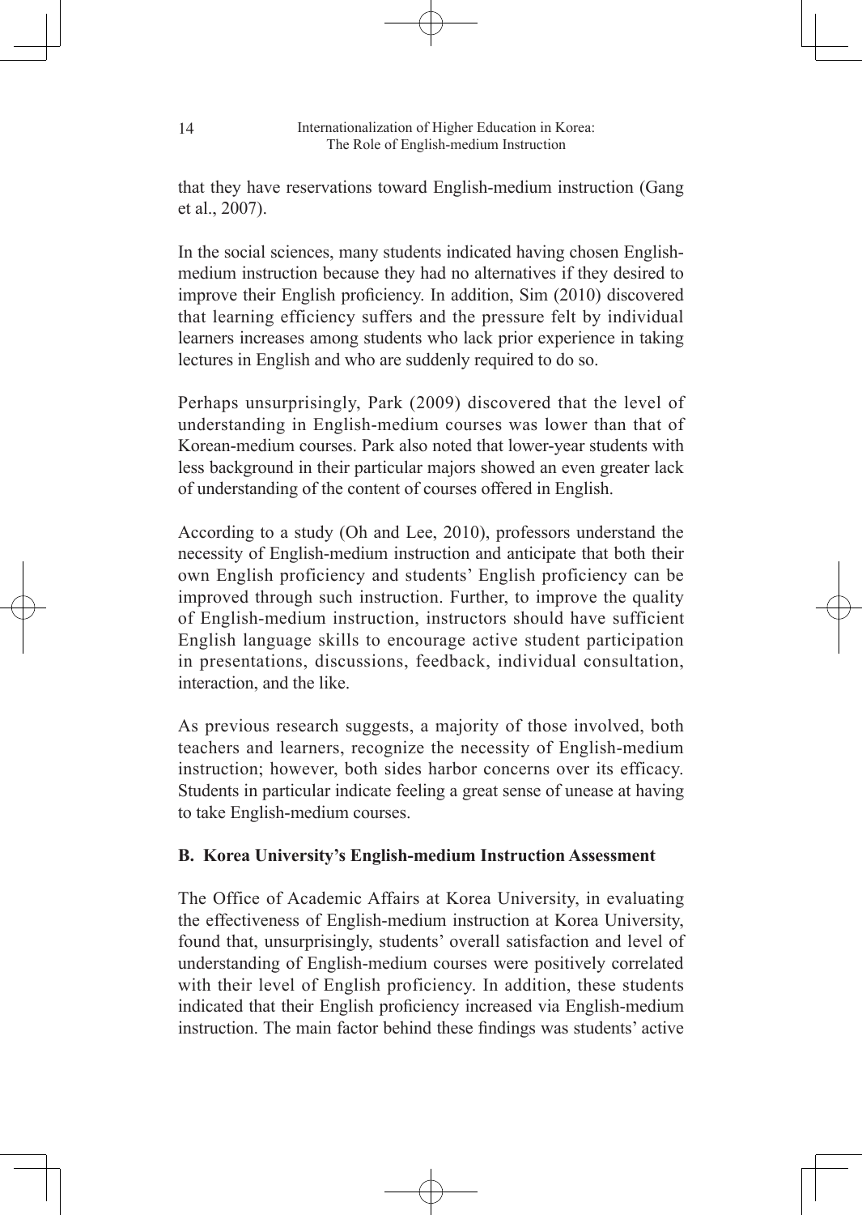that they have reservations toward English-medium instruction (Gang et al., 2007).

In the social sciences, many students indicated having chosen English-medium instruction because they had no alternatives if they desired to improve their English proficiency. In addition, Sim (2010) discovered that learning efficiency suffers and the pressure felt by individual learners increases among students who lack prior experience in taking lectures in English and who are suddenly required to do so.

Perhaps unsurprisingly, Park (2009) discovered that the level of understanding in English-medium courses was lower than that of Korean-medium courses. Park also noted that lower-year students with less background in their particular majors showed an even greater lack of understanding of the content of courses offered in English.

According to a study (Oh and Lee, 2010), professors understand the necessity of English-medium instruction and anticipate that both their own English proficiency and students' English proficiency can be improved through such instruction. Further, to improve the quality of English-medium instruction, instructors should have sufficient English language skills to encourage active student participation in presentations, discussions, feedback, individual consultation, interaction, and the like.

As previous research suggests, a majority of those involved, both teachers and learners, recognize the necessity of English-medium instruction; however, both sides harbor concerns over its efficacy. Students in particular indicate feeling a great sense of unease at having to take English-medium courses.

### B. Korea University's English-medium Instruction Assessment

The Office of Academic Affairs at Korea University, in evaluating the effectiveness of English-medium instruction at Korea University, found that, unsurprisingly, students' overall satisfaction and level of understanding of English-medium courses were positively correlated with their level of English proficiency. In addition, these students indicated that their English proficiency increased via English-medium instruction. The main factor behind these findings was students' active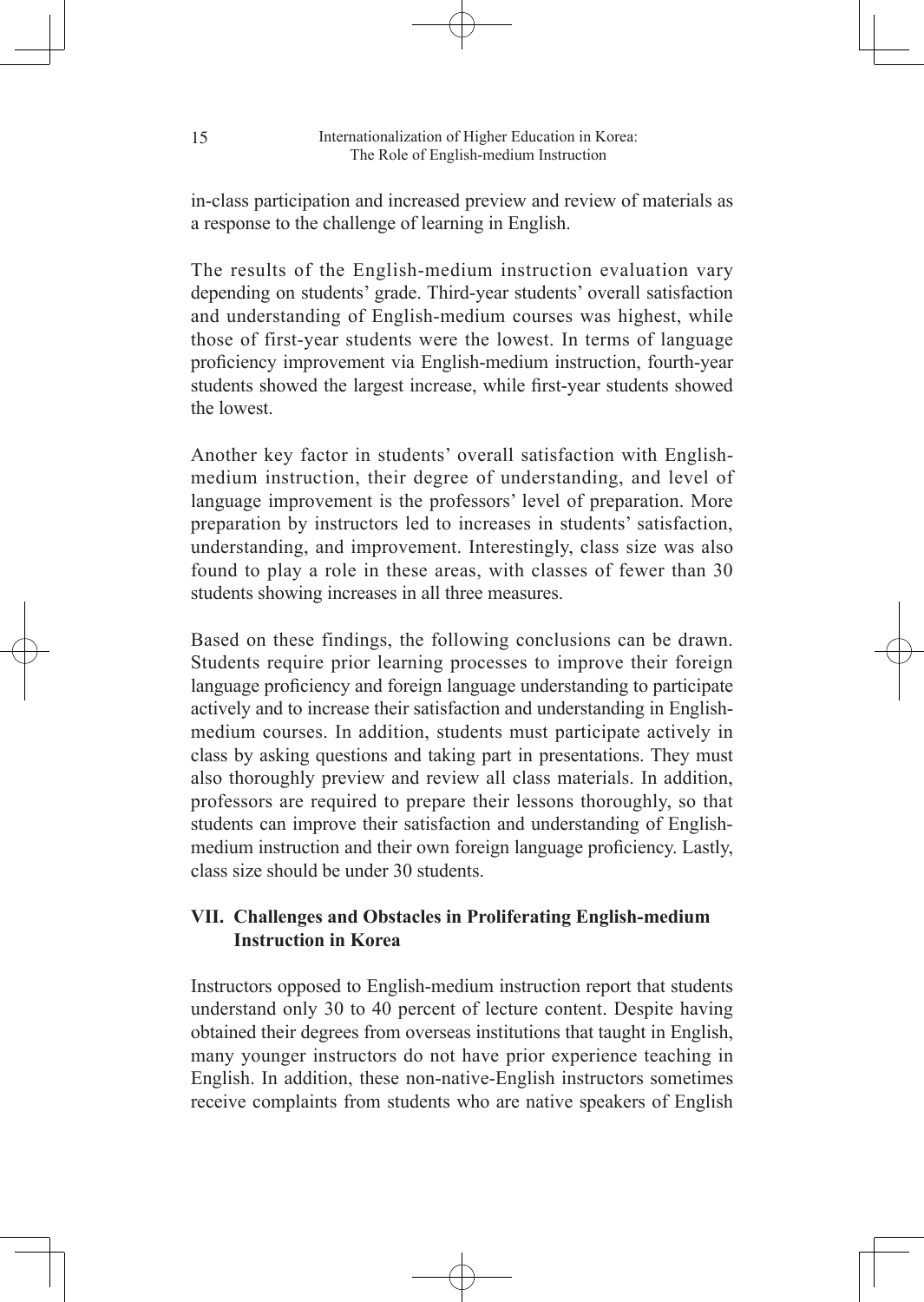in-class participation and increased preview and review of materials as a response to the challenge of learning in English.

The results of the English-medium instruction evaluation vary depending on students' grade. Third-year students' overall satisfaction and understanding of English-medium courses was highest, while those of first-year students were the lowest. In terms of language proficiency improvement via English-medium instruction, fourth-year students showed the largest increase, while first-year students showed the lowest.

Another key factor in students' overall satisfaction with English-medium instruction, their degree of understanding, and level of language improvement is the professors' level of preparation. More preparation by instructors led to increases in students' satisfaction, understanding, and improvement. Interestingly, class size was also found to play a role in these areas, with classes of fewer than 30 students showing increases in all three measures.

Based on these findings, the following conclusions can be drawn. Students require prior learning processes to improve their foreign language proficiency and foreign language understanding to participate actively and to increase their satisfaction and understanding in English-medium courses. In addition, students must participate actively in class by asking questions and taking part in presentations. They must also thoroughly preview and review all class materials. In addition, professors are required to prepare their lessons thoroughly, so that students can improve their satisfaction and understanding of English-medium instruction and their own foreign language proficiency. Lastly, class size should be under 30 students.

## VII. Challenges and Obstacles in Proliferating English-medium Instruction in Korea

Instructors opposed to English-medium instruction report that students understand only 30 to 40 percent of lecture content. Despite having obtained their degrees from overseas institutions that taught in English, many younger instructors do not have prior experience teaching in English. In addition, these non-native-English instructors sometimes receive complaints from students who are native speakers of English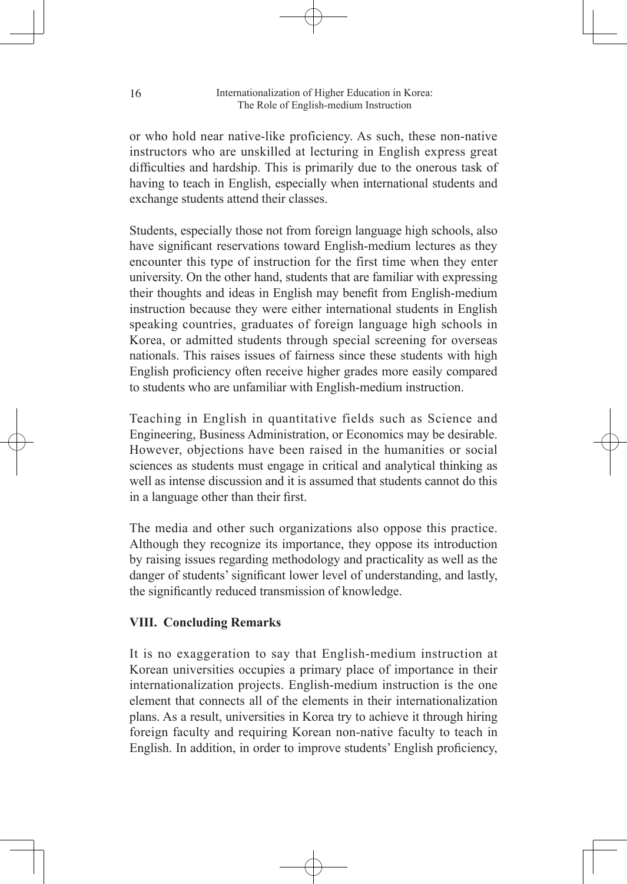or who hold near native-like proficiency. As such, these non-native instructors who are unskilled at lecturing in English express great difficulties and hardship. This is primarily due to the onerous task of having to teach in English, especially when international students and exchange students attend their classes.

Students, especially those not from foreign language high schools, also have significant reservations toward English-medium lectures as they encounter this type of instruction for the first time when they enter university. On the other hand, students that are familiar with expressing their thoughts and ideas in English may benefit from English-medium instruction because they were either international students in English speaking countries, graduates of foreign language high schools in Korea, or admitted students through special screening for overseas nationals. This raises issues of fairness since these students with high English proficiency often receive higher grades more easily compared to students who are unfamiliar with English-medium instruction.

Teaching in English in quantitative fields such as Science and Engineering, Business Administration, or Economics may be desirable. However, objections have been raised in the humanities or social sciences as students must engage in critical and analytical thinking as well as intense discussion and it is assumed that students cannot do this in a language other than their first.

The media and other such organizations also oppose this practice. Although they recognize its importance, they oppose its introduction by raising issues regarding methodology and practicality as well as the danger of students' significant lower level of understanding, and lastly, the significantly reduced transmission of knowledge.

## VIII. Concluding Remarks

It is no exaggeration to say that English-medium instruction at Korean universities occupies a primary place of importance in their internationalization projects. English-medium instruction is the one element that connects all of the elements in their internationalization plans. As a result, universities in Korea try to achieve it through hiring foreign faculty and requiring Korean non-native faculty to teach in English. In addition, in order to improve students' English proficiency,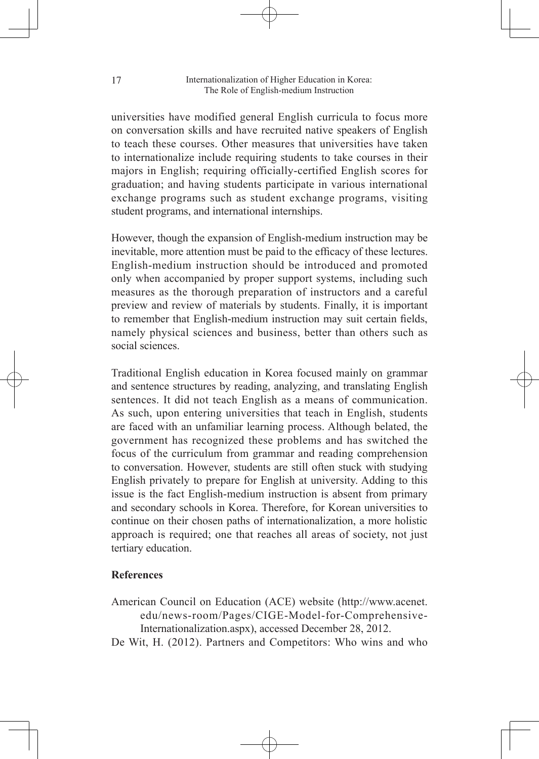universities have modified general English curricula to focus more on conversation skills and have recruited native speakers of English to teach these courses. Other measures that universities have taken to internationalize include requiring students to take courses in their majors in English; requiring officially-certified English scores for graduation; and having students participate in various international exchange programs such as student exchange programs, visiting student programs, and international internships.

However, though the expansion of English-medium instruction may be inevitable, more attention must be paid to the efficacy of these lectures. English-medium instruction should be introduced and promoted only when accompanied by proper support systems, including such measures as the thorough preparation of instructors and a careful preview and review of materials by students. Finally, it is important to remember that English-medium instruction may suit certain fields, namely physical sciences and business, better than others such as social sciences.

Traditional English education in Korea focused mainly on grammar and sentence structures by reading, analyzing, and translating English sentences. It did not teach English as a means of communication. As such, upon entering universities that teach in English, students are faced with an unfamiliar learning process. Although belated, the government has recognized these problems and has switched the focus of the curriculum from grammar and reading comprehension to conversation. However, students are still often stuck with studying English privately to prepare for English at university. Adding to this issue is the fact English-medium instruction is absent from primary and secondary schools in Korea. Therefore, for Korean universities to continue on their chosen paths of internationalization, a more holistic approach is required; one that reaches all areas of society, not just tertiary education.

**References**

American Council on Education (ACE) website (http://www.acenet.edu/news-room/Pages/CIGE-Model-for-Comprehensive-Internationalization.aspx), accessed December 28, 2012.

De Wit, H. (2012). Partners and Competitors: Who wins and who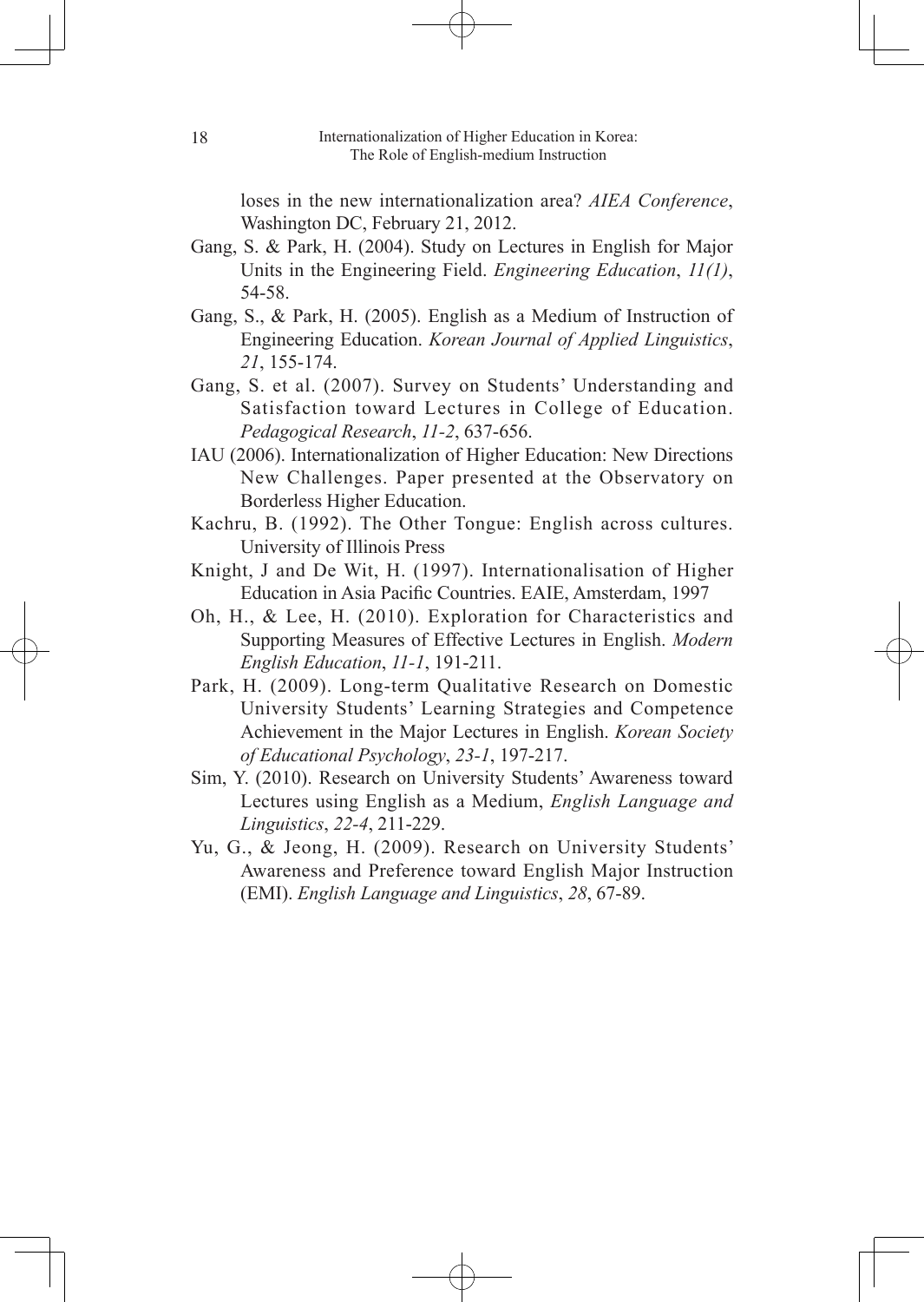loses in the new internationalization area? *AIEA Conference*, Washington DC, February 21, 2012.

Gang, S. & Park, H. (2004). Study on Lectures in English for Major Units in the Engineering Field. *Engineering Education*, *11(1)*, 54-58.

Gang, S., & Park, H. (2005). English as a Medium of Instruction of Engineering Education. *Korean Journal of Applied Linguistics*, *21*, 155-174.

Gang, S. et al. (2007). Survey on Students' Understanding and Satisfaction toward Lectures in College of Education. *Pedagogical Research*, *11-2*, 637-656.

IAU (2006). Internationalization of Higher Education: New Directions New Challenges. Paper presented at the Observatory on Borderless Higher Education.

Kachru, B. (1992). The Other Tongue: English across cultures. University of Illinois Press

Knight, J and De Wit, H. (1997). Internationalisation of Higher Education in Asia Pacific Countries. EAIE, Amsterdam, 1997

Oh, H., & Lee, H. (2010). Exploration for Characteristics and Supporting Measures of Effective Lectures in English. *Modern English Education*, *11-1*, 191-211.

Park, H. (2009). Long-term Qualitative Research on Domestic University Students' Learning Strategies and Competence Achievement in the Major Lectures in English. *Korean Society of Educational Psychology*, *23-1*, 197-217.

Sim, Y. (2010). Research on University Students' Awareness toward Lectures using English as a Medium, *English Language and Linguistics*, *22-4*, 211-229.

Yu, G., & Jeong, H. (2009). Research on University Students' Awareness and Preference toward English Major Instruction (EMI). *English Language and Linguistics*, *28*, 67-89.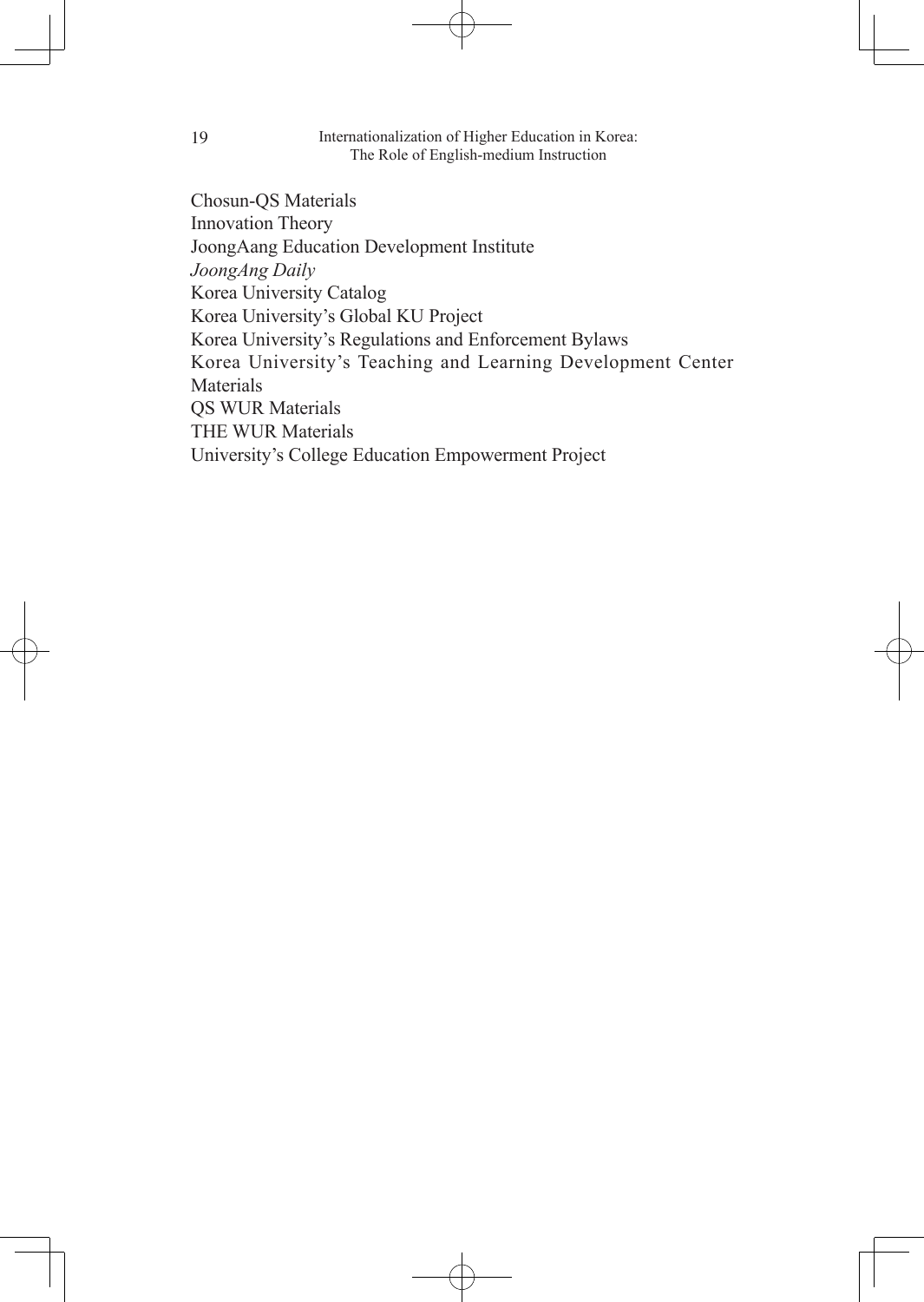Chosun-QS Materials
Innovation Theory
JoongAang Education Development Institute
*JoongAng Daily*
Korea University Catalog
Korea University's Global KU Project
Korea University's Regulations and Enforcement Bylaws
Korea University's Teaching and Learning Development Center Materials
QS WUR Materials
THE WUR Materials
University's College Education Empowerment Project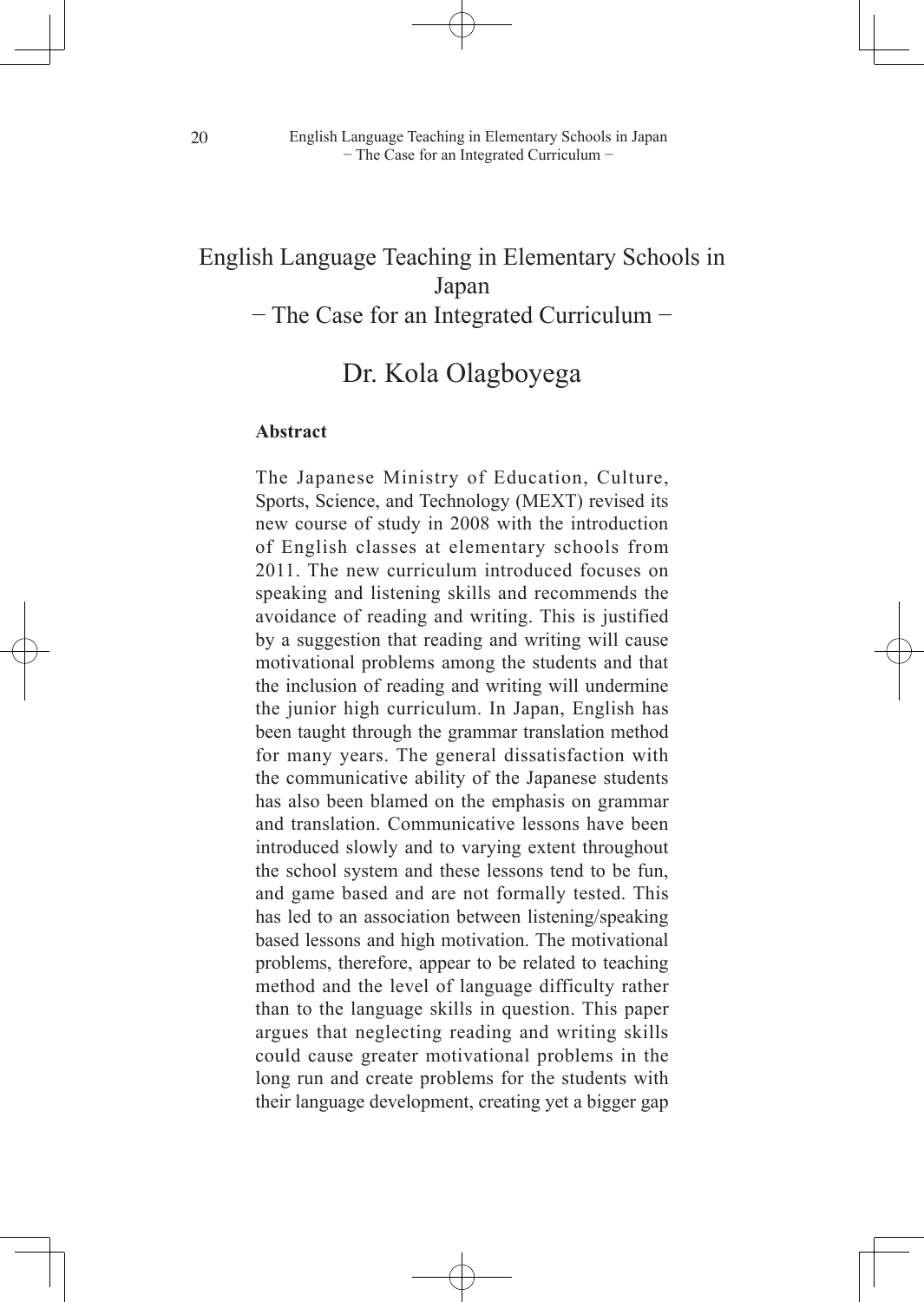# English Language Teaching in Elementary Schools in Japan
## − The Case for an Integrated Curriculum −

### Dr. Kola Olagboyega

**Abstract**

The Japanese Ministry of Education, Culture, Sports, Science, and Technology (MEXT) revised its new course of study in 2008 with the introduction of English classes at elementary schools from 2011. The new curriculum introduced focuses on speaking and listening skills and recommends the avoidance of reading and writing. This is justified by a suggestion that reading and writing will cause motivational problems among the students and that the inclusion of reading and writing will undermine the junior high curriculum. In Japan, English has been taught through the grammar translation method for many years. The general dissatisfaction with the communicative ability of the Japanese students has also been blamed on the emphasis on grammar and translation. Communicative lessons have been introduced slowly and to varying extent throughout the school system and these lessons tend to be fun, and game based and are not formally tested. This has led to an association between listening/speaking based lessons and high motivation. The motivational problems, therefore, appear to be related to teaching method and the level of language difficulty rather than to the language skills in question. This paper argues that neglecting reading and writing skills could cause greater motivational problems in the long run and create problems for the students with their language development, creating yet a bigger gap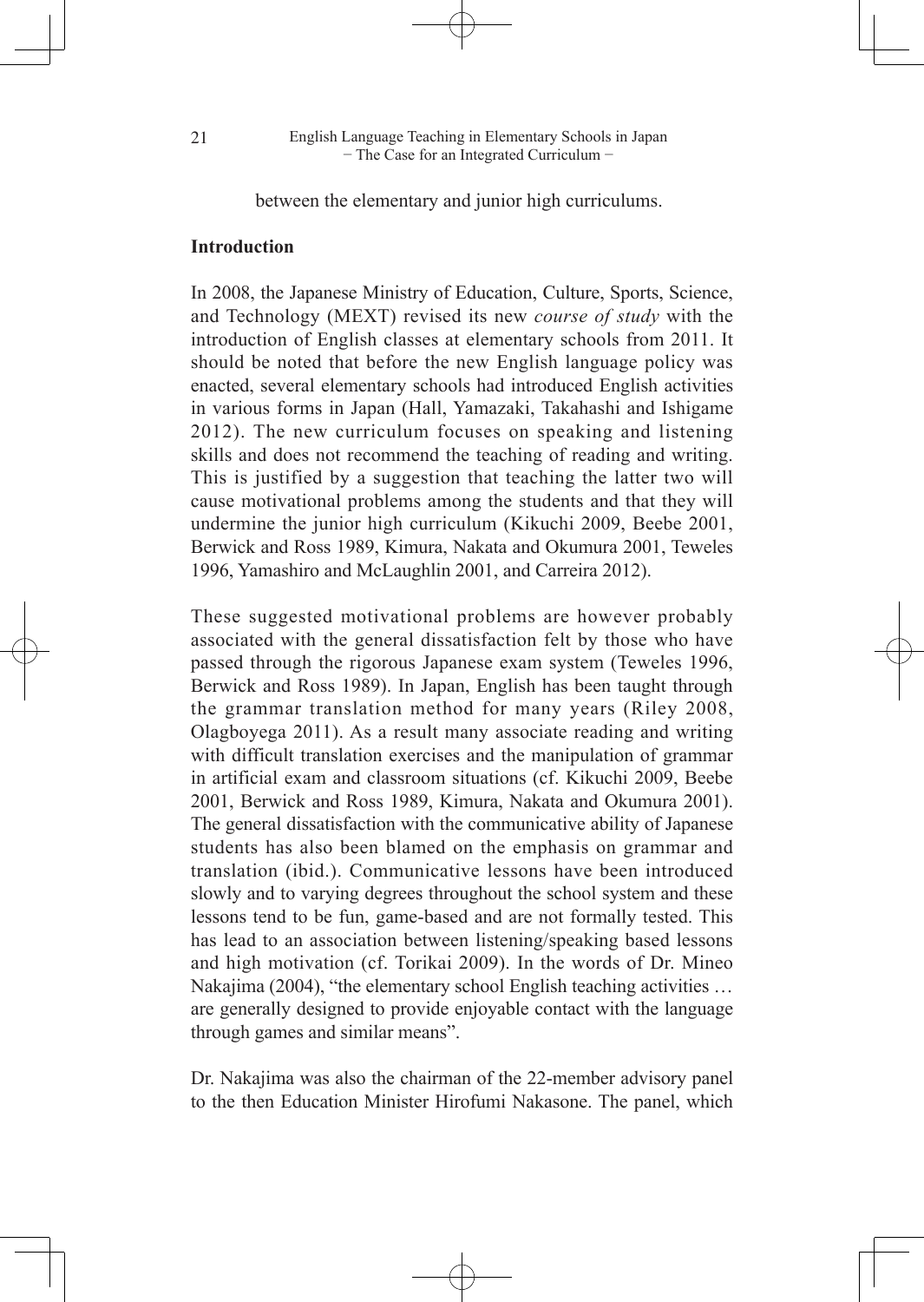between the elementary and junior high curriculums.

**Introduction**

In 2008, the Japanese Ministry of Education, Culture, Sports, Science, and Technology (MEXT) revised its new *course of study* with the introduction of English classes at elementary schools from 2011. It should be noted that before the new English language policy was enacted, several elementary schools had introduced English activities in various forms in Japan (Hall, Yamazaki, Takahashi and Ishigame 2012). The new curriculum focuses on speaking and listening skills and does not recommend the teaching of reading and writing. This is justified by a suggestion that teaching the latter two will cause motivational problems among the students and that they will undermine the junior high curriculum (Kikuchi 2009, Beebe 2001, Berwick and Ross 1989, Kimura, Nakata and Okumura 2001, Teweles 1996, Yamashiro and McLaughlin 2001, and Carreira 2012).

These suggested motivational problems are however probably associated with the general dissatisfaction felt by those who have passed through the rigorous Japanese exam system (Teweles 1996, Berwick and Ross 1989). In Japan, English has been taught through the grammar translation method for many years (Riley 2008, Olagboyega 2011). As a result many associate reading and writing with difficult translation exercises and the manipulation of grammar in artificial exam and classroom situations (cf. Kikuchi 2009, Beebe 2001, Berwick and Ross 1989, Kimura, Nakata and Okumura 2001). The general dissatisfaction with the communicative ability of Japanese students has also been blamed on the emphasis on grammar and translation (ibid.). Communicative lessons have been introduced slowly and to varying degrees throughout the school system and these lessons tend to be fun, game-based and are not formally tested. This has lead to an association between listening/speaking based lessons and high motivation (cf. Torikai 2009). In the words of Dr. Mineo Nakajima (2004), "the elementary school English teaching activities … are generally designed to provide enjoyable contact with the language through games and similar means".

Dr. Nakajima was also the chairman of the 22-member advisory panel to the then Education Minister Hirofumi Nakasone. The panel, which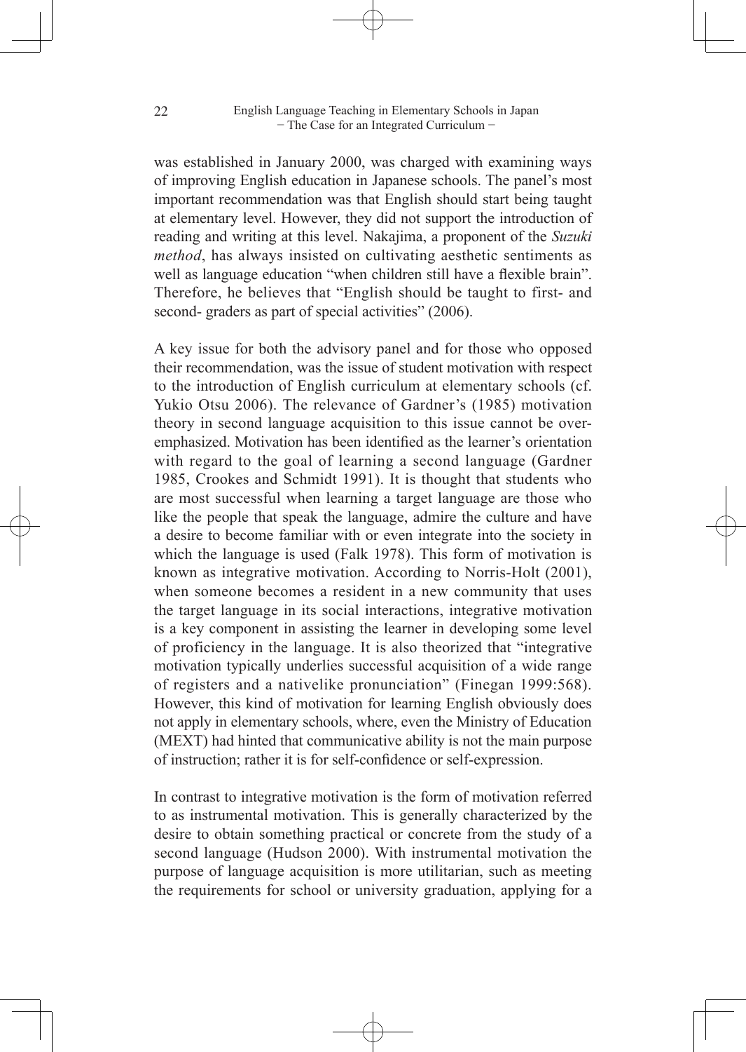was established in January 2000, was charged with examining ways of improving English education in Japanese schools. The panel's most important recommendation was that English should start being taught at elementary level. However, they did not support the introduction of reading and writing at this level. Nakajima, a proponent of the *Suzuki method*, has always insisted on cultivating aesthetic sentiments as well as language education "when children still have a flexible brain". Therefore, he believes that "English should be taught to first- and second- graders as part of special activities" (2006).

A key issue for both the advisory panel and for those who opposed their recommendation, was the issue of student motivation with respect to the introduction of English curriculum at elementary schools (cf. Yukio Otsu 2006). The relevance of Gardner's (1985) motivation theory in second language acquisition to this issue cannot be over-emphasized. Motivation has been identified as the learner's orientation with regard to the goal of learning a second language (Gardner 1985, Crookes and Schmidt 1991). It is thought that students who are most successful when learning a target language are those who like the people that speak the language, admire the culture and have a desire to become familiar with or even integrate into the society in which the language is used (Falk 1978). This form of motivation is known as integrative motivation. According to Norris-Holt (2001), when someone becomes a resident in a new community that uses the target language in its social interactions, integrative motivation is a key component in assisting the learner in developing some level of proficiency in the language. It is also theorized that "integrative motivation typically underlies successful acquisition of a wide range of registers and a nativelike pronunciation" (Finegan 1999:568). However, this kind of motivation for learning English obviously does not apply in elementary schools, where, even the Ministry of Education (MEXT) had hinted that communicative ability is not the main purpose of instruction; rather it is for self-confidence or self-expression.

In contrast to integrative motivation is the form of motivation referred to as instrumental motivation. This is generally characterized by the desire to obtain something practical or concrete from the study of a second language (Hudson 2000). With instrumental motivation the purpose of language acquisition is more utilitarian, such as meeting the requirements for school or university graduation, applying for a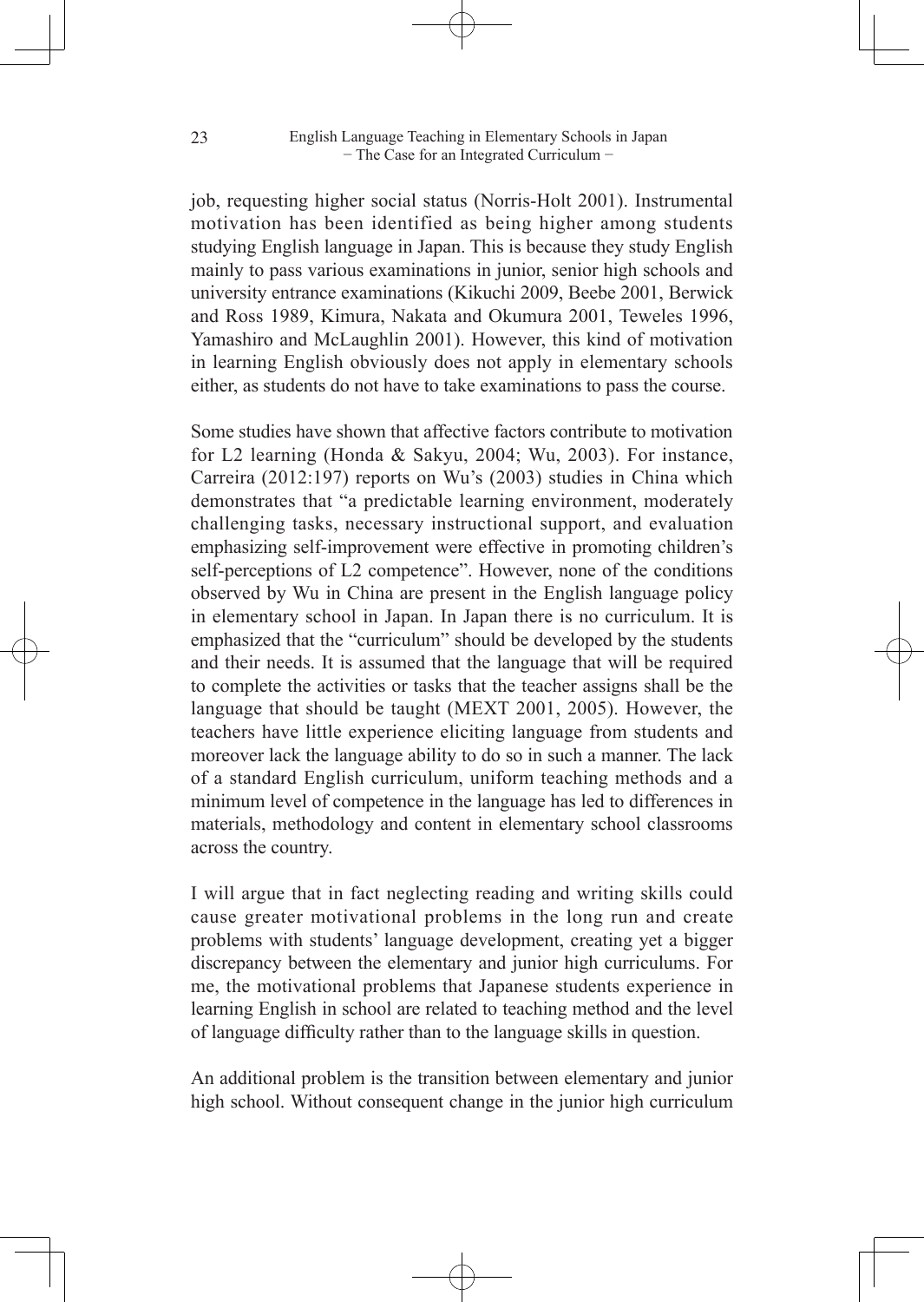job, requesting higher social status (Norris-Holt 2001). Instrumental motivation has been identified as being higher among students studying English language in Japan. This is because they study English mainly to pass various examinations in junior, senior high schools and university entrance examinations (Kikuchi 2009, Beebe 2001, Berwick and Ross 1989, Kimura, Nakata and Okumura 2001, Teweles 1996, Yamashiro and McLaughlin 2001). However, this kind of motivation in learning English obviously does not apply in elementary schools either, as students do not have to take examinations to pass the course.

Some studies have shown that affective factors contribute to motivation for L2 learning (Honda & Sakyu, 2004; Wu, 2003). For instance, Carreira (2012:197) reports on Wu's (2003) studies in China which demonstrates that "a predictable learning environment, moderately challenging tasks, necessary instructional support, and evaluation emphasizing self-improvement were effective in promoting children's self-perceptions of L2 competence". However, none of the conditions observed by Wu in China are present in the English language policy in elementary school in Japan. In Japan there is no curriculum. It is emphasized that the "curriculum" should be developed by the students and their needs. It is assumed that the language that will be required to complete the activities or tasks that the teacher assigns shall be the language that should be taught (MEXT 2001, 2005). However, the teachers have little experience eliciting language from students and moreover lack the language ability to do so in such a manner. The lack of a standard English curriculum, uniform teaching methods and a minimum level of competence in the language has led to differences in materials, methodology and content in elementary school classrooms across the country.

I will argue that in fact neglecting reading and writing skills could cause greater motivational problems in the long run and create problems with students' language development, creating yet a bigger discrepancy between the elementary and junior high curriculums. For me, the motivational problems that Japanese students experience in learning English in school are related to teaching method and the level of language difficulty rather than to the language skills in question.

An additional problem is the transition between elementary and junior high school. Without consequent change in the junior high curriculum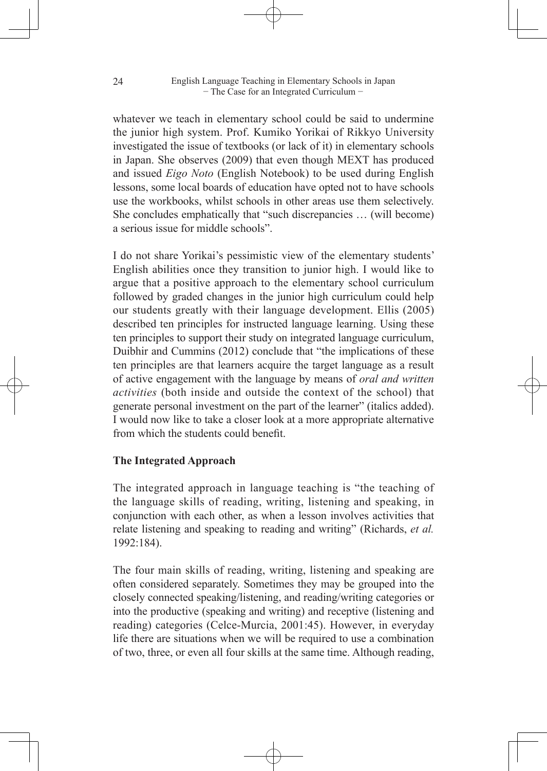whatever we teach in elementary school could be said to undermine the junior high system. Prof. Kumiko Yorikai of Rikkyo University investigated the issue of textbooks (or lack of it) in elementary schools in Japan. She observes (2009) that even though MEXT has produced and issued *Eigo Noto* (English Notebook) to be used during English lessons, some local boards of education have opted not to have schools use the workbooks, whilst schools in other areas use them selectively. She concludes emphatically that "such discrepancies … (will become) a serious issue for middle schools".

I do not share Yorikai's pessimistic view of the elementary students' English abilities once they transition to junior high. I would like to argue that a positive approach to the elementary school curriculum followed by graded changes in the junior high curriculum could help our students greatly with their language development. Ellis (2005) described ten principles for instructed language learning. Using these ten principles to support their study on integrated language curriculum, Duibhir and Cummins (2012) conclude that "the implications of these ten principles are that learners acquire the target language as a result of active engagement with the language by means of *oral and written activities* (both inside and outside the context of the school) that generate personal investment on the part of the learner" (italics added). I would now like to take a closer look at a more appropriate alternative from which the students could benefit.

**The Integrated Approach**

The integrated approach in language teaching is "the teaching of the language skills of reading, writing, listening and speaking, in conjunction with each other, as when a lesson involves activities that relate listening and speaking to reading and writing" (Richards, *et al.* 1992:184).

The four main skills of reading, writing, listening and speaking are often considered separately. Sometimes they may be grouped into the closely connected speaking/listening, and reading/writing categories or into the productive (speaking and writing) and receptive (listening and reading) categories (Celce-Murcia, 2001:45). However, in everyday life there are situations when we will be required to use a combination of two, three, or even all four skills at the same time. Although reading,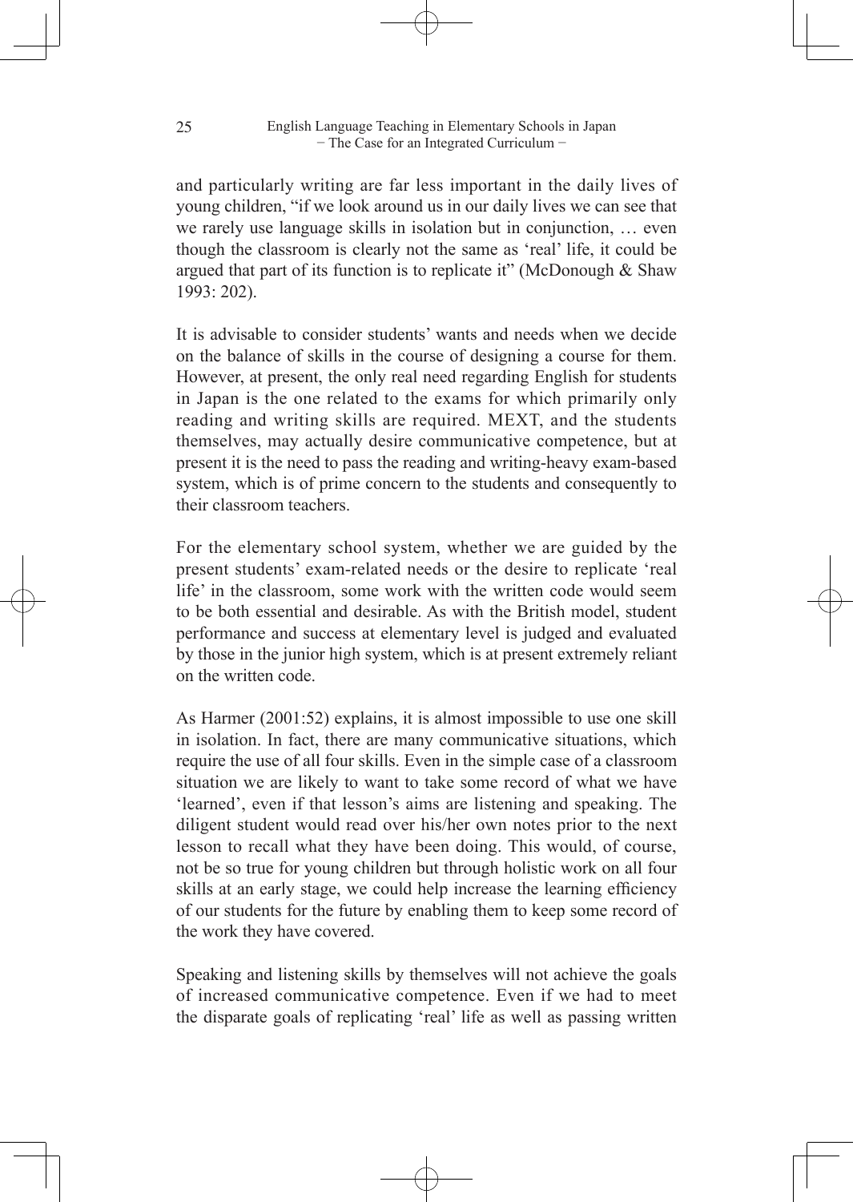and particularly writing are far less important in the daily lives of young children, "if we look around us in our daily lives we can see that we rarely use language skills in isolation but in conjunction, … even though the classroom is clearly not the same as 'real' life, it could be argued that part of its function is to replicate it" (McDonough & Shaw 1993: 202).

It is advisable to consider students' wants and needs when we decide on the balance of skills in the course of designing a course for them. However, at present, the only real need regarding English for students in Japan is the one related to the exams for which primarily only reading and writing skills are required. MEXT, and the students themselves, may actually desire communicative competence, but at present it is the need to pass the reading and writing-heavy exam-based system, which is of prime concern to the students and consequently to their classroom teachers.

For the elementary school system, whether we are guided by the present students' exam-related needs or the desire to replicate 'real life' in the classroom, some work with the written code would seem to be both essential and desirable. As with the British model, student performance and success at elementary level is judged and evaluated by those in the junior high system, which is at present extremely reliant on the written code.

As Harmer (2001:52) explains, it is almost impossible to use one skill in isolation. In fact, there are many communicative situations, which require the use of all four skills. Even in the simple case of a classroom situation we are likely to want to take some record of what we have 'learned', even if that lesson's aims are listening and speaking. The diligent student would read over his/her own notes prior to the next lesson to recall what they have been doing. This would, of course, not be so true for young children but through holistic work on all four skills at an early stage, we could help increase the learning efficiency of our students for the future by enabling them to keep some record of the work they have covered.

Speaking and listening skills by themselves will not achieve the goals of increased communicative competence. Even if we had to meet the disparate goals of replicating 'real' life as well as passing written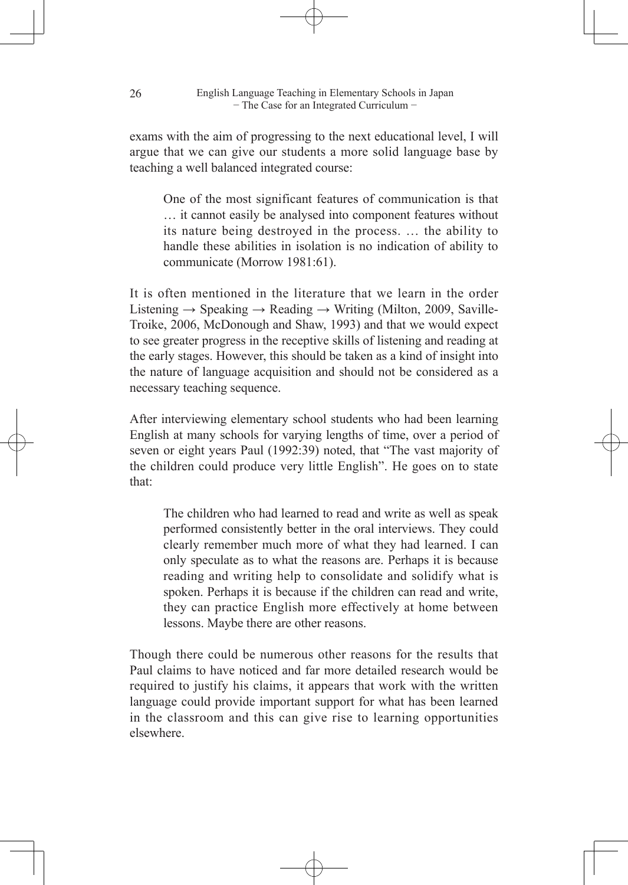exams with the aim of progressing to the next educational level, I will argue that we can give our students a more solid language base by teaching a well balanced integrated course:

> One of the most significant features of communication is that … it cannot easily be analysed into component features without its nature being destroyed in the process. … the ability to handle these abilities in isolation is no indication of ability to communicate (Morrow 1981:61).

It is often mentioned in the literature that we learn in the order Listening → Speaking → Reading → Writing (Milton, 2009, Saville-Troike, 2006, McDonough and Shaw, 1993) and that we would expect to see greater progress in the receptive skills of listening and reading at the early stages. However, this should be taken as a kind of insight into the nature of language acquisition and should not be considered as a necessary teaching sequence.

After interviewing elementary school students who had been learning English at many schools for varying lengths of time, over a period of seven or eight years Paul (1992:39) noted, that "The vast majority of the children could produce very little English". He goes on to state that:

> The children who had learned to read and write as well as speak performed consistently better in the oral interviews. They could clearly remember much more of what they had learned. I can only speculate as to what the reasons are. Perhaps it is because reading and writing help to consolidate and solidify what is spoken. Perhaps it is because if the children can read and write, they can practice English more effectively at home between lessons. Maybe there are other reasons.

Though there could be numerous other reasons for the results that Paul claims to have noticed and far more detailed research would be required to justify his claims, it appears that work with the written language could provide important support for what has been learned in the classroom and this can give rise to learning opportunities elsewhere.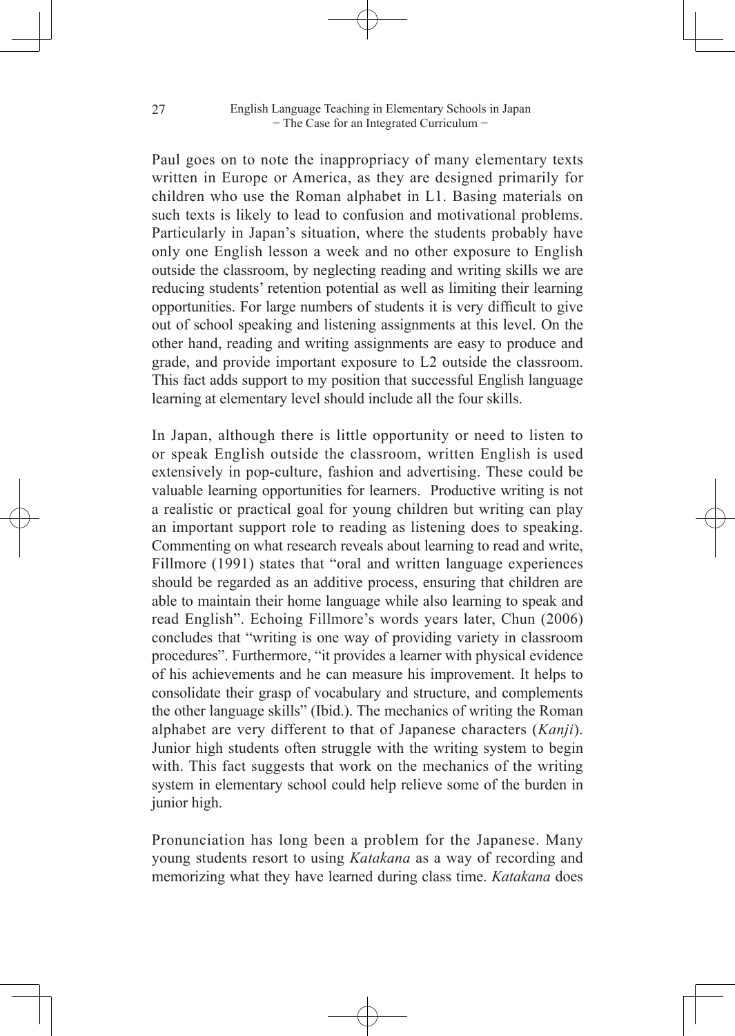Paul goes on to note the inappropriacy of many elementary texts written in Europe or America, as they are designed primarily for children who use the Roman alphabet in L1. Basing materials on such texts is likely to lead to confusion and motivational problems. Particularly in Japan's situation, where the students probably have only one English lesson a week and no other exposure to English outside the classroom, by neglecting reading and writing skills we are reducing students' retention potential as well as limiting their learning opportunities. For large numbers of students it is very difficult to give out of school speaking and listening assignments at this level. On the other hand, reading and writing assignments are easy to produce and grade, and provide important exposure to L2 outside the classroom. This fact adds support to my position that successful English language learning at elementary level should include all the four skills.

In Japan, although there is little opportunity or need to listen to or speak English outside the classroom, written English is used extensively in pop-culture, fashion and advertising. These could be valuable learning opportunities for learners. Productive writing is not a realistic or practical goal for young children but writing can play an important support role to reading as listening does to speaking. Commenting on what research reveals about learning to read and write, Fillmore (1991) states that "oral and written language experiences should be regarded as an additive process, ensuring that children are able to maintain their home language while also learning to speak and read English". Echoing Fillmore's words years later, Chun (2006) concludes that "writing is one way of providing variety in classroom procedures". Furthermore, "it provides a learner with physical evidence of his achievements and he can measure his improvement. It helps to consolidate their grasp of vocabulary and structure, and complements the other language skills" (Ibid.). The mechanics of writing the Roman alphabet are very different to that of Japanese characters (*Kanji*). Junior high students often struggle with the writing system to begin with. This fact suggests that work on the mechanics of the writing system in elementary school could help relieve some of the burden in junior high.

Pronunciation has long been a problem for the Japanese. Many young students resort to using *Katakana* as a way of recording and memorizing what they have learned during class time. *Katakana* does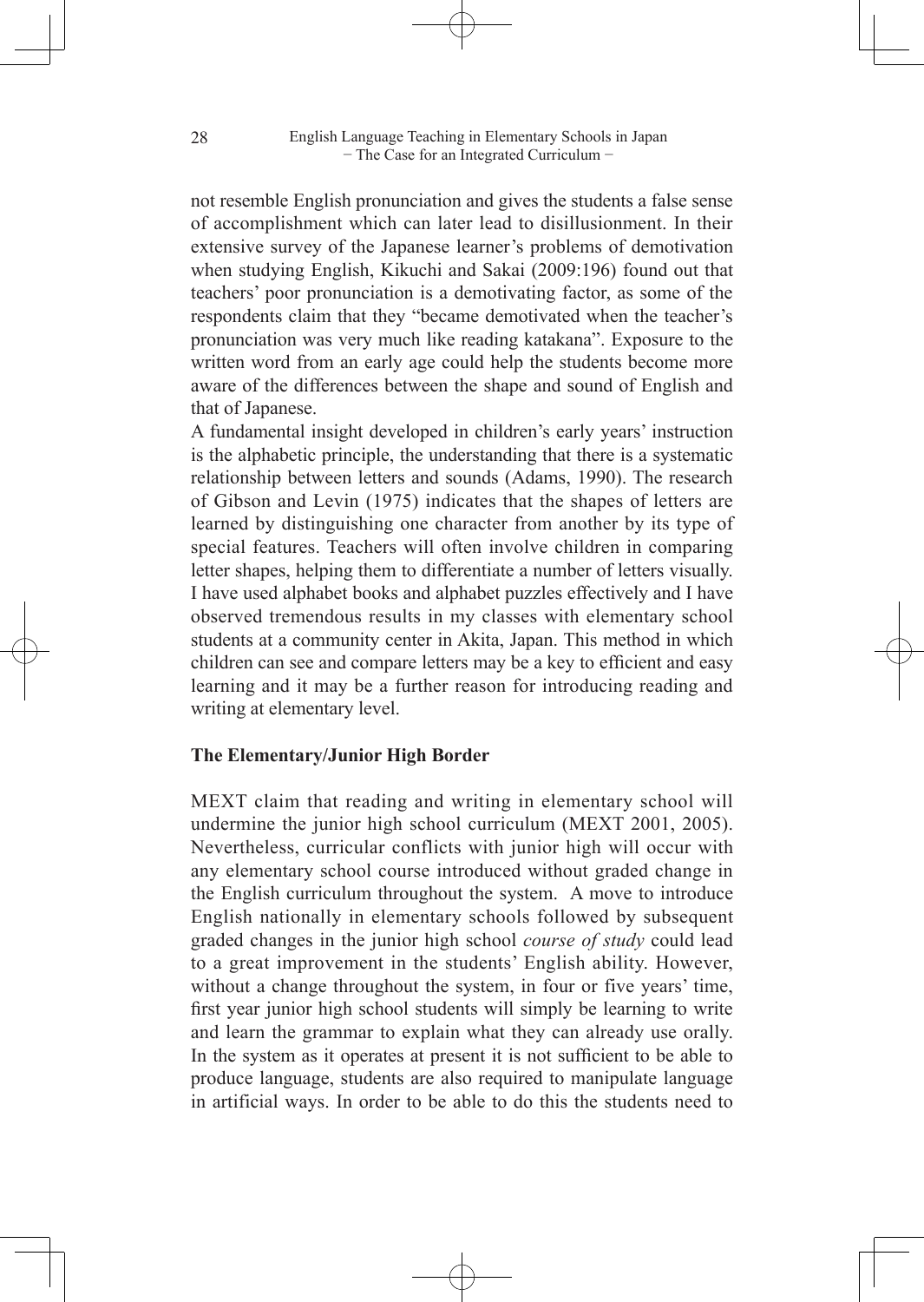not resemble English pronunciation and gives the students a false sense of accomplishment which can later lead to disillusionment. In their extensive survey of the Japanese learner's problems of demotivation when studying English, Kikuchi and Sakai (2009:196) found out that teachers' poor pronunciation is a demotivating factor, as some of the respondents claim that they "became demotivated when the teacher's pronunciation was very much like reading katakana". Exposure to the written word from an early age could help the students become more aware of the differences between the shape and sound of English and that of Japanese.

A fundamental insight developed in children's early years' instruction is the alphabetic principle, the understanding that there is a systematic relationship between letters and sounds (Adams, 1990). The research of Gibson and Levin (1975) indicates that the shapes of letters are learned by distinguishing one character from another by its type of special features. Teachers will often involve children in comparing letter shapes, helping them to differentiate a number of letters visually. I have used alphabet books and alphabet puzzles effectively and I have observed tremendous results in my classes with elementary school students at a community center in Akita, Japan. This method in which children can see and compare letters may be a key to efficient and easy learning and it may be a further reason for introducing reading and writing at elementary level.

**The Elementary/Junior High Border**

MEXT claim that reading and writing in elementary school will undermine the junior high school curriculum (MEXT 2001, 2005). Nevertheless, curricular conflicts with junior high will occur with any elementary school course introduced without graded change in the English curriculum throughout the system. A move to introduce English nationally in elementary schools followed by subsequent graded changes in the junior high school *course of study* could lead to a great improvement in the students' English ability. However, without a change throughout the system, in four or five years' time, first year junior high school students will simply be learning to write and learn the grammar to explain what they can already use orally. In the system as it operates at present it is not sufficient to be able to produce language, students are also required to manipulate language in artificial ways. In order to be able to do this the students need to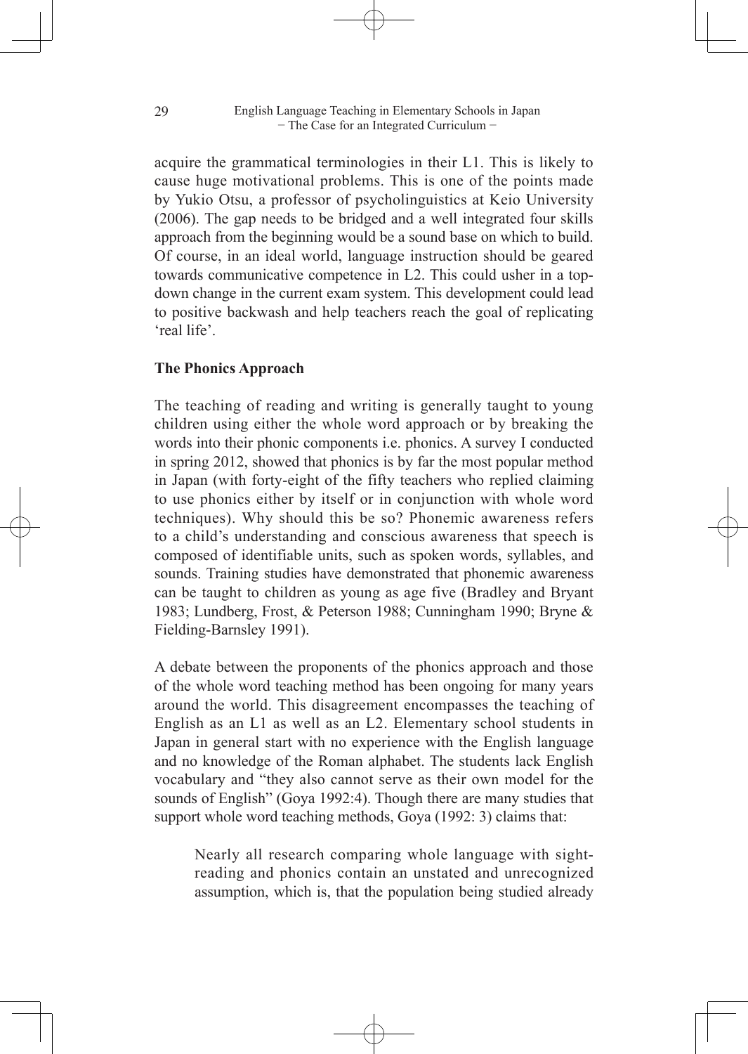acquire the grammatical terminologies in their L1. This is likely to cause huge motivational problems. This is one of the points made by Yukio Otsu, a professor of psycholinguistics at Keio University (2006). The gap needs to be bridged and a well integrated four skills approach from the beginning would be a sound base on which to build. Of course, in an ideal world, language instruction should be geared towards communicative competence in L2. This could usher in a top-down change in the current exam system. This development could lead to positive backwash and help teachers reach the goal of replicating 'real life'.

**The Phonics Approach**

The teaching of reading and writing is generally taught to young children using either the whole word approach or by breaking the words into their phonic components i.e. phonics. A survey I conducted in spring 2012, showed that phonics is by far the most popular method in Japan (with forty-eight of the fifty teachers who replied claiming to use phonics either by itself or in conjunction with whole word techniques). Why should this be so? Phonemic awareness refers to a child's understanding and conscious awareness that speech is composed of identifiable units, such as spoken words, syllables, and sounds. Training studies have demonstrated that phonemic awareness can be taught to children as young as age five (Bradley and Bryant 1983; Lundberg, Frost, & Peterson 1988; Cunningham 1990; Bryne & Fielding-Barnsley 1991).

A debate between the proponents of the phonics approach and those of the whole word teaching method has been ongoing for many years around the world. This disagreement encompasses the teaching of English as an L1 as well as an L2. Elementary school students in Japan in general start with no experience with the English language and no knowledge of the Roman alphabet. The students lack English vocabulary and "they also cannot serve as their own model for the sounds of English" (Goya 1992:4). Though there are many studies that support whole word teaching methods, Goya (1992: 3) claims that:

> Nearly all research comparing whole language with sight-reading and phonics contain an unstated and unrecognized assumption, which is, that the population being studied already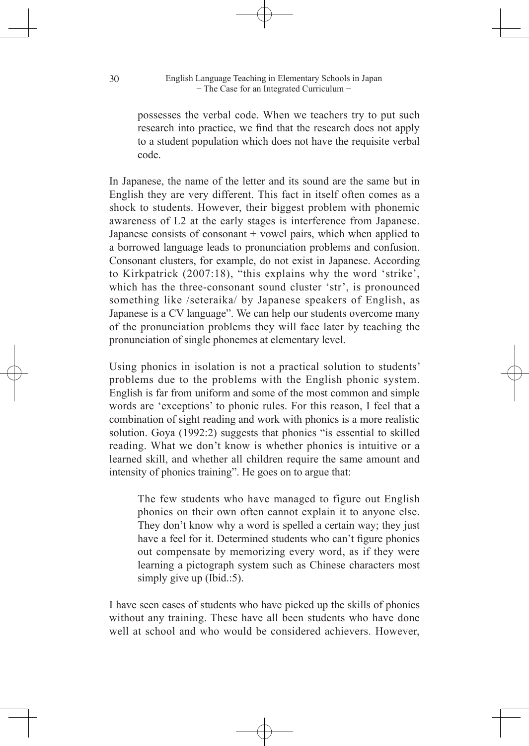> possesses the verbal code. When we teachers try to put such research into practice, we find that the research does not apply to a student population which does not have the requisite verbal code.

In Japanese, the name of the letter and its sound are the same but in English they are very different. This fact in itself often comes as a shock to students. However, their biggest problem with phonemic awareness of L2 at the early stages is interference from Japanese. Japanese consists of consonant + vowel pairs, which when applied to a borrowed language leads to pronunciation problems and confusion. Consonant clusters, for example, do not exist in Japanese. According to Kirkpatrick (2007:18), "this explains why the word 'strike', which has the three-consonant sound cluster 'str', is pronounced something like /seteraika/ by Japanese speakers of English, as Japanese is a CV language". We can help our students overcome many of the pronunciation problems they will face later by teaching the pronunciation of single phonemes at elementary level.

Using phonics in isolation is not a practical solution to students' problems due to the problems with the English phonic system. English is far from uniform and some of the most common and simple words are 'exceptions' to phonic rules. For this reason, I feel that a combination of sight reading and work with phonics is a more realistic solution. Goya (1992:2) suggests that phonics "is essential to skilled reading. What we don't know is whether phonics is intuitive or a learned skill, and whether all children require the same amount and intensity of phonics training". He goes on to argue that:

> The few students who have managed to figure out English phonics on their own often cannot explain it to anyone else. They don't know why a word is spelled a certain way; they just have a feel for it. Determined students who can't figure phonics out compensate by memorizing every word, as if they were learning a pictograph system such as Chinese characters most simply give up (Ibid.:5).

I have seen cases of students who have picked up the skills of phonics without any training. These have all been students who have done well at school and who would be considered achievers. However,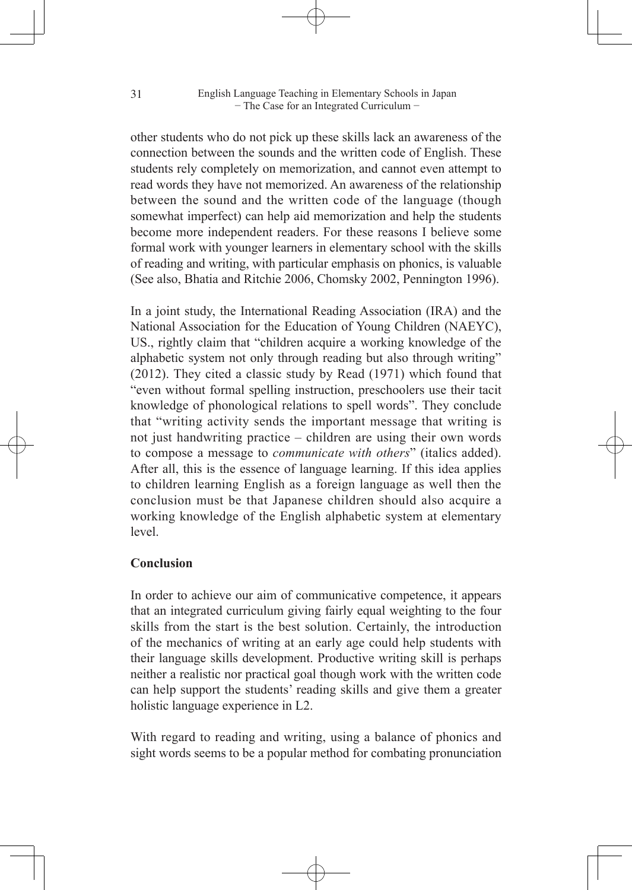other students who do not pick up these skills lack an awareness of the connection between the sounds and the written code of English. These students rely completely on memorization, and cannot even attempt to read words they have not memorized. An awareness of the relationship between the sound and the written code of the language (though somewhat imperfect) can help aid memorization and help the students become more independent readers. For these reasons I believe some formal work with younger learners in elementary school with the skills of reading and writing, with particular emphasis on phonics, is valuable (See also, Bhatia and Ritchie 2006, Chomsky 2002, Pennington 1996).

In a joint study, the International Reading Association (IRA) and the National Association for the Education of Young Children (NAEYC), US., rightly claim that "children acquire a working knowledge of the alphabetic system not only through reading but also through writing" (2012). They cited a classic study by Read (1971) which found that "even without formal spelling instruction, preschoolers use their tacit knowledge of phonological relations to spell words". They conclude that "writing activity sends the important message that writing is not just handwriting practice – children are using their own words to compose a message to *communicate with others*" (italics added). After all, this is the essence of language learning. If this idea applies to children learning English as a foreign language as well then the conclusion must be that Japanese children should also acquire a working knowledge of the English alphabetic system at elementary level.

**Conclusion**

In order to achieve our aim of communicative competence, it appears that an integrated curriculum giving fairly equal weighting to the four skills from the start is the best solution. Certainly, the introduction of the mechanics of writing at an early age could help students with their language skills development. Productive writing skill is perhaps neither a realistic nor practical goal though work with the written code can help support the students' reading skills and give them a greater holistic language experience in L2.

With regard to reading and writing, using a balance of phonics and sight words seems to be a popular method for combating pronunciation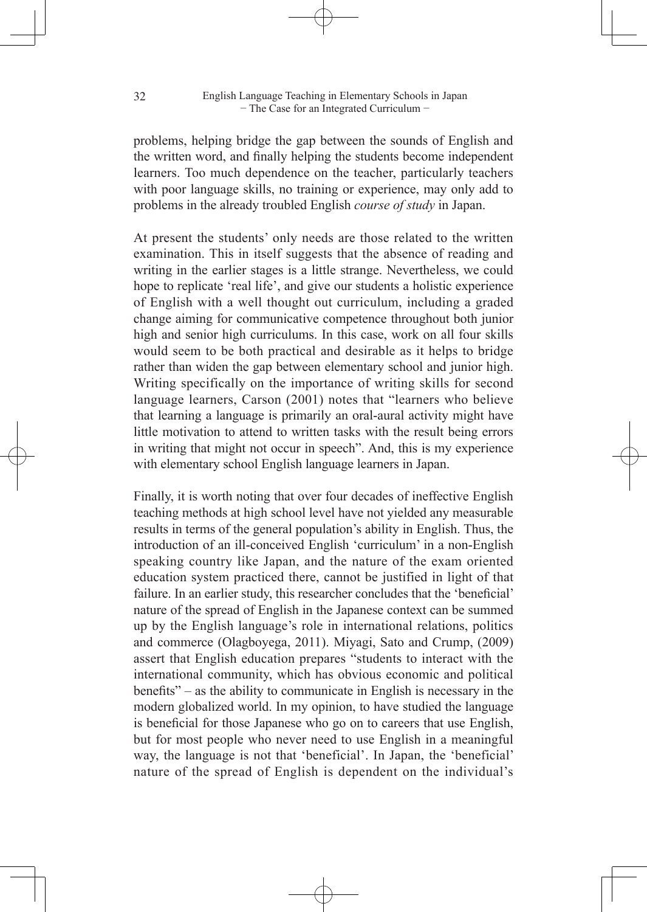problems, helping bridge the gap between the sounds of English and the written word, and finally helping the students become independent learners. Too much dependence on the teacher, particularly teachers with poor language skills, no training or experience, may only add to problems in the already troubled English *course of study* in Japan.

At present the students' only needs are those related to the written examination. This in itself suggests that the absence of reading and writing in the earlier stages is a little strange. Nevertheless, we could hope to replicate 'real life', and give our students a holistic experience of English with a well thought out curriculum, including a graded change aiming for communicative competence throughout both junior high and senior high curriculums. In this case, work on all four skills would seem to be both practical and desirable as it helps to bridge rather than widen the gap between elementary school and junior high. Writing specifically on the importance of writing skills for second language learners, Carson (2001) notes that "learners who believe that learning a language is primarily an oral-aural activity might have little motivation to attend to written tasks with the result being errors in writing that might not occur in speech". And, this is my experience with elementary school English language learners in Japan.

Finally, it is worth noting that over four decades of ineffective English teaching methods at high school level have not yielded any measurable results in terms of the general population's ability in English. Thus, the introduction of an ill-conceived English 'curriculum' in a non-English speaking country like Japan, and the nature of the exam oriented education system practiced there, cannot be justified in light of that failure. In an earlier study, this researcher concludes that the 'beneficial' nature of the spread of English in the Japanese context can be summed up by the English language's role in international relations, politics and commerce (Olagboyega, 2011). Miyagi, Sato and Crump, (2009) assert that English education prepares "students to interact with the international community, which has obvious economic and political benefits" – as the ability to communicate in English is necessary in the modern globalized world. In my opinion, to have studied the language is beneficial for those Japanese who go on to careers that use English, but for most people who never need to use English in a meaningful way, the language is not that 'beneficial'. In Japan, the 'beneficial' nature of the spread of English is dependent on the individual's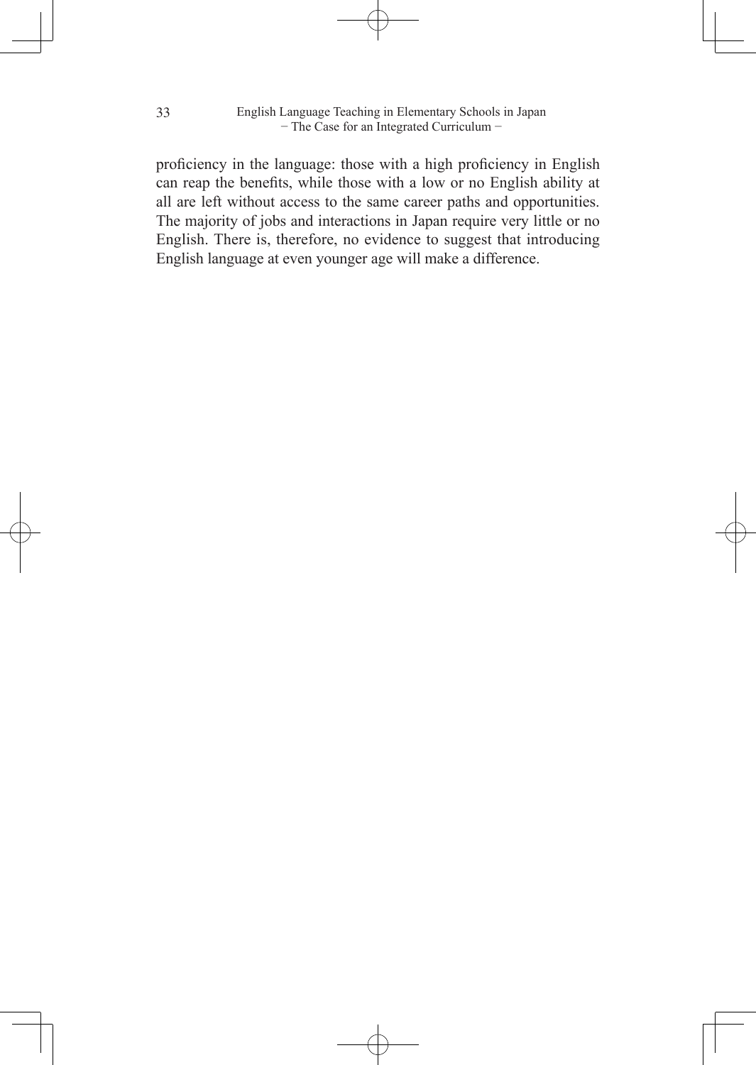proficiency in the language: those with a high proficiency in English can reap the benefits, while those with a low or no English ability at all are left without access to the same career paths and opportunities. The majority of jobs and interactions in Japan require very little or no English. There is, therefore, no evidence to suggest that introducing English language at even younger age will make a difference.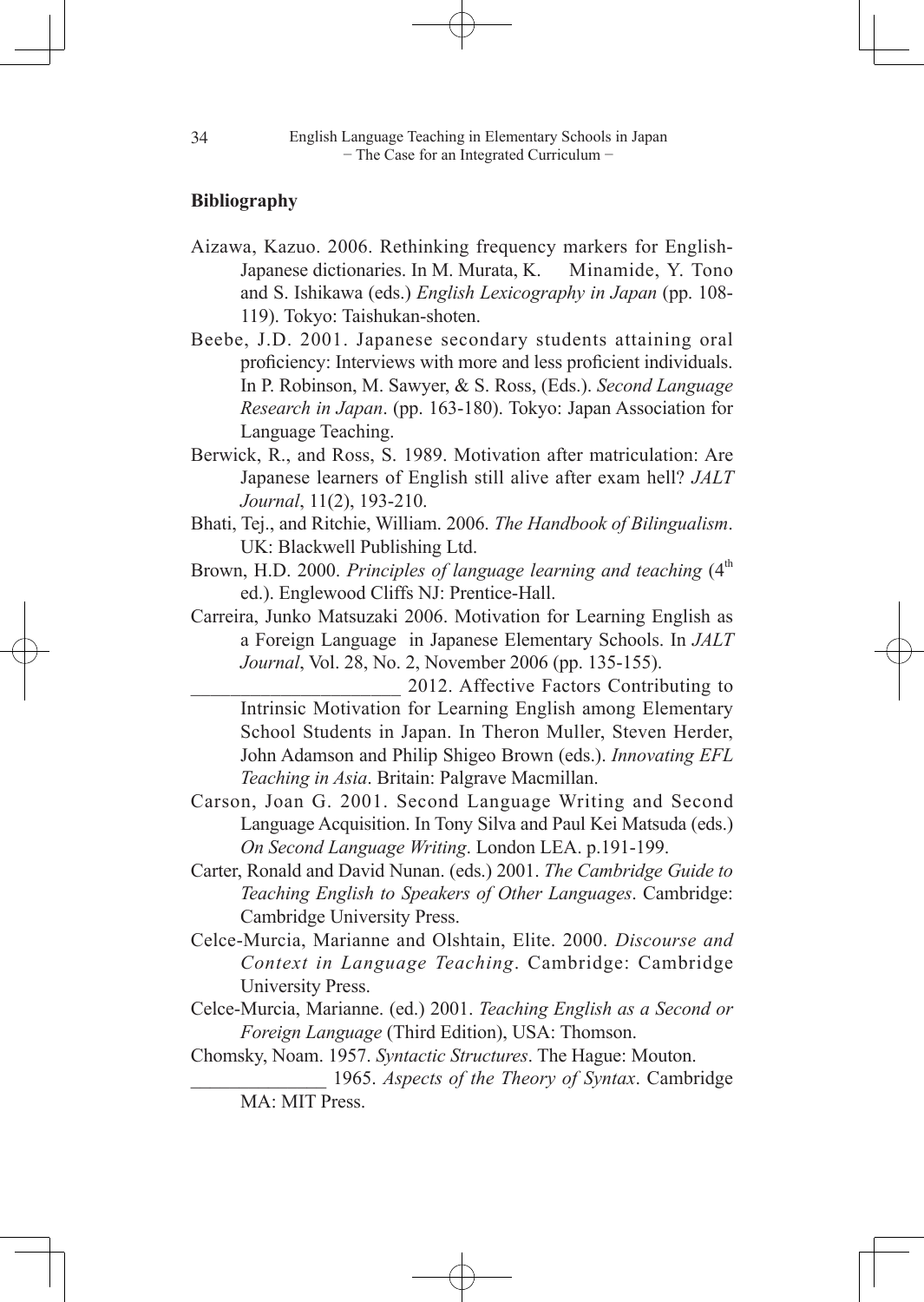## Bibliography

Aizawa, Kazuo. 2006. Rethinking frequency markers for English-Japanese dictionaries. In M. Murata, K. Minamide, Y. Tono and S. Ishikawa (eds.) *English Lexicography in Japan* (pp. 108-119). Tokyo: Taishukan-shoten.

Beebe, J.D. 2001. Japanese secondary students attaining oral proficiency: Interviews with more and less proficient individuals. In P. Robinson, M. Sawyer, & S. Ross, (Eds.). *Second Language Research in Japan*. (pp. 163-180). Tokyo: Japan Association for Language Teaching.

Berwick, R., and Ross, S. 1989. Motivation after matriculation: Are Japanese learners of English still alive after exam hell? *JALT Journal*, 11(2), 193-210.

Bhati, Tej., and Ritchie, William. 2006. *The Handbook of Bilingualism*. UK: Blackwell Publishing Ltd.

Brown, H.D. 2000. *Principles of language learning and teaching* (4th ed.). Englewood Cliffs NJ: Prentice-Hall.

Carreira, Junko Matsuzaki 2006. Motivation for Learning English as a Foreign Language in Japanese Elementary Schools. In *JALT Journal*, Vol. 28, No. 2, November 2006 (pp. 135-155).

______________________ 2012. Affective Factors Contributing to Intrinsic Motivation for Learning English among Elementary School Students in Japan. In Theron Muller, Steven Herder, John Adamson and Philip Shigeo Brown (eds.). *Innovating EFL Teaching in Asia*. Britain: Palgrave Macmillan.

Carson, Joan G. 2001. Second Language Writing and Second Language Acquisition. In Tony Silva and Paul Kei Matsuda (eds.) *On Second Language Writing*. London LEA. p.191-199.

Carter, Ronald and David Nunan. (eds.) 2001. *The Cambridge Guide to Teaching English to Speakers of Other Languages*. Cambridge: Cambridge University Press.

Celce-Murcia, Marianne and Olshtain, Elite. 2000. *Discourse and Context in Language Teaching*. Cambridge: Cambridge University Press.

Celce-Murcia, Marianne. (ed.) 2001. *Teaching English as a Second or Foreign Language* (Third Edition), USA: Thomson.

Chomsky, Noam. 1957. *Syntactic Structures*. The Hague: Mouton.

______________ 1965. *Aspects of the Theory of Syntax*. Cambridge MA: MIT Press.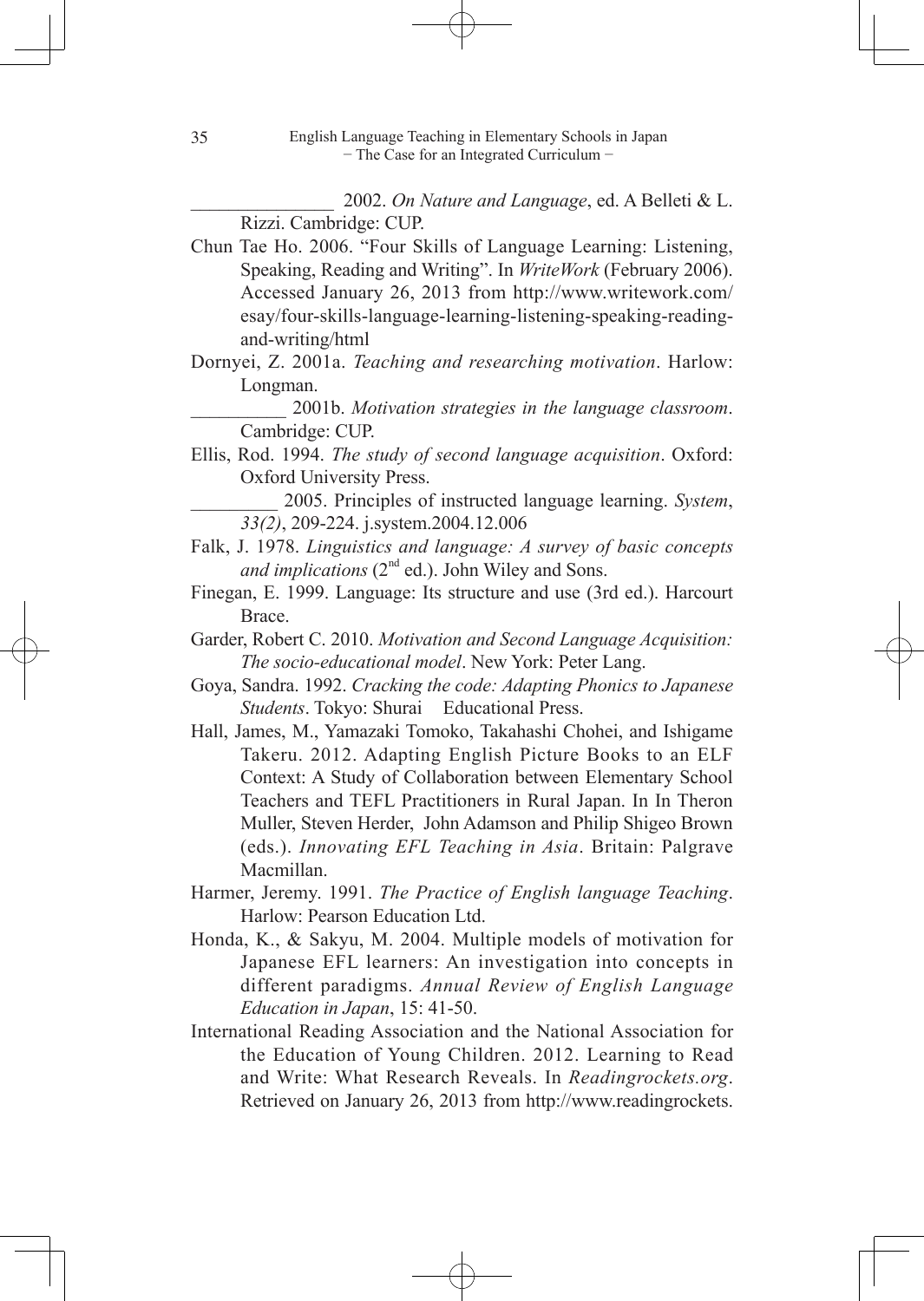_______________ 2002. *On Nature and Language*, ed. A Belleti & L. Rizzi. Cambridge: CUP.

Chun Tae Ho. 2006. "Four Skills of Language Learning: Listening, Speaking, Reading and Writing". In *WriteWork* (February 2006). Accessed January 26, 2013 from http://www.writework.com/esay/four-skills-language-learning-listening-speaking-reading-and-writing/html

Dornyei, Z. 2001a. *Teaching and researching motivation*. Harlow: Longman.

__________ 2001b. *Motivation strategies in the language classroom*. Cambridge: CUP.

Ellis, Rod. 1994. *The study of second language acquisition*. Oxford: Oxford University Press.

_________ 2005. Principles of instructed language learning. *System*, *33(2)*, 209-224. j.system.2004.12.006

Falk, J. 1978. *Linguistics and language: A survey of basic concepts and implications* (2nd ed.). John Wiley and Sons.

Finegan, E. 1999. Language: Its structure and use (3rd ed.). Harcourt Brace.

Garder, Robert C. 2010. *Motivation and Second Language Acquisition: The socio-educational model*. New York: Peter Lang.

Goya, Sandra. 1992. *Cracking the code: Adapting Phonics to Japanese Students*. Tokyo: Shurai Educational Press.

Hall, James, M., Yamazaki Tomoko, Takahashi Chohei, and Ishigame Takeru. 2012. Adapting English Picture Books to an ELF Context: A Study of Collaboration between Elementary School Teachers and TEFL Practitioners in Rural Japan. In In Theron Muller, Steven Herder, John Adamson and Philip Shigeo Brown (eds.). *Innovating EFL Teaching in Asia*. Britain: Palgrave Macmillan.

Harmer, Jeremy. 1991. *The Practice of English language Teaching*. Harlow: Pearson Education Ltd.

Honda, K., & Sakyu, M. 2004. Multiple models of motivation for Japanese EFL learners: An investigation into concepts in different paradigms. *Annual Review of English Language Education in Japan*, 15: 41-50.

International Reading Association and the National Association for the Education of Young Children. 2012. Learning to Read and Write: What Research Reveals. In *Readingrockets.org*. Retrieved on January 26, 2013 from http://www.readingrockets.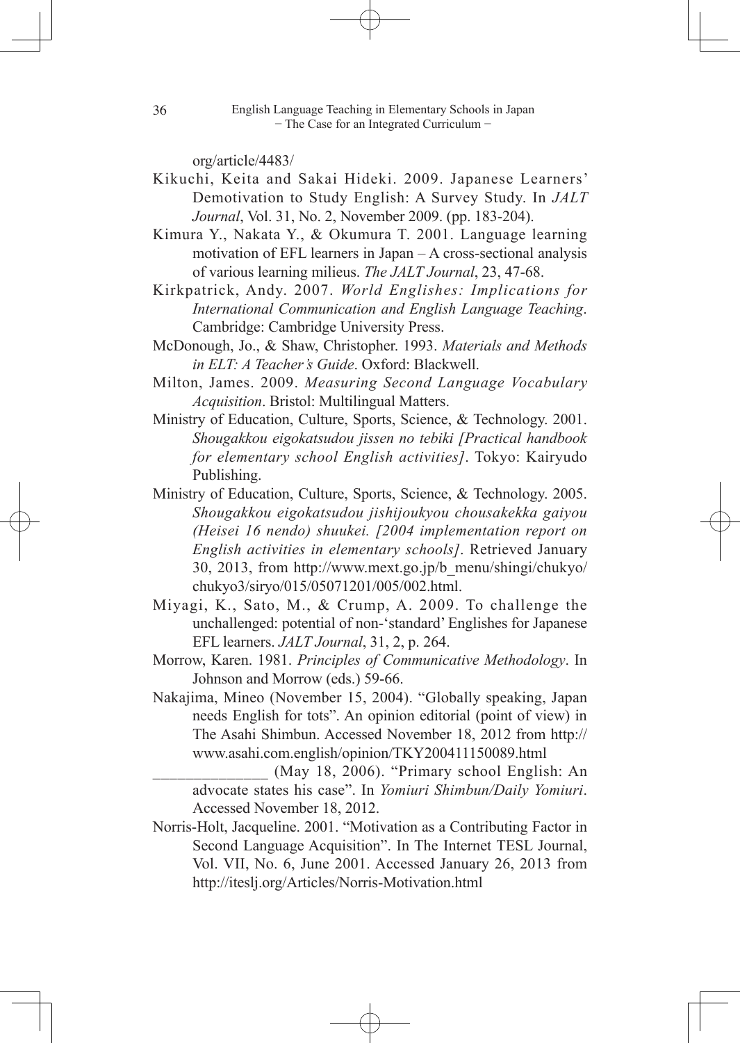org/article/4483/

Kikuchi, Keita and Sakai Hideki. 2009. Japanese Learners' Demotivation to Study English: A Survey Study. In *JALT Journal*, Vol. 31, No. 2, November 2009. (pp. 183-204).

Kimura Y., Nakata Y., & Okumura T. 2001. Language learning motivation of EFL learners in Japan – A cross-sectional analysis of various learning milieus. *The JALT Journal*, 23, 47-68.

Kirkpatrick, Andy. 2007. *World Englishes: Implications for International Communication and English Language Teaching*. Cambridge: Cambridge University Press.

McDonough, Jo., & Shaw, Christopher. 1993. *Materials and Methods in ELT: A Teacher's Guide*. Oxford: Blackwell.

Milton, James. 2009. *Measuring Second Language Vocabulary Acquisition*. Bristol: Multilingual Matters.

Ministry of Education, Culture, Sports, Science, & Technology. 2001. *Shougakkou eigokatsudou jissen no tebiki [Practical handbook for elementary school English activities]*. Tokyo: Kairyudo Publishing.

Ministry of Education, Culture, Sports, Science, & Technology. 2005. *Shougakkou eigokatsudou jishijoukyou chousakekka gaiyou (Heisei 16 nendo) shuukei. [2004 implementation report on English activities in elementary schools]*. Retrieved January 30, 2013, from http://www.mext.go.jp/b_menu/shingi/chukyo/chukyo3/siryo/015/05071201/005/002.html.

Miyagi, K., Sato, M., & Crump, A. 2009. To challenge the unchallenged: potential of non-'standard' Englishes for Japanese EFL learners. *JALT Journal*, 31, 2, p. 264.

Morrow, Karen. 1981. *Principles of Communicative Methodology*. In Johnson and Morrow (eds.) 59-66.

Nakajima, Mineo (November 15, 2004). "Globally speaking, Japan needs English for tots". An opinion editorial (point of view) in The Asahi Shimbun. Accessed November 18, 2012 from http://www.asahi.com.english/opinion/TKY200411150089.html

_______________ (May 18, 2006). "Primary school English: An advocate states his case". In *Yomiuri Shimbun/Daily Yomiuri*. Accessed November 18, 2012.

Norris-Holt, Jacqueline. 2001. "Motivation as a Contributing Factor in Second Language Acquisition". In The Internet TESL Journal, Vol. VII, No. 6, June 2001. Accessed January 26, 2013 from http://iteslj.org/Articles/Norris-Motivation.html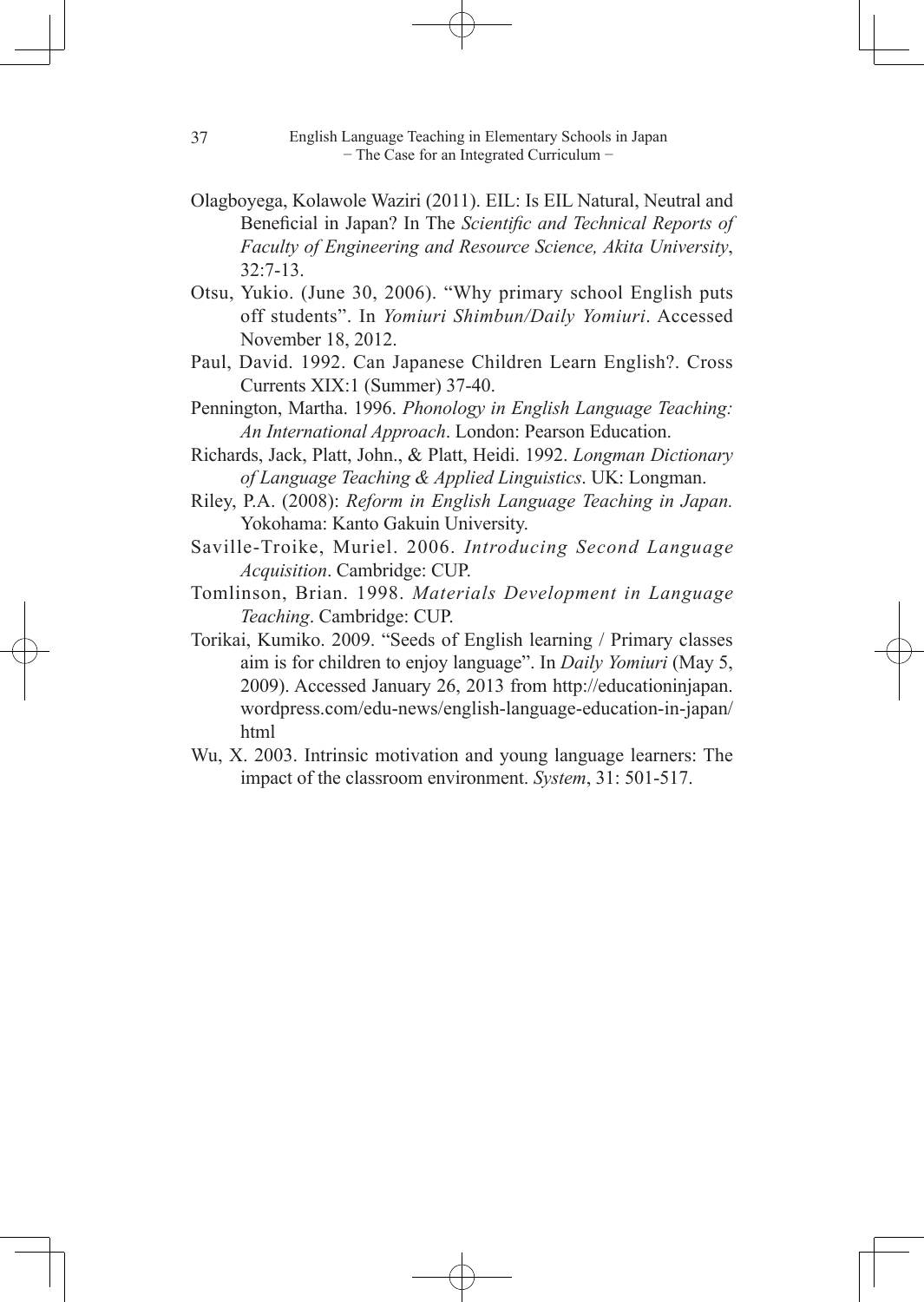Olagboyega, Kolawole Waziri (2011). EIL: Is EIL Natural, Neutral and Beneficial in Japan? In The *Scientific and Technical Reports of Faculty of Engineering and Resource Science, Akita University*, 32:7-13.

Otsu, Yukio. (June 30, 2006). "Why primary school English puts off students". In *Yomiuri Shimbun/Daily Yomiuri*. Accessed November 18, 2012.

Paul, David. 1992. Can Japanese Children Learn English?. Cross Currents XIX:1 (Summer) 37-40.

Pennington, Martha. 1996. *Phonology in English Language Teaching: An International Approach*. London: Pearson Education.

Richards, Jack, Platt, John., & Platt, Heidi. 1992. *Longman Dictionary of Language Teaching & Applied Linguistics*. UK: Longman.

Riley, P.A. (2008): *Reform in English Language Teaching in Japan.* Yokohama: Kanto Gakuin University.

Saville-Troike, Muriel. 2006. *Introducing Second Language Acquisition*. Cambridge: CUP.

Tomlinson, Brian. 1998. *Materials Development in Language Teaching*. Cambridge: CUP.

Torikai, Kumiko. 2009. "Seeds of English learning / Primary classes aim is for children to enjoy language". In *Daily Yomiuri* (May 5, 2009). Accessed January 26, 2013 from http://educationinjapan.wordpress.com/edu-news/english-language-education-in-japan/html

Wu, X. 2003. Intrinsic motivation and young language learners: The impact of the classroom environment. *System*, 31: 501-517.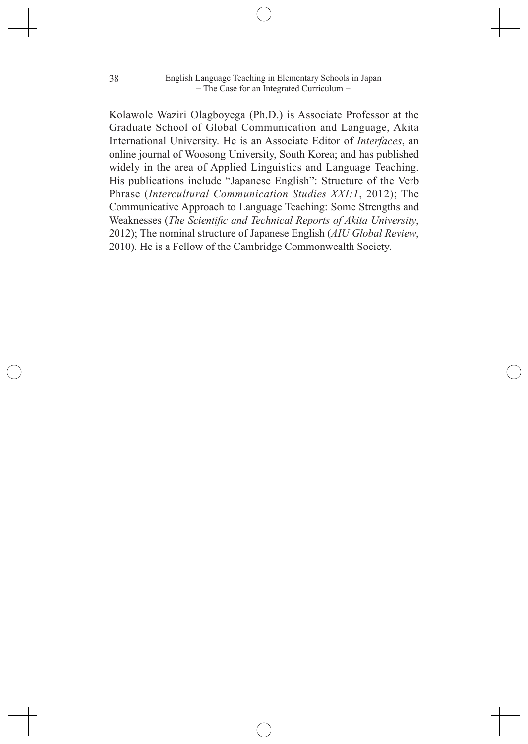Kolawole Waziri Olagboyega (Ph.D.) is Associate Professor at the Graduate School of Global Communication and Language, Akita International University. He is an Associate Editor of *Interfaces*, an online journal of Woosong University, South Korea; and has published widely in the area of Applied Linguistics and Language Teaching. His publications include "Japanese English": Structure of the Verb Phrase (*Intercultural Communication Studies XXI:1*, 2012); The Communicative Approach to Language Teaching: Some Strengths and Weaknesses (*The Scientific and Technical Reports of Akita University*, 2012); The nominal structure of Japanese English (*AIU Global Review*, 2010). He is a Fellow of the Cambridge Commonwealth Society.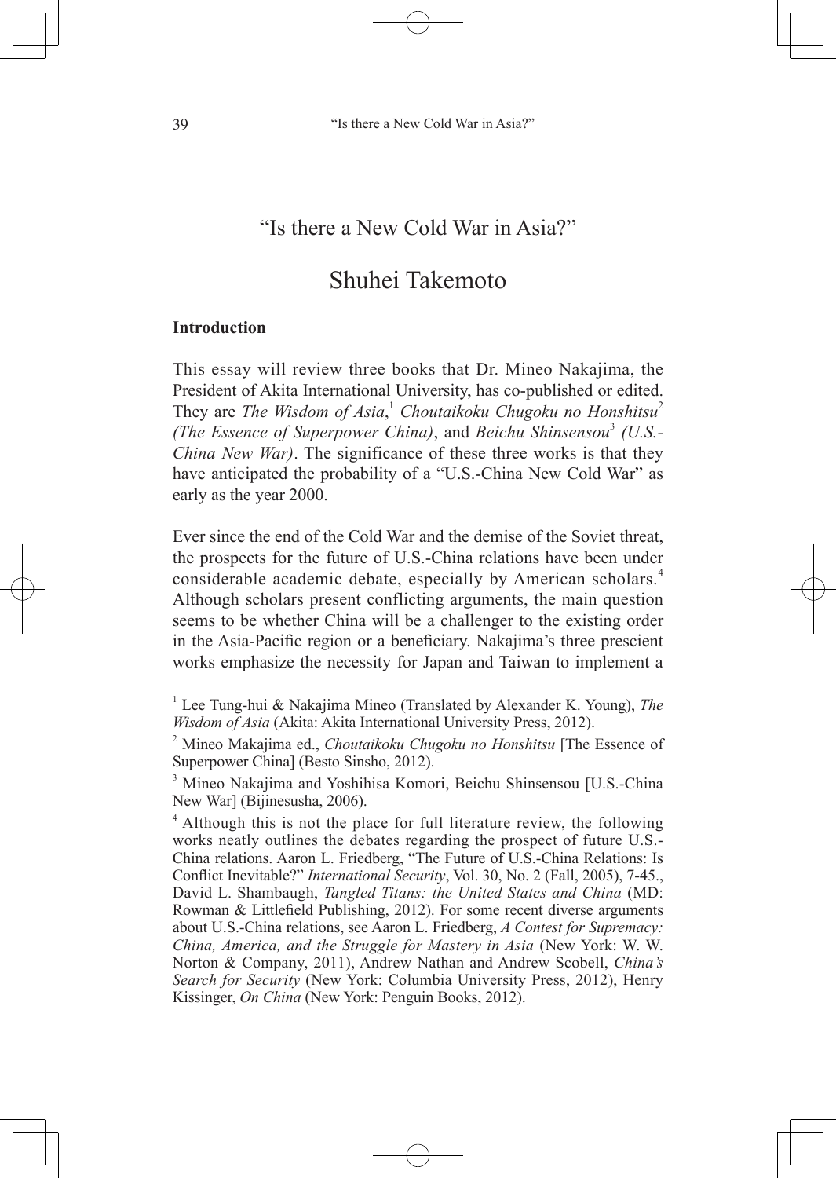# "Is there a New Cold War in Asia?"

## Shuhei Takemoto

### Introduction

This essay will review three books that Dr. Mineo Nakajima, the President of Akita International University, has co-published or edited. They are *The Wisdom of Asia*,[1] *Choutaikoku Chugoku no Honshitsu*[2] *(The Essence of Superpower China)*, and *Beichu Shinsensou*[3] *(U.S.-China New War)*. The significance of these three works is that they have anticipated the probability of a "U.S.-China New Cold War" as early as the year 2000.

Ever since the end of the Cold War and the demise of the Soviet threat, the prospects for the future of U.S.-China relations have been under considerable academic debate, especially by American scholars.[4] Although scholars present conflicting arguments, the main question seems to be whether China will be a challenger to the existing order in the Asia-Pacific region or a beneficiary. Nakajima's three prescient works emphasize the necessity for Japan and Taiwan to implement a

---

[1] Lee Tung-hui & Nakajima Mineo (Translated by Alexander K. Young), *The Wisdom of Asia* (Akita: Akita International University Press, 2012).

[2] Mineo Makajima ed., *Choutaikoku Chugoku no Honshitsu* [The Essence of Superpower China] (Besto Sinsho, 2012).

[3] Mineo Nakajima and Yoshihisa Komori, Beichu Shinsensou [U.S.-China New War] (Bijinesusha, 2006).

[4] Although this is not the place for full literature review, the following works neatly outlines the debates regarding the prospect of future U.S.-China relations. Aaron L. Friedberg, "The Future of U.S.-China Relations: Is Conflict Inevitable?" *International Security*, Vol. 30, No. 2 (Fall, 2005), 7-45., David L. Shambaugh, *Tangled Titans: the United States and China* (MD: Rowman & Littlefield Publishing, 2012). For some recent diverse arguments about U.S.-China relations, see Aaron L. Friedberg, *A Contest for Supremacy: China, America, and the Struggle for Mastery in Asia* (New York: W. W. Norton & Company, 2011), Andrew Nathan and Andrew Scobell, *China's Search for Security* (New York: Columbia University Press, 2012), Henry Kissinger, *On China* (New York: Penguin Books, 2012).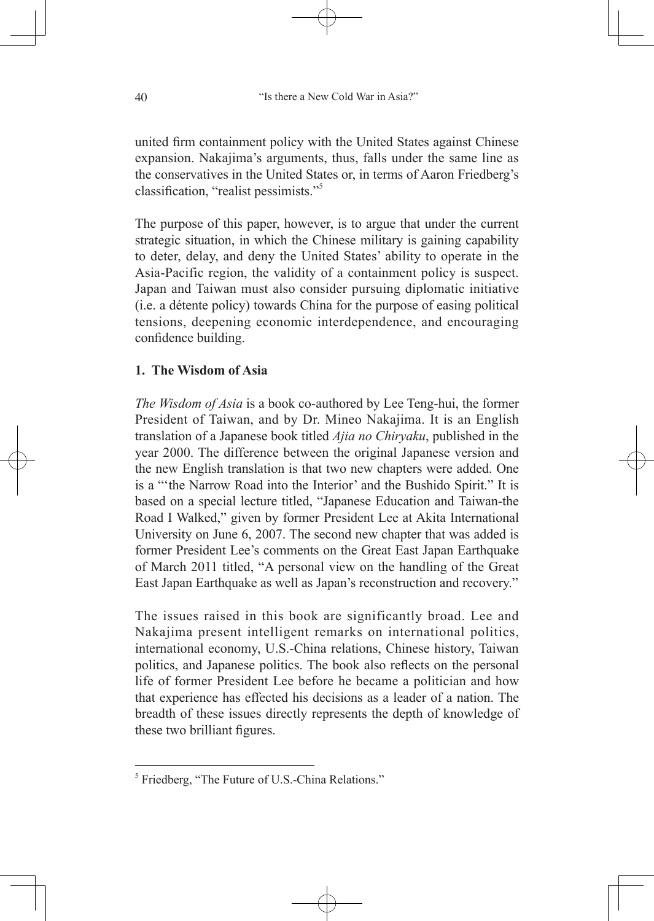united firm containment policy with the United States against Chinese expansion. Nakajima's arguments, thus, falls under the same line as the conservatives in the United States or, in terms of Aaron Friedberg's classification, "realist pessimists."[5]

The purpose of this paper, however, is to argue that under the current strategic situation, in which the Chinese military is gaining capability to deter, delay, and deny the United States' ability to operate in the Asia-Pacific region, the validity of a containment policy is suspect. Japan and Taiwan must also consider pursuing diplomatic initiative (i.e. a détente policy) towards China for the purpose of easing political tensions, deepening economic interdependence, and encouraging confidence building.

## 1. The Wisdom of Asia

*The Wisdom of Asia* is a book co-authored by Lee Teng-hui, the former President of Taiwan, and by Dr. Mineo Nakajima. It is an English translation of a Japanese book titled *Ajia no Chiryaku*, published in the year 2000. The difference between the original Japanese version and the new English translation is that two new chapters were added. One is a "'the Narrow Road into the Interior' and the Bushido Spirit." It is based on a special lecture titled, "Japanese Education and Taiwan-the Road I Walked," given by former President Lee at Akita International University on June 6, 2007. The second new chapter that was added is former President Lee's comments on the Great East Japan Earthquake of March 2011 titled, "A personal view on the handling of the Great East Japan Earthquake as well as Japan's reconstruction and recovery."

The issues raised in this book are significantly broad. Lee and Nakajima present intelligent remarks on international politics, international economy, U.S.-China relations, Chinese history, Taiwan politics, and Japanese politics. The book also reflects on the personal life of former President Lee before he became a politician and how that experience has effected his decisions as a leader of a nation. The breadth of these issues directly represents the depth of knowledge of these two brilliant figures.

---

[5] Friedberg, "The Future of U.S.-China Relations."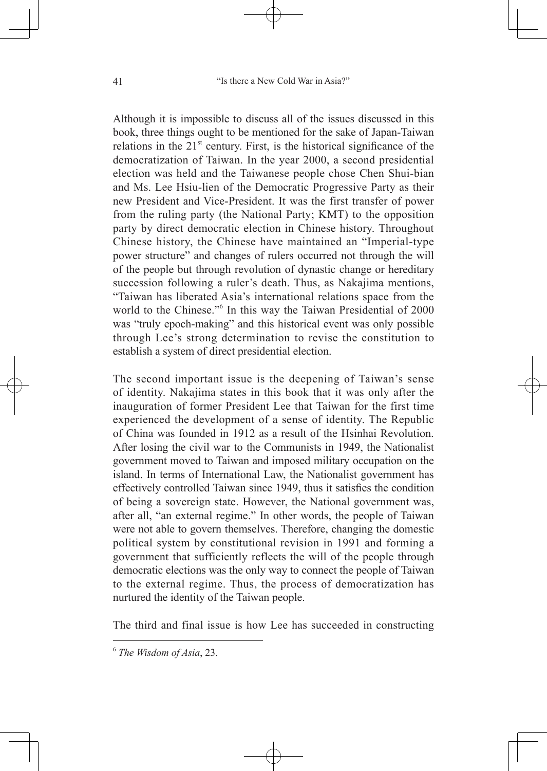Although it is impossible to discuss all of the issues discussed in this book, three things ought to be mentioned for the sake of Japan-Taiwan relations in the 21st century. First, is the historical significance of the democratization of Taiwan. In the year 2000, a second presidential election was held and the Taiwanese people chose Chen Shui-bian and Ms. Lee Hsiu-lien of the Democratic Progressive Party as their new President and Vice-President. It was the first transfer of power from the ruling party (the National Party; KMT) to the opposition party by direct democratic election in Chinese history. Throughout Chinese history, the Chinese have maintained an "Imperial-type power structure" and changes of rulers occurred not through the will of the people but through revolution of dynastic change or hereditary succession following a ruler's death. Thus, as Nakajima mentions, "Taiwan has liberated Asia's international relations space from the world to the Chinese."[6] In this way the Taiwan Presidential of 2000 was "truly epoch-making" and this historical event was only possible through Lee's strong determination to revise the constitution to establish a system of direct presidential election.

The second important issue is the deepening of Taiwan's sense of identity. Nakajima states in this book that it was only after the inauguration of former President Lee that Taiwan for the first time experienced the development of a sense of identity. The Republic of China was founded in 1912 as a result of the Hsinhai Revolution. After losing the civil war to the Communists in 1949, the Nationalist government moved to Taiwan and imposed military occupation on the island. In terms of International Law, the Nationalist government has effectively controlled Taiwan since 1949, thus it satisfies the condition of being a sovereign state. However, the National government was, after all, "an external regime." In other words, the people of Taiwan were not able to govern themselves. Therefore, changing the domestic political system by constitutional revision in 1991 and forming a government that sufficiently reflects the will of the people through democratic elections was the only way to connect the people of Taiwan to the external regime. Thus, the process of democratization has nurtured the identity of the Taiwan people.

The third and final issue is how Lee has succeeded in constructing

---

[6] *The Wisdom of Asia*, 23.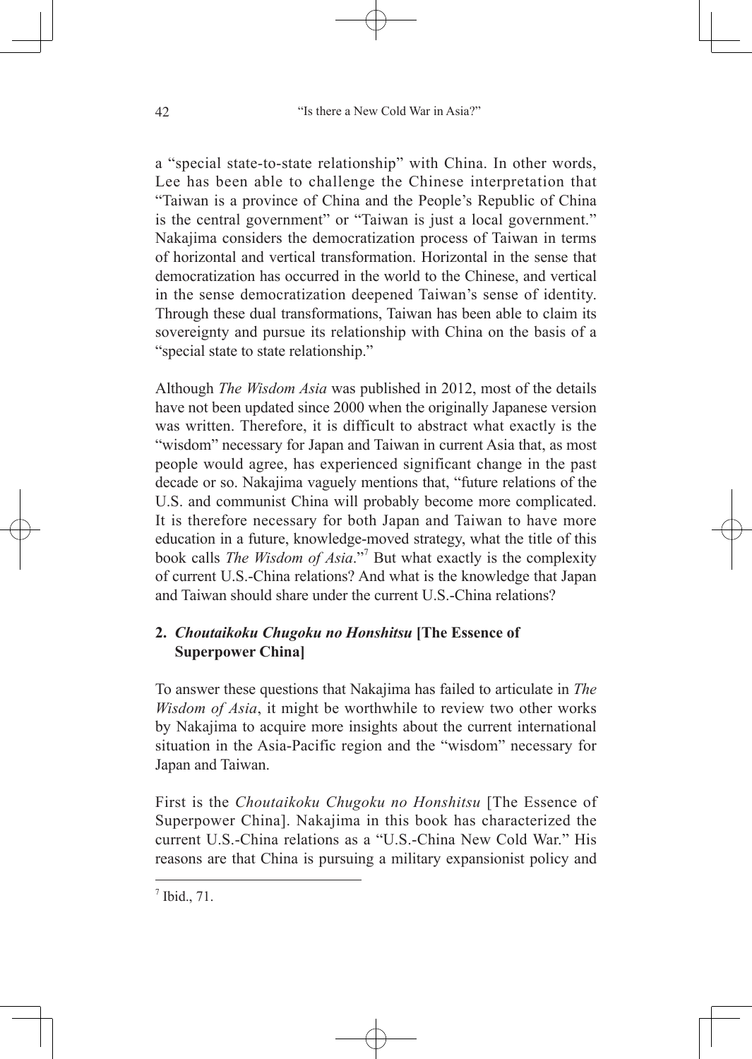a "special state-to-state relationship" with China. In other words, Lee has been able to challenge the Chinese interpretation that "Taiwan is a province of China and the People's Republic of China is the central government" or "Taiwan is just a local government." Nakajima considers the democratization process of Taiwan in terms of horizontal and vertical transformation. Horizontal in the sense that democratization has occurred in the world to the Chinese, and vertical in the sense democratization deepened Taiwan's sense of identity. Through these dual transformations, Taiwan has been able to claim its sovereignty and pursue its relationship with China on the basis of a "special state to state relationship."

Although *The Wisdom Asia* was published in 2012, most of the details have not been updated since 2000 when the originally Japanese version was written. Therefore, it is difficult to abstract what exactly is the "wisdom" necessary for Japan and Taiwan in current Asia that, as most people would agree, has experienced significant change in the past decade or so. Nakajima vaguely mentions that, "future relations of the U.S. and communist China will probably become more complicated. It is therefore necessary for both Japan and Taiwan to have more education in a future, knowledge-moved strategy, what the title of this book calls *The Wisdom of Asia*."[7] But what exactly is the complexity of current U.S.-China relations? And what is the knowledge that Japan and Taiwan should share under the current U.S.-China relations?

## 2. *Choutaikoku Chugoku no Honshitsu* [The Essence of Superpower China]

To answer these questions that Nakajima has failed to articulate in *The Wisdom of Asia*, it might be worthwhile to review two other works by Nakajima to acquire more insights about the current international situation in the Asia-Pacific region and the "wisdom" necessary for Japan and Taiwan.

First is the *Choutaikoku Chugoku no Honshitsu* [The Essence of Superpower China]. Nakajima in this book has characterized the current U.S.-China relations as a "U.S.-China New Cold War." His reasons are that China is pursuing a military expansionist policy and

[7] Ibid., 71.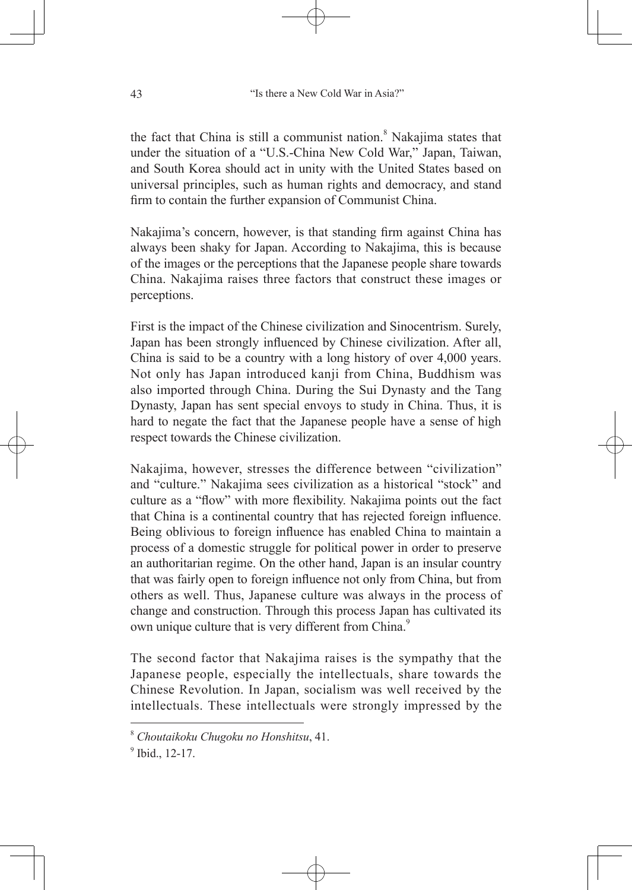the fact that China is still a communist nation.[8] Nakajima states that under the situation of a "U.S.-China New Cold War," Japan, Taiwan, and South Korea should act in unity with the United States based on universal principles, such as human rights and democracy, and stand firm to contain the further expansion of Communist China.

Nakajima's concern, however, is that standing firm against China has always been shaky for Japan. According to Nakajima, this is because of the images or the perceptions that the Japanese people share towards China. Nakajima raises three factors that construct these images or perceptions.

First is the impact of the Chinese civilization and Sinocentrism. Surely, Japan has been strongly influenced by Chinese civilization. After all, China is said to be a country with a long history of over 4,000 years. Not only has Japan introduced kanji from China, Buddhism was also imported through China. During the Sui Dynasty and the Tang Dynasty, Japan has sent special envoys to study in China. Thus, it is hard to negate the fact that the Japanese people have a sense of high respect towards the Chinese civilization.

Nakajima, however, stresses the difference between "civilization" and "culture." Nakajima sees civilization as a historical "stock" and culture as a "flow" with more flexibility. Nakajima points out the fact that China is a continental country that has rejected foreign influence. Being oblivious to foreign influence has enabled China to maintain a process of a domestic struggle for political power in order to preserve an authoritarian regime. On the other hand, Japan is an insular country that was fairly open to foreign influence not only from China, but from others as well. Thus, Japanese culture was always in the process of change and construction. Through this process Japan has cultivated its own unique culture that is very different from China.[9]

The second factor that Nakajima raises is the sympathy that the Japanese people, especially the intellectuals, share towards the Chinese Revolution. In Japan, socialism was well received by the intellectuals. These intellectuals were strongly impressed by the

---

[8] *Choutaikoku Chugoku no Honshitsu*, 41.

[9] Ibid., 12-17.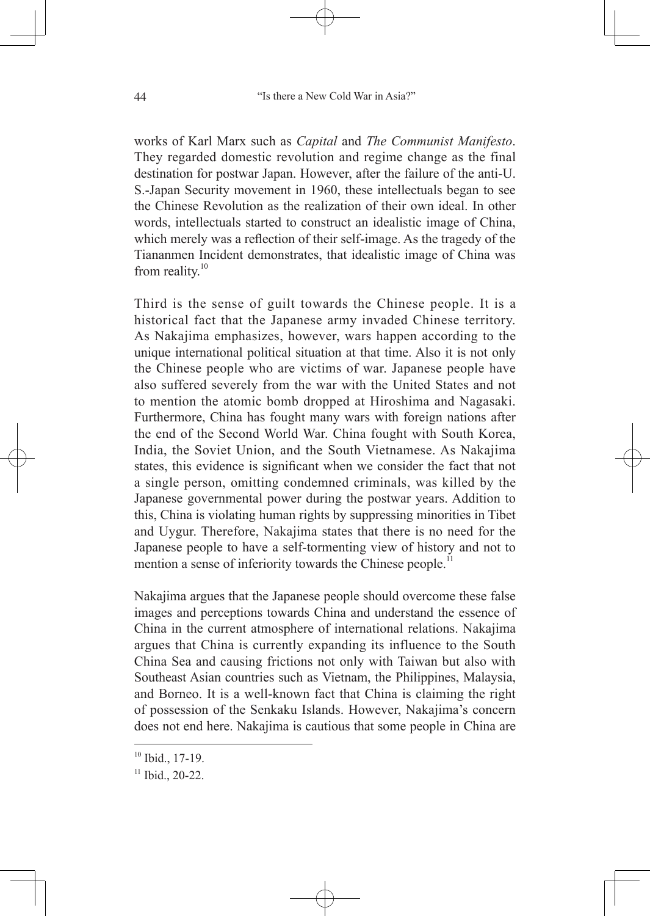works of Karl Marx such as *Capital* and *The Communist Manifesto*. They regarded domestic revolution and regime change as the final destination for postwar Japan. However, after the failure of the anti-U.S.-Japan Security movement in 1960, these intellectuals began to see the Chinese Revolution as the realization of their own ideal. In other words, intellectuals started to construct an idealistic image of China, which merely was a reflection of their self-image. As the tragedy of the Tiananmen Incident demonstrates, that idealistic image of China was from reality.[10]

Third is the sense of guilt towards the Chinese people. It is a historical fact that the Japanese army invaded Chinese territory. As Nakajima emphasizes, however, wars happen according to the unique international political situation at that time. Also it is not only the Chinese people who are victims of war. Japanese people have also suffered severely from the war with the United States and not to mention the atomic bomb dropped at Hiroshima and Nagasaki. Furthermore, China has fought many wars with foreign nations after the end of the Second World War. China fought with South Korea, India, the Soviet Union, and the South Vietnamese. As Nakajima states, this evidence is significant when we consider the fact that not a single person, omitting condemned criminals, was killed by the Japanese governmental power during the postwar years. Addition to this, China is violating human rights by suppressing minorities in Tibet and Uygur. Therefore, Nakajima states that there is no need for the Japanese people to have a self-tormenting view of history and not to mention a sense of inferiority towards the Chinese people.[11]

Nakajima argues that the Japanese people should overcome these false images and perceptions towards China and understand the essence of China in the current atmosphere of international relations. Nakajima argues that China is currently expanding its influence to the South China Sea and causing frictions not only with Taiwan but also with Southeast Asian countries such as Vietnam, the Philippines, Malaysia, and Borneo. It is a well-known fact that China is claiming the right of possession of the Senkaku Islands. However, Nakajima's concern does not end here. Nakajima is cautious that some people in China are

[10] Ibid., 17-19.

[11] Ibid., 20-22.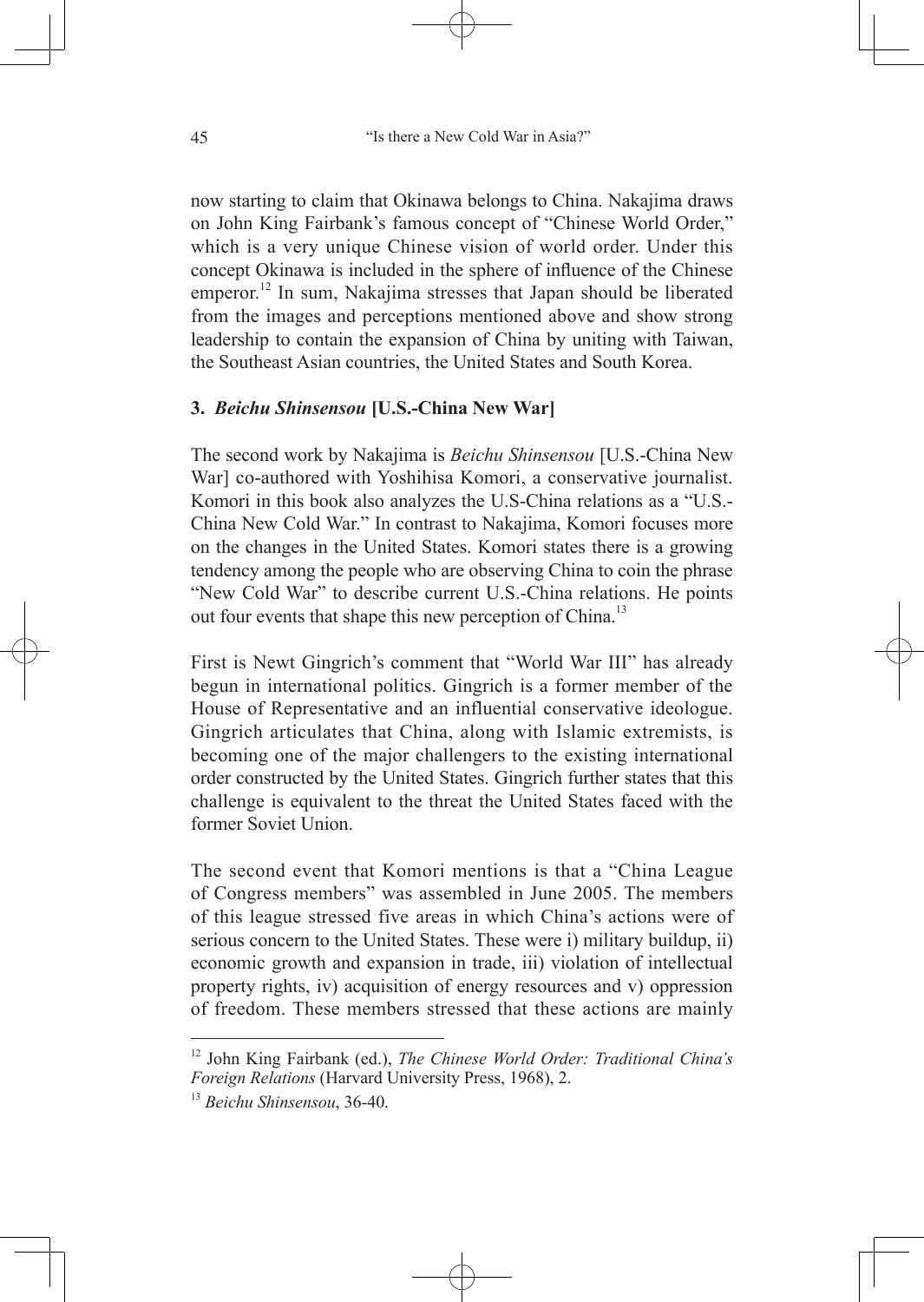now starting to claim that Okinawa belongs to China. Nakajima draws on John King Fairbank's famous concept of "Chinese World Order," which is a very unique Chinese vision of world order. Under this concept Okinawa is included in the sphere of influence of the Chinese emperor.[12] In sum, Nakajima stresses that Japan should be liberated from the images and perceptions mentioned above and show strong leadership to contain the expansion of China by uniting with Taiwan, the Southeast Asian countries, the United States and South Korea.

### 3. *Beichu Shinsensou* [U.S.-China New War]

The second work by Nakajima is *Beichu Shinsensou* [U.S.-China New War] co-authored with Yoshihisa Komori, a conservative journalist. Komori in this book also analyzes the U.S-China relations as a "U.S.-China New Cold War." In contrast to Nakajima, Komori focuses more on the changes in the United States. Komori states there is a growing tendency among the people who are observing China to coin the phrase "New Cold War" to describe current U.S.-China relations. He points out four events that shape this new perception of China.[13]

First is Newt Gingrich's comment that "World War III" has already begun in international politics. Gingrich is a former member of the House of Representative and an influential conservative ideologue. Gingrich articulates that China, along with Islamic extremists, is becoming one of the major challengers to the existing international order constructed by the United States. Gingrich further states that this challenge is equivalent to the threat the United States faced with the former Soviet Union.

The second event that Komori mentions is that a "China League of Congress members" was assembled in June 2005. The members of this league stressed five areas in which China's actions were of serious concern to the United States. These were i) military buildup, ii) economic growth and expansion in trade, iii) violation of intellectual property rights, iv) acquisition of energy resources and v) oppression of freedom. These members stressed that these actions are mainly

---

[12] John King Fairbank (ed.), *The Chinese World Order: Traditional China's Foreign Relations* (Harvard University Press, 1968), 2.

[13] *Beichu Shinsensou*, 36-40.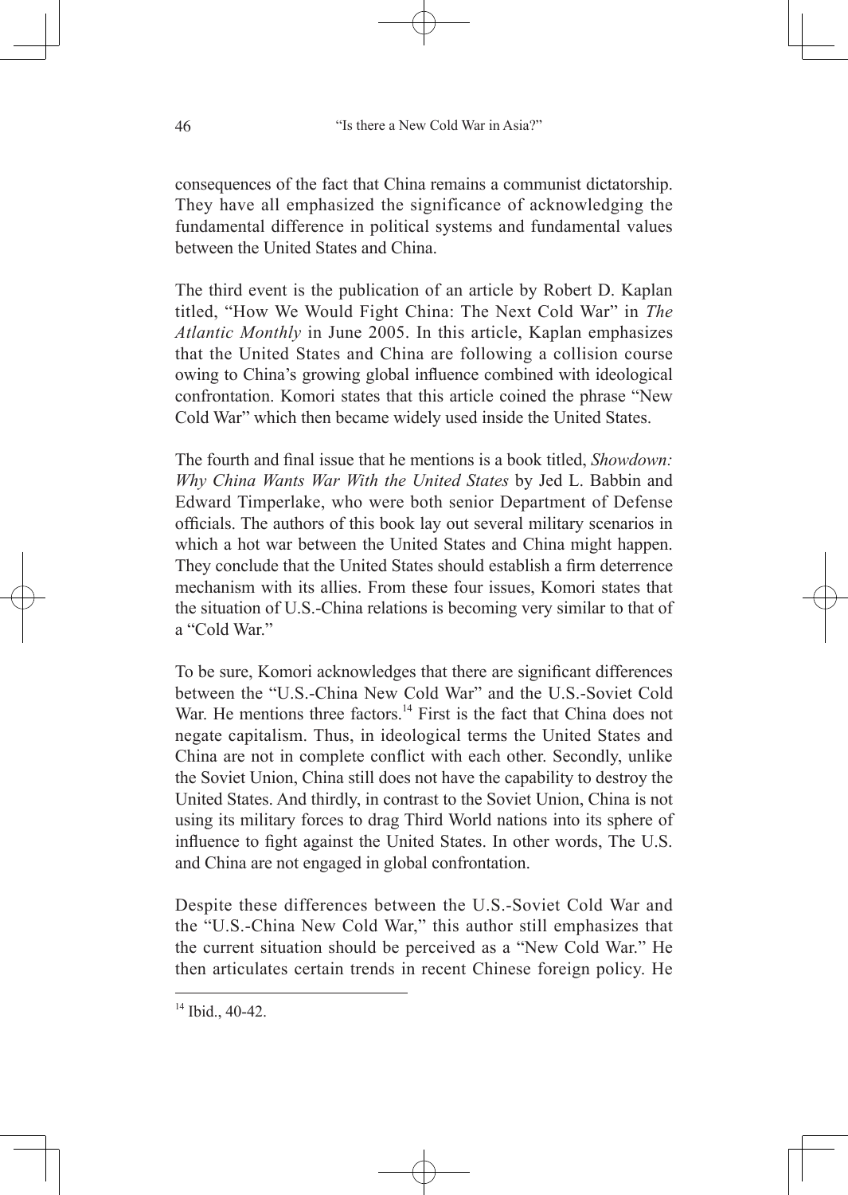consequences of the fact that China remains a communist dictatorship. They have all emphasized the significance of acknowledging the fundamental difference in political systems and fundamental values between the United States and China.

The third event is the publication of an article by Robert D. Kaplan titled, "How We Would Fight China: The Next Cold War" in *The Atlantic Monthly* in June 2005. In this article, Kaplan emphasizes that the United States and China are following a collision course owing to China's growing global influence combined with ideological confrontation. Komori states that this article coined the phrase "New Cold War" which then became widely used inside the United States.

The fourth and final issue that he mentions is a book titled, *Showdown: Why China Wants War With the United States* by Jed L. Babbin and Edward Timperlake, who were both senior Department of Defense officials. The authors of this book lay out several military scenarios in which a hot war between the United States and China might happen. They conclude that the United States should establish a firm deterrence mechanism with its allies. From these four issues, Komori states that the situation of U.S.-China relations is becoming very similar to that of a "Cold War."

To be sure, Komori acknowledges that there are significant differences between the "U.S.-China New Cold War" and the U.S.-Soviet Cold War. He mentions three factors.[14] First is the fact that China does not negate capitalism. Thus, in ideological terms the United States and China are not in complete conflict with each other. Secondly, unlike the Soviet Union, China still does not have the capability to destroy the United States. And thirdly, in contrast to the Soviet Union, China is not using its military forces to drag Third World nations into its sphere of influence to fight against the United States. In other words, The U.S. and China are not engaged in global confrontation.

Despite these differences between the U.S.-Soviet Cold War and the "U.S.-China New Cold War," this author still emphasizes that the current situation should be perceived as a "New Cold War." He then articulates certain trends in recent Chinese foreign policy. He

[14] Ibid., 40-42.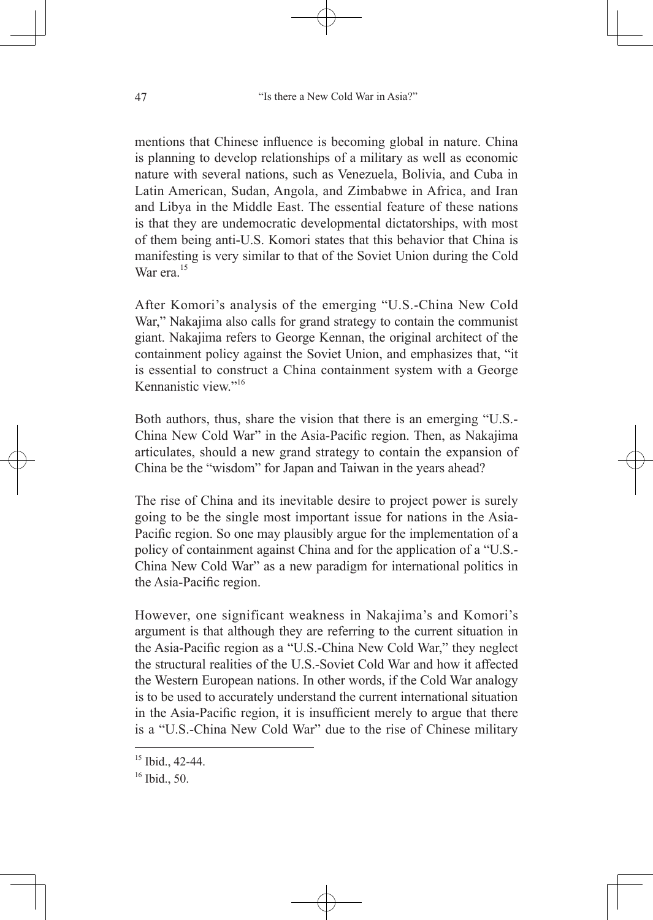mentions that Chinese influence is becoming global in nature. China is planning to develop relationships of a military as well as economic nature with several nations, such as Venezuela, Bolivia, and Cuba in Latin American, Sudan, Angola, and Zimbabwe in Africa, and Iran and Libya in the Middle East. The essential feature of these nations is that they are undemocratic developmental dictatorships, with most of them being anti-U.S. Komori states that this behavior that China is manifesting is very similar to that of the Soviet Union during the Cold War era.[15]

After Komori's analysis of the emerging "U.S.-China New Cold War," Nakajima also calls for grand strategy to contain the communist giant. Nakajima refers to George Kennan, the original architect of the containment policy against the Soviet Union, and emphasizes that, "it is essential to construct a China containment system with a George Kennanistic view."[16]

Both authors, thus, share the vision that there is an emerging "U.S.-China New Cold War" in the Asia-Pacific region. Then, as Nakajima articulates, should a new grand strategy to contain the expansion of China be the "wisdom" for Japan and Taiwan in the years ahead?

The rise of China and its inevitable desire to project power is surely going to be the single most important issue for nations in the Asia-Pacific region. So one may plausibly argue for the implementation of a policy of containment against China and for the application of a "U.S.-China New Cold War" as a new paradigm for international politics in the Asia-Pacific region.

However, one significant weakness in Nakajima's and Komori's argument is that although they are referring to the current situation in the Asia-Pacific region as a "U.S.-China New Cold War," they neglect the structural realities of the U.S.-Soviet Cold War and how it affected the Western European nations. In other words, if the Cold War analogy is to be used to accurately understand the current international situation in the Asia-Pacific region, it is insufficient merely to argue that there is a "U.S.-China New Cold War" due to the rise of Chinese military

[15] Ibid., 42-44.

[16] Ibid., 50.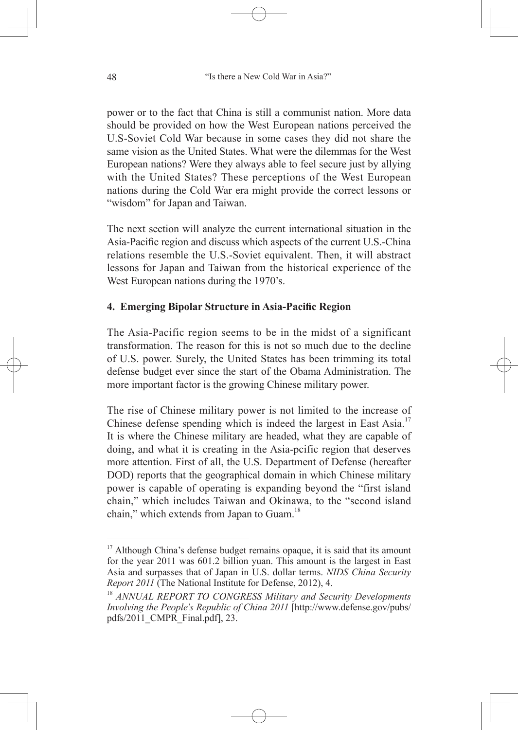power or to the fact that China is still a communist nation. More data should be provided on how the West European nations perceived the U.S-Soviet Cold War because in some cases they did not share the same vision as the United States. What were the dilemmas for the West European nations? Were they always able to feel secure just by allying with the United States? These perceptions of the West European nations during the Cold War era might provide the correct lessons or "wisdom" for Japan and Taiwan.

The next section will analyze the current international situation in the Asia-Pacific region and discuss which aspects of the current U.S.-China relations resemble the U.S.-Soviet equivalent. Then, it will abstract lessons for Japan and Taiwan from the historical experience of the West European nations during the 1970's.

## 4. Emerging Bipolar Structure in Asia-Pacific Region

The Asia-Pacific region seems to be in the midst of a significant transformation. The reason for this is not so much due to the decline of U.S. power. Surely, the United States has been trimming its total defense budget ever since the start of the Obama Administration. The more important factor is the growing Chinese military power.

The rise of Chinese military power is not limited to the increase of Chinese defense spending which is indeed the largest in East Asia.[17] It is where the Chinese military are headed, what they are capable of doing, and what it is creating in the Asia-pcific region that deserves more attention. First of all, the U.S. Department of Defense (hereafter DOD) reports that the geographical domain in which Chinese military power is capable of operating is expanding beyond the "first island chain," which includes Taiwan and Okinawa, to the "second island chain," which extends from Japan to Guam.[18]

---

[17] Although China's defense budget remains opaque, it is said that its amount for the year 2011 was 601.2 billion yuan. This amount is the largest in East Asia and surpasses that of Japan in U.S. dollar terms. *NIDS China Security Report 2011* (The National Institute for Defense, 2012), 4.

[18] *ANNUAL REPORT TO CONGRESS Military and Security Developments Involving the People's Republic of China 2011* [http://www.defense.gov/pubs/pdfs/2011_CMPR_Final.pdf], 23.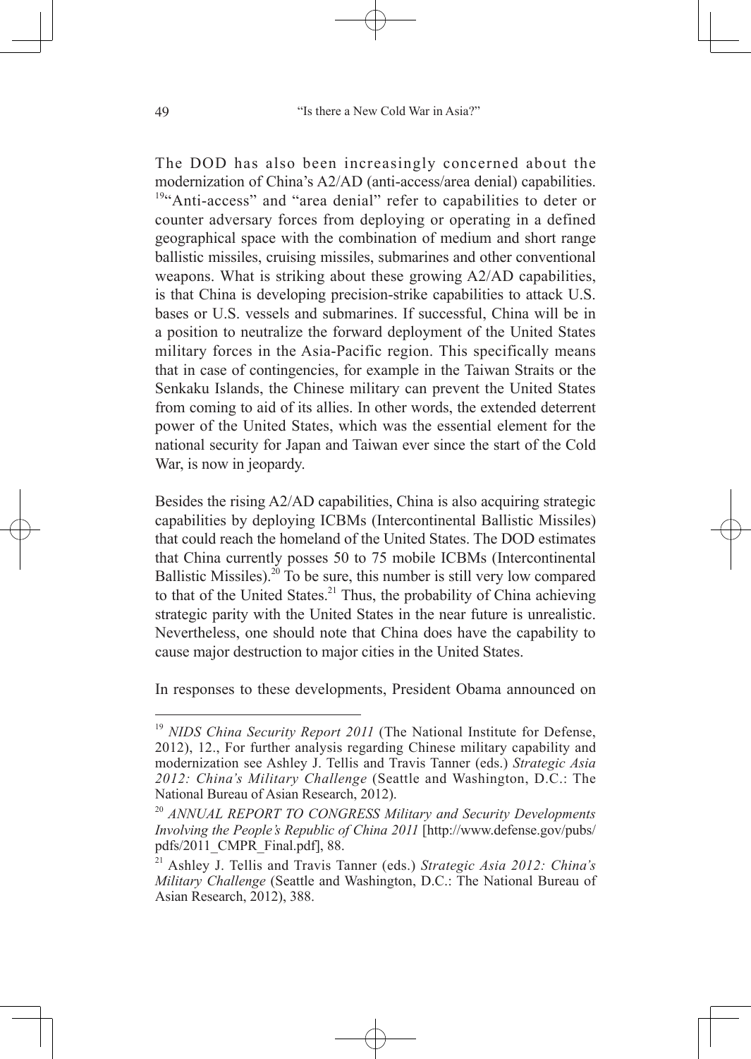The DOD has also been increasingly concerned about the modernization of China's A2/AD (anti-access/area denial) capabilities.[19] "Anti-access" and "area denial" refer to capabilities to deter or counter adversary forces from deploying or operating in a defined geographical space with the combination of medium and short range ballistic missiles, cruising missiles, submarines and other conventional weapons. What is striking about these growing A2/AD capabilities, is that China is developing precision-strike capabilities to attack U.S. bases or U.S. vessels and submarines. If successful, China will be in a position to neutralize the forward deployment of the United States military forces in the Asia-Pacific region. This specifically means that in case of contingencies, for example in the Taiwan Straits or the Senkaku Islands, the Chinese military can prevent the United States from coming to aid of its allies. In other words, the extended deterrent power of the United States, which was the essential element for the national security for Japan and Taiwan ever since the start of the Cold War, is now in jeopardy.

Besides the rising A2/AD capabilities, China is also acquiring strategic capabilities by deploying ICBMs (Intercontinental Ballistic Missiles) that could reach the homeland of the United States. The DOD estimates that China currently posses 50 to 75 mobile ICBMs (Intercontinental Ballistic Missiles).[20] To be sure, this number is still very low compared to that of the United States.[21] Thus, the probability of China achieving strategic parity with the United States in the near future is unrealistic. Nevertheless, one should note that China does have the capability to cause major destruction to major cities in the United States.

In responses to these developments, President Obama announced on

---

[19] *NIDS China Security Report 2011* (The National Institute for Defense, 2012), 12., For further analysis regarding Chinese military capability and modernization see Ashley J. Tellis and Travis Tanner (eds.) *Strategic Asia 2012: China's Military Challenge* (Seattle and Washington, D.C.: The National Bureau of Asian Research, 2012).

[20] *ANNUAL REPORT TO CONGRESS Military and Security Developments Involving the People's Republic of China 2011* [http://www.defense.gov/pubs/pdfs/2011_CMPR_Final.pdf], 88.

[21] Ashley J. Tellis and Travis Tanner (eds.) *Strategic Asia 2012: China's Military Challenge* (Seattle and Washington, D.C.: The National Bureau of Asian Research, 2012), 388.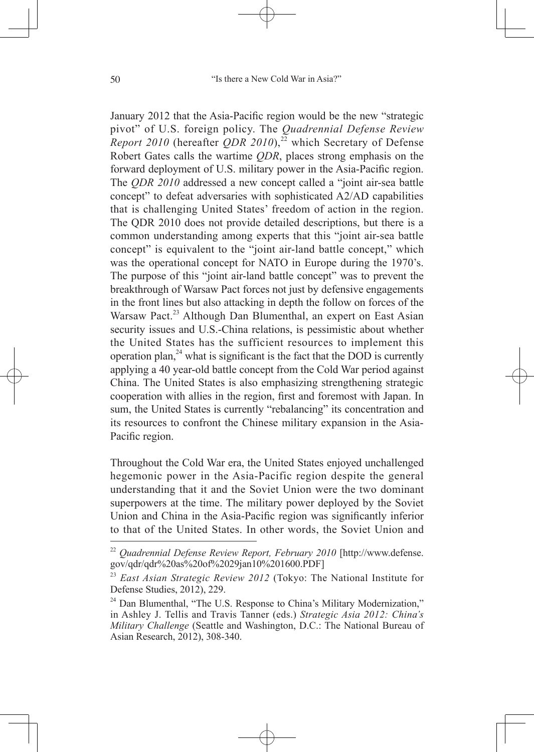January 2012 that the Asia-Pacific region would be the new "strategic pivot" of U.S. foreign policy. The *Quadrennial Defense Review Report 2010* (hereafter *QDR 2010*),[22] which Secretary of Defense Robert Gates calls the wartime *QDR*, places strong emphasis on the forward deployment of U.S. military power in the Asia-Pacific region. The *QDR 2010* addressed a new concept called a "joint air-sea battle concept" to defeat adversaries with sophisticated A2/AD capabilities that is challenging United States' freedom of action in the region. The QDR 2010 does not provide detailed descriptions, but there is a common understanding among experts that this "joint air-sea battle concept" is equivalent to the "joint air-land battle concept," which was the operational concept for NATO in Europe during the 1970's. The purpose of this "joint air-land battle concept" was to prevent the breakthrough of Warsaw Pact forces not just by defensive engagements in the front lines but also attacking in depth the follow on forces of the Warsaw Pact.[23] Although Dan Blumenthal, an expert on East Asian security issues and U.S.-China relations, is pessimistic about whether the United States has the sufficient resources to implement this operation plan,[24] what is significant is the fact that the DOD is currently applying a 40 year-old battle concept from the Cold War period against China. The United States is also emphasizing strengthening strategic cooperation with allies in the region, first and foremost with Japan. In sum, the United States is currently "rebalancing" its concentration and its resources to confront the Chinese military expansion in the Asia-Pacific region.

Throughout the Cold War era, the United States enjoyed unchallenged hegemonic power in the Asia-Pacific region despite the general understanding that it and the Soviet Union were the two dominant superpowers at the time. The military power deployed by the Soviet Union and China in the Asia-Pacific region was significantly inferior to that of the United States. In other words, the Soviet Union and

---

[22] *Quadrennial Defense Review Report, February 2010* [http://www.defense.gov/qdr/qdr%20as%20of%2029jan10%201600.PDF]

[23] *East Asian Strategic Review 2012* (Tokyo: The National Institute for Defense Studies, 2012), 229.

[24] Dan Blumenthal, "The U.S. Response to China's Military Modernization," in Ashley J. Tellis and Travis Tanner (eds.) *Strategic Asia 2012: China's Military Challenge* (Seattle and Washington, D.C.: The National Bureau of Asian Research, 2012), 308-340.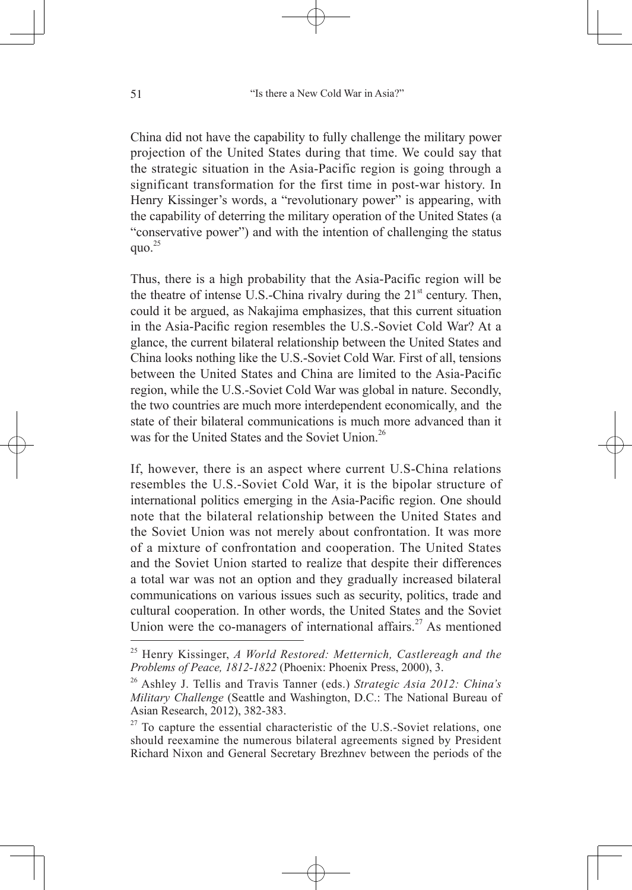China did not have the capability to fully challenge the military power projection of the United States during that time. We could say that the strategic situation in the Asia-Pacific region is going through a significant transformation for the first time in post-war history. In Henry Kissinger's words, a "revolutionary power" is appearing, with the capability of deterring the military operation of the United States (a "conservative power") and with the intention of challenging the status quo.[25]

Thus, there is a high probability that the Asia-Pacific region will be the theatre of intense U.S.-China rivalry during the 21st century. Then, could it be argued, as Nakajima emphasizes, that this current situation in the Asia-Pacific region resembles the U.S.-Soviet Cold War? At a glance, the current bilateral relationship between the United States and China looks nothing like the U.S.-Soviet Cold War. First of all, tensions between the United States and China are limited to the Asia-Pacific region, while the U.S.-Soviet Cold War was global in nature. Secondly, the two countries are much more interdependent economically, and the state of their bilateral communications is much more advanced than it was for the United States and the Soviet Union.[26]

If, however, there is an aspect where current U.S-China relations resembles the U.S.-Soviet Cold War, it is the bipolar structure of international politics emerging in the Asia-Pacific region. One should note that the bilateral relationship between the United States and the Soviet Union was not merely about confrontation. It was more of a mixture of confrontation and cooperation. The United States and the Soviet Union started to realize that despite their differences a total war was not an option and they gradually increased bilateral communications on various issues such as security, politics, trade and cultural cooperation. In other words, the United States and the Soviet Union were the co-managers of international affairs.[27] As mentioned

---

[25] Henry Kissinger, *A World Restored: Metternich, Castlereagh and the Problems of Peace, 1812-1822* (Phoenix: Phoenix Press, 2000), 3.

[26] Ashley J. Tellis and Travis Tanner (eds.) *Strategic Asia 2012: China's Military Challenge* (Seattle and Washington, D.C.: The National Bureau of Asian Research, 2012), 382-383.

[27] To capture the essential characteristic of the U.S.-Soviet relations, one should reexamine the numerous bilateral agreements signed by President Richard Nixon and General Secretary Brezhnev between the periods of the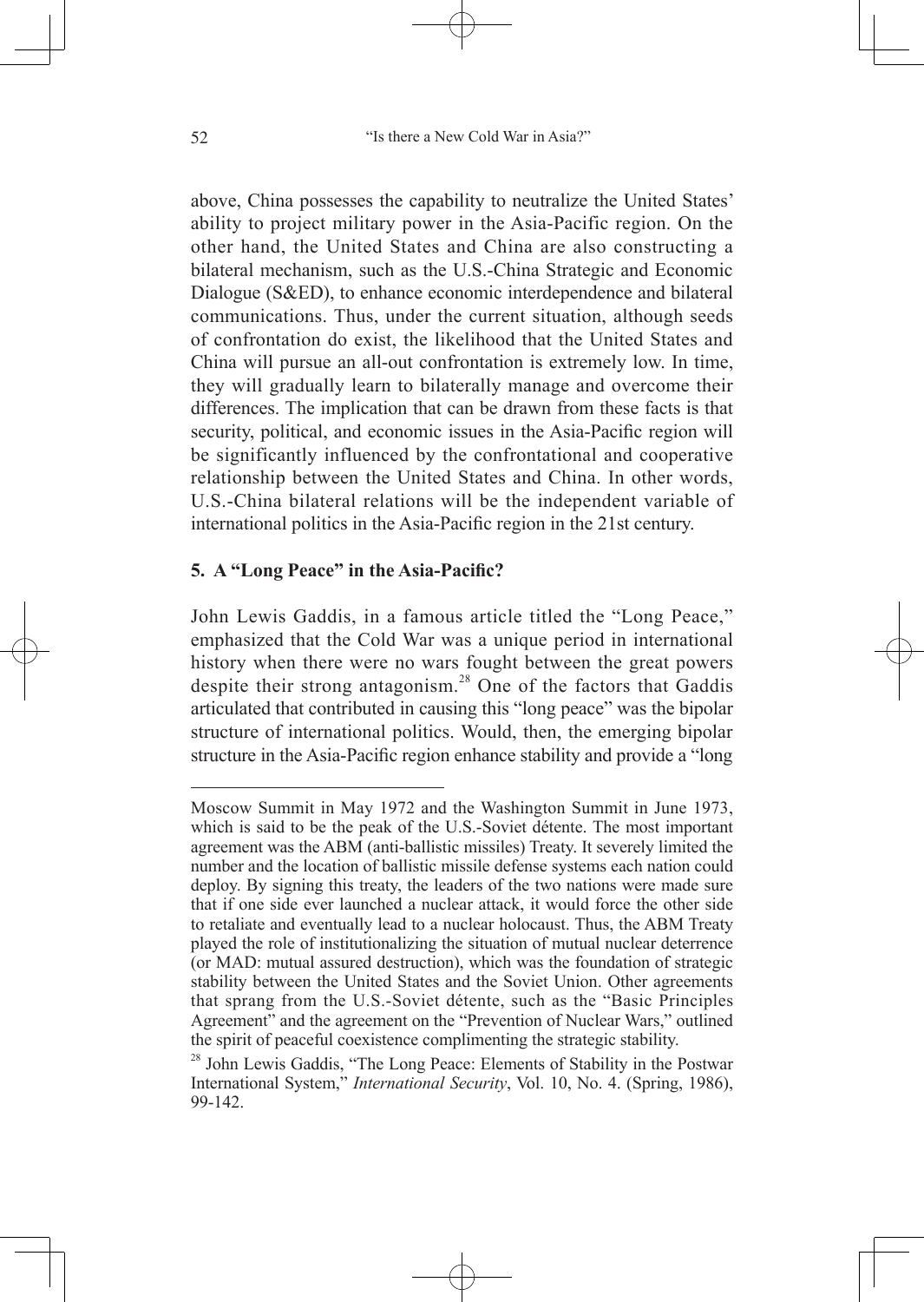above, China possesses the capability to neutralize the United States' ability to project military power in the Asia-Pacific region. On the other hand, the United States and China are also constructing a bilateral mechanism, such as the U.S.-China Strategic and Economic Dialogue (S&ED), to enhance economic interdependence and bilateral communications. Thus, under the current situation, although seeds of confrontation do exist, the likelihood that the United States and China will pursue an all-out confrontation is extremely low. In time, they will gradually learn to bilaterally manage and overcome their differences. The implication that can be drawn from these facts is that security, political, and economic issues in the Asia-Pacific region will be significantly influenced by the confrontational and cooperative relationship between the United States and China. In other words, U.S.-China bilateral relations will be the independent variable of international politics in the Asia-Pacific region in the 21st century.

## 5. A "Long Peace" in the Asia-Pacific?

John Lewis Gaddis, in a famous article titled the "Long Peace," emphasized that the Cold War was a unique period in international history when there were no wars fought between the great powers despite their strong antagonism.[28] One of the factors that Gaddis articulated that contributed in causing this "long peace" was the bipolar structure of international politics. Would, then, the emerging bipolar structure in the Asia-Pacific region enhance stability and provide a "long

---

Moscow Summit in May 1972 and the Washington Summit in June 1973, which is said to be the peak of the U.S.-Soviet détente. The most important agreement was the ABM (anti-ballistic missiles) Treaty. It severely limited the number and the location of ballistic missile defense systems each nation could deploy. By signing this treaty, the leaders of the two nations were made sure that if one side ever launched a nuclear attack, it would force the other side to retaliate and eventually lead to a nuclear holocaust. Thus, the ABM Treaty played the role of institutionalizing the situation of mutual nuclear deterrence (or MAD: mutual assured destruction), which was the foundation of strategic stability between the United States and the Soviet Union. Other agreements that sprang from the U.S.-Soviet détente, such as the "Basic Principles Agreement" and the agreement on the "Prevention of Nuclear Wars," outlined the spirit of peaceful coexistence complimenting the strategic stability.

[28] John Lewis Gaddis, "The Long Peace: Elements of Stability in the Postwar International System," *International Security*, Vol. 10, No. 4. (Spring, 1986), 99-142.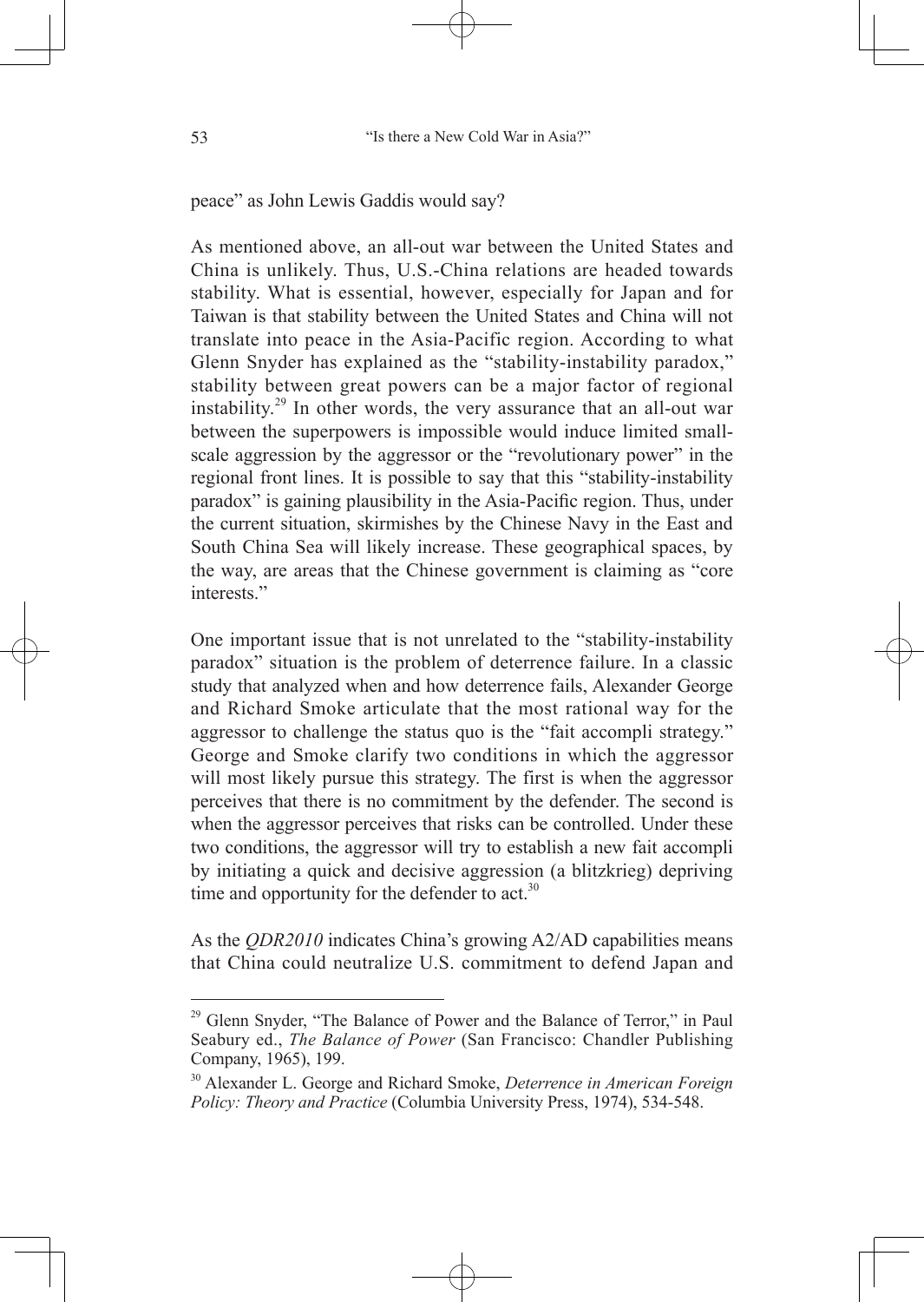peace" as John Lewis Gaddis would say?

As mentioned above, an all-out war between the United States and China is unlikely. Thus, U.S.-China relations are headed towards stability. What is essential, however, especially for Japan and for Taiwan is that stability between the United States and China will not translate into peace in the Asia-Pacific region. According to what Glenn Snyder has explained as the "stability-instability paradox," stability between great powers can be a major factor of regional instability.[29] In other words, the very assurance that an all-out war between the superpowers is impossible would induce limited small-scale aggression by the aggressor or the "revolutionary power" in the regional front lines. It is possible to say that this "stability-instability paradox" is gaining plausibility in the Asia-Pacific region. Thus, under the current situation, skirmishes by the Chinese Navy in the East and South China Sea will likely increase. These geographical spaces, by the way, are areas that the Chinese government is claiming as "core interests."

One important issue that is not unrelated to the "stability-instability paradox" situation is the problem of deterrence failure. In a classic study that analyzed when and how deterrence fails, Alexander George and Richard Smoke articulate that the most rational way for the aggressor to challenge the status quo is the "fait accompli strategy." George and Smoke clarify two conditions in which the aggressor will most likely pursue this strategy. The first is when the aggressor perceives that there is no commitment by the defender. The second is when the aggressor perceives that risks can be controlled. Under these two conditions, the aggressor will try to establish a new fait accompli by initiating a quick and decisive aggression (a blitzkrieg) depriving time and opportunity for the defender to act.[30]

As the *QDR2010* indicates China's growing A2/AD capabilities means that China could neutralize U.S. commitment to defend Japan and

---

[29] Glenn Snyder, "The Balance of Power and the Balance of Terror," in Paul Seabury ed., *The Balance of Power* (San Francisco: Chandler Publishing Company, 1965), 199.

[30] Alexander L. George and Richard Smoke, *Deterrence in American Foreign Policy: Theory and Practice* (Columbia University Press, 1974), 534-548.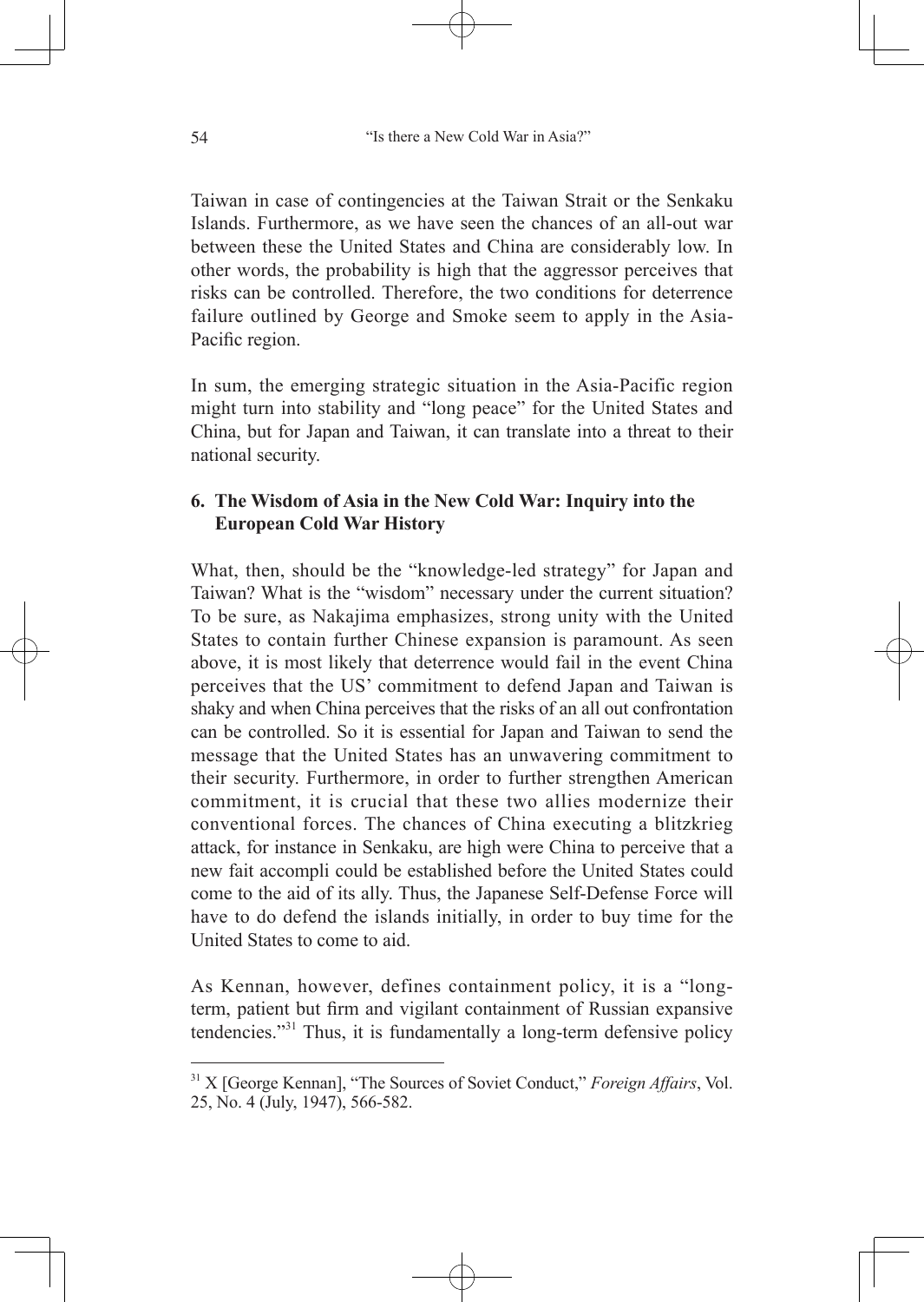Taiwan in case of contingencies at the Taiwan Strait or the Senkaku Islands. Furthermore, as we have seen the chances of an all-out war between these the United States and China are considerably low. In other words, the probability is high that the aggressor perceives that risks can be controlled. Therefore, the two conditions for deterrence failure outlined by George and Smoke seem to apply in the Asia-Pacific region.

In sum, the emerging strategic situation in the Asia-Pacific region might turn into stability and "long peace" for the United States and China, but for Japan and Taiwan, it can translate into a threat to their national security.

## 6. The Wisdom of Asia in the New Cold War: Inquiry into the European Cold War History

What, then, should be the "knowledge-led strategy" for Japan and Taiwan? What is the "wisdom" necessary under the current situation? To be sure, as Nakajima emphasizes, strong unity with the United States to contain further Chinese expansion is paramount. As seen above, it is most likely that deterrence would fail in the event China perceives that the US' commitment to defend Japan and Taiwan is shaky and when China perceives that the risks of an all out confrontation can be controlled. So it is essential for Japan and Taiwan to send the message that the United States has an unwavering commitment to their security. Furthermore, in order to further strengthen American commitment, it is crucial that these two allies modernize their conventional forces. The chances of China executing a blitzkrieg attack, for instance in Senkaku, are high were China to perceive that a new fait accompli could be established before the United States could come to the aid of its ally. Thus, the Japanese Self-Defense Force will have to do defend the islands initially, in order to buy time for the United States to come to aid.

As Kennan, however, defines containment policy, it is a "long-term, patient but firm and vigilant containment of Russian expansive tendencies."[31] Thus, it is fundamentally a long-term defensive policy

[31] X [George Kennan], "The Sources of Soviet Conduct," *Foreign Affairs*, Vol. 25, No. 4 (July, 1947), 566-582.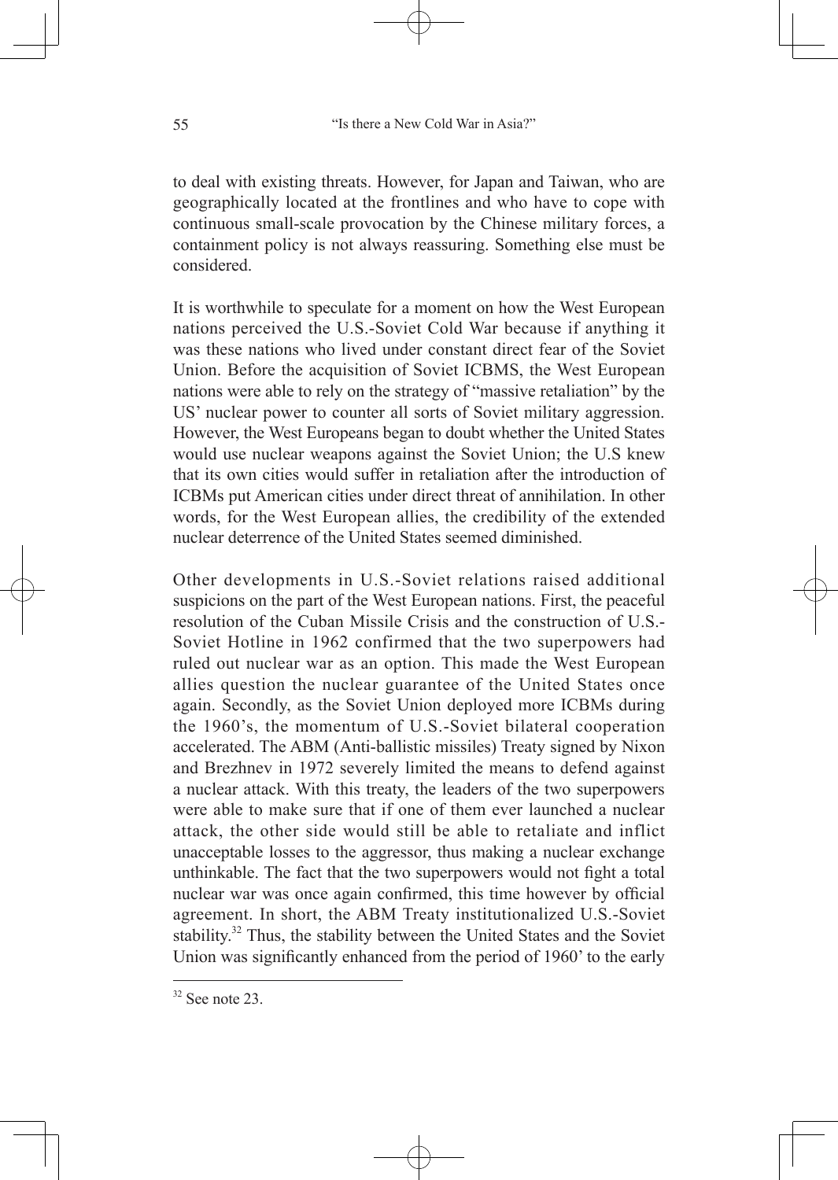to deal with existing threats. However, for Japan and Taiwan, who are geographically located at the frontlines and who have to cope with continuous small-scale provocation by the Chinese military forces, a containment policy is not always reassuring. Something else must be considered.

It is worthwhile to speculate for a moment on how the West European nations perceived the U.S.-Soviet Cold War because if anything it was these nations who lived under constant direct fear of the Soviet Union. Before the acquisition of Soviet ICBMS, the West European nations were able to rely on the strategy of "massive retaliation" by the US' nuclear power to counter all sorts of Soviet military aggression. However, the West Europeans began to doubt whether the United States would use nuclear weapons against the Soviet Union; the U.S knew that its own cities would suffer in retaliation after the introduction of ICBMs put American cities under direct threat of annihilation. In other words, for the West European allies, the credibility of the extended nuclear deterrence of the United States seemed diminished.

Other developments in U.S.-Soviet relations raised additional suspicions on the part of the West European nations. First, the peaceful resolution of the Cuban Missile Crisis and the construction of U.S.-Soviet Hotline in 1962 confirmed that the two superpowers had ruled out nuclear war as an option. This made the West European allies question the nuclear guarantee of the United States once again. Secondly, as the Soviet Union deployed more ICBMs during the 1960's, the momentum of U.S.-Soviet bilateral cooperation accelerated. The ABM (Anti-ballistic missiles) Treaty signed by Nixon and Brezhnev in 1972 severely limited the means to defend against a nuclear attack. With this treaty, the leaders of the two superpowers were able to make sure that if one of them ever launched a nuclear attack, the other side would still be able to retaliate and inflict unacceptable losses to the aggressor, thus making a nuclear exchange unthinkable. The fact that the two superpowers would not fight a total nuclear war was once again confirmed, this time however by official agreement. In short, the ABM Treaty institutionalized U.S.-Soviet stability.[32] Thus, the stability between the United States and the Soviet Union was significantly enhanced from the period of 1960' to the early

[32] See note 23.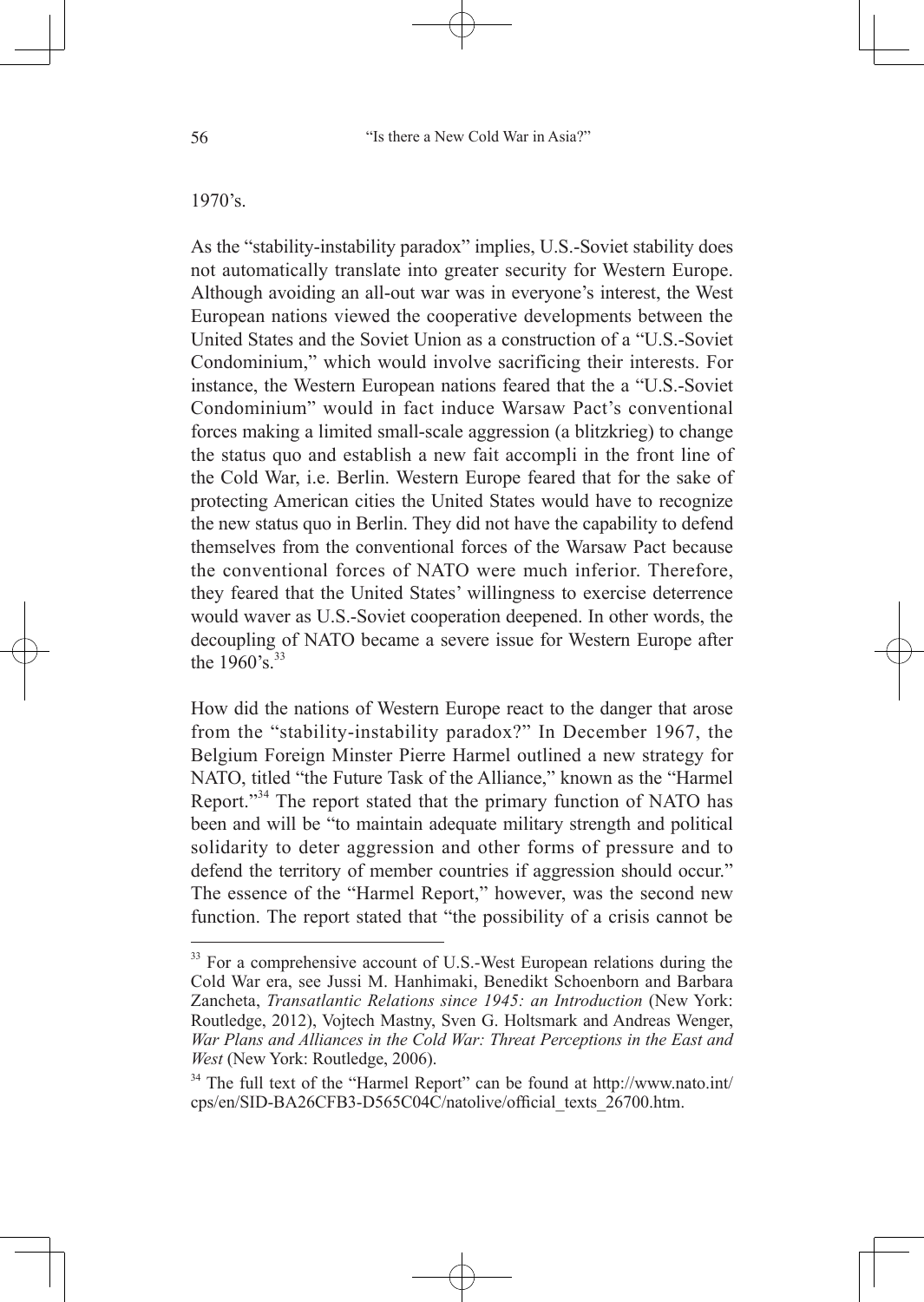1970's.

As the "stability-instability paradox" implies, U.S.-Soviet stability does not automatically translate into greater security for Western Europe. Although avoiding an all-out war was in everyone's interest, the West European nations viewed the cooperative developments between the United States and the Soviet Union as a construction of a "U.S.-Soviet Condominium," which would involve sacrificing their interests. For instance, the Western European nations feared that the a "U.S.-Soviet Condominium" would in fact induce Warsaw Pact's conventional forces making a limited small-scale aggression (a blitzkrieg) to change the status quo and establish a new fait accompli in the front line of the Cold War, i.e. Berlin. Western Europe feared that for the sake of protecting American cities the United States would have to recognize the new status quo in Berlin. They did not have the capability to defend themselves from the conventional forces of the Warsaw Pact because the conventional forces of NATO were much inferior. Therefore, they feared that the United States' willingness to exercise deterrence would waver as U.S.-Soviet cooperation deepened. In other words, the decoupling of NATO became a severe issue for Western Europe after the 1960's.[33]

How did the nations of Western Europe react to the danger that arose from the "stability-instability paradox?" In December 1967, the Belgium Foreign Minster Pierre Harmel outlined a new strategy for NATO, titled "the Future Task of the Alliance," known as the "Harmel Report."[34] The report stated that the primary function of NATO has been and will be "to maintain adequate military strength and political solidarity to deter aggression and other forms of pressure and to defend the territory of member countries if aggression should occur." The essence of the "Harmel Report," however, was the second new function. The report stated that "the possibility of a crisis cannot be

---

[33] For a comprehensive account of U.S.-West European relations during the Cold War era, see Jussi M. Hanhimaki, Benedikt Schoenborn and Barbara Zancheta, *Transatlantic Relations since 1945: an Introduction* (New York: Routledge, 2012), Vojtech Mastny, Sven G. Holtsmark and Andreas Wenger, *War Plans and Alliances in the Cold War: Threat Perceptions in the East and West* (New York: Routledge, 2006).

[34] The full text of the "Harmel Report" can be found at http://www.nato.int/cps/en/SID-BA26CFB3-D565C04C/natolive/official_texts_26700.htm.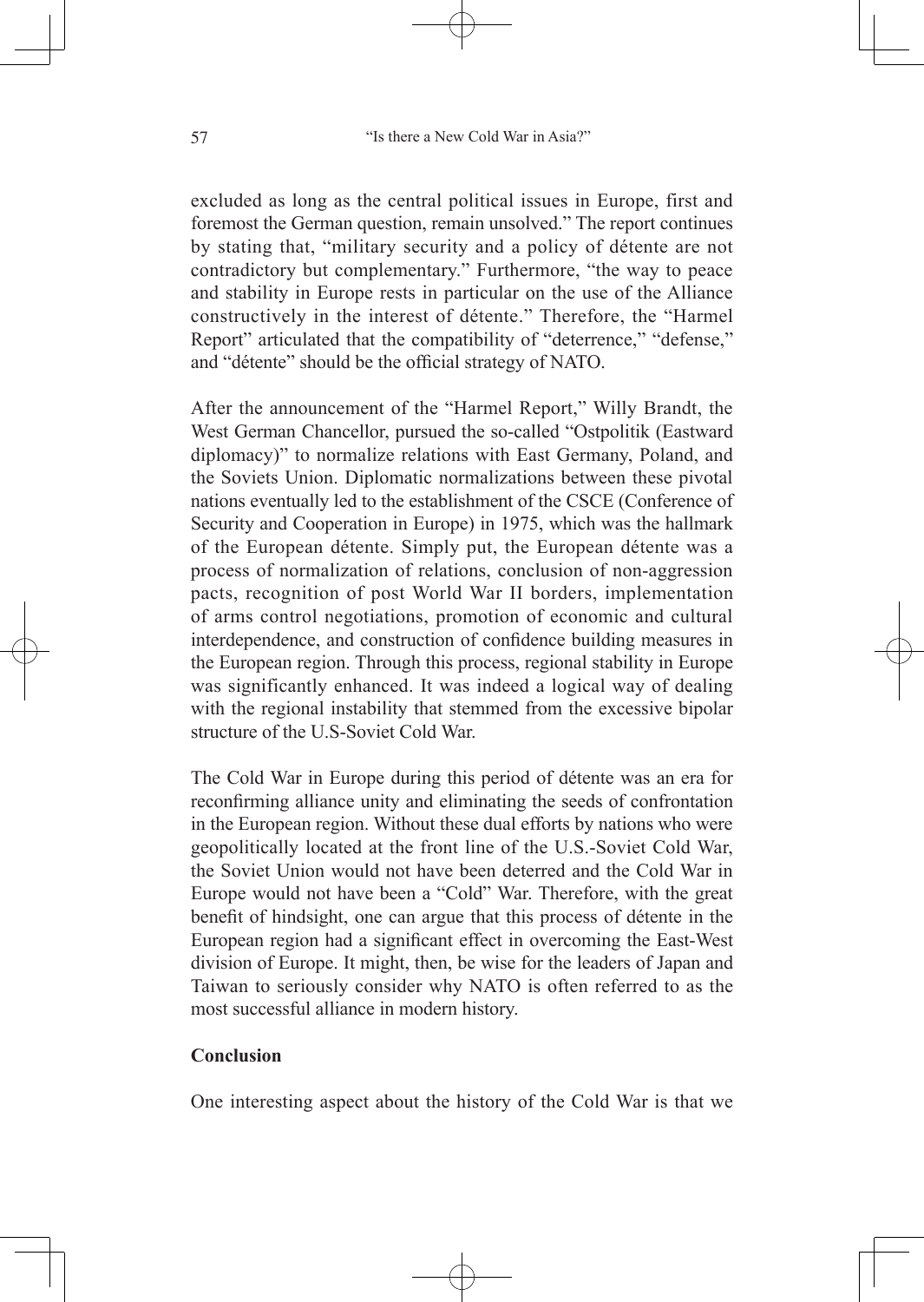excluded as long as the central political issues in Europe, first and foremost the German question, remain unsolved." The report continues by stating that, "military security and a policy of détente are not contradictory but complementary." Furthermore, "the way to peace and stability in Europe rests in particular on the use of the Alliance constructively in the interest of détente." Therefore, the "Harmel Report" articulated that the compatibility of "deterrence," "defense," and "détente" should be the official strategy of NATO.

After the announcement of the "Harmel Report," Willy Brandt, the West German Chancellor, pursued the so-called "Ostpolitik (Eastward diplomacy)" to normalize relations with East Germany, Poland, and the Soviets Union. Diplomatic normalizations between these pivotal nations eventually led to the establishment of the CSCE (Conference of Security and Cooperation in Europe) in 1975, which was the hallmark of the European détente. Simply put, the European détente was a process of normalization of relations, conclusion of non-aggression pacts, recognition of post World War II borders, implementation of arms control negotiations, promotion of economic and cultural interdependence, and construction of confidence building measures in the European region. Through this process, regional stability in Europe was significantly enhanced. It was indeed a logical way of dealing with the regional instability that stemmed from the excessive bipolar structure of the U.S-Soviet Cold War.

The Cold War in Europe during this period of détente was an era for reconfirming alliance unity and eliminating the seeds of confrontation in the European region. Without these dual efforts by nations who were geopolitically located at the front line of the U.S.-Soviet Cold War, the Soviet Union would not have been deterred and the Cold War in Europe would not have been a "Cold" War. Therefore, with the great benefit of hindsight, one can argue that this process of détente in the European region had a significant effect in overcoming the East-West division of Europe. It might, then, be wise for the leaders of Japan and Taiwan to seriously consider why NATO is often referred to as the most successful alliance in modern history.

## Conclusion

One interesting aspect about the history of the Cold War is that we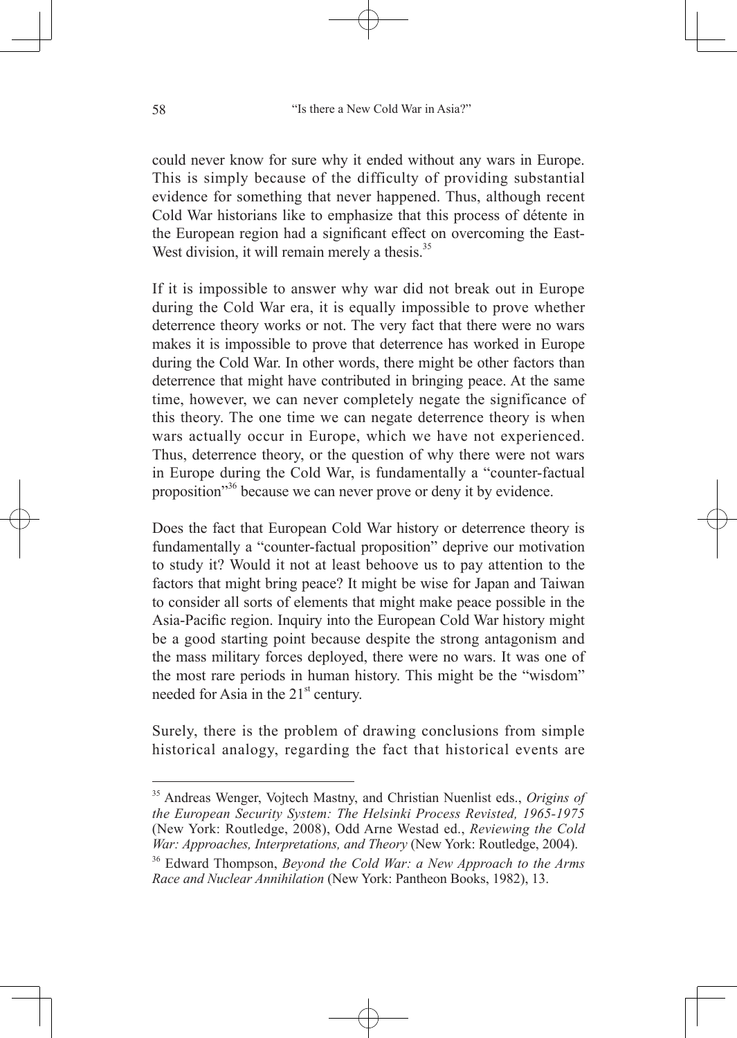could never know for sure why it ended without any wars in Europe. This is simply because of the difficulty of providing substantial evidence for something that never happened. Thus, although recent Cold War historians like to emphasize that this process of détente in the European region had a significant effect on overcoming the East-West division, it will remain merely a thesis.[35]

If it is impossible to answer why war did not break out in Europe during the Cold War era, it is equally impossible to prove whether deterrence theory works or not. The very fact that there were no wars makes it is impossible to prove that deterrence has worked in Europe during the Cold War. In other words, there might be other factors than deterrence that might have contributed in bringing peace. At the same time, however, we can never completely negate the significance of this theory. The one time we can negate deterrence theory is when wars actually occur in Europe, which we have not experienced. Thus, deterrence theory, or the question of why there were not wars in Europe during the Cold War, is fundamentally a "counter-factual proposition"[36] because we can never prove or deny it by evidence.

Does the fact that European Cold War history or deterrence theory is fundamentally a "counter-factual proposition" deprive our motivation to study it? Would it not at least behoove us to pay attention to the factors that might bring peace? It might be wise for Japan and Taiwan to consider all sorts of elements that might make peace possible in the Asia-Pacific region. Inquiry into the European Cold War history might be a good starting point because despite the strong antagonism and the mass military forces deployed, there were no wars. It was one of the most rare periods in human history. This might be the "wisdom" needed for Asia in the 21st century.

Surely, there is the problem of drawing conclusions from simple historical analogy, regarding the fact that historical events are

---

[35] Andreas Wenger, Vojtech Mastny, and Christian Nuenlist eds., *Origins of the European Security System: The Helsinki Process Revisted, 1965-1975* (New York: Routledge, 2008), Odd Arne Westad ed., *Reviewing the Cold War: Approaches, Interpretations, and Theory* (New York: Routledge, 2004).

[36] Edward Thompson, *Beyond the Cold War: a New Approach to the Arms Race and Nuclear Annihilation* (New York: Pantheon Books, 1982), 13.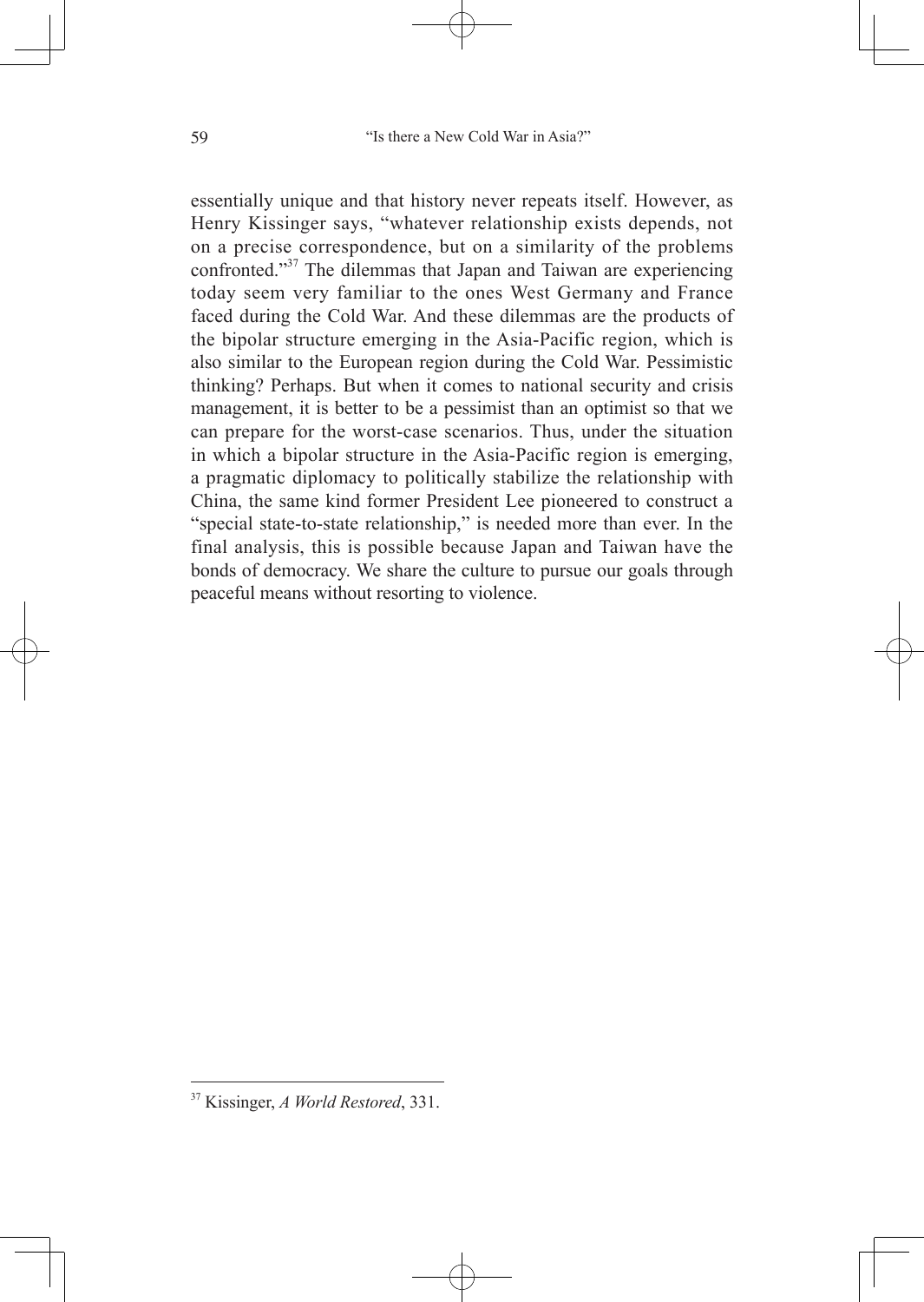essentially unique and that history never repeats itself. However, as Henry Kissinger says, "whatever relationship exists depends, not on a precise correspondence, but on a similarity of the problems confronted."[37] The dilemmas that Japan and Taiwan are experiencing today seem very familiar to the ones West Germany and France faced during the Cold War. And these dilemmas are the products of the bipolar structure emerging in the Asia-Pacific region, which is also similar to the European region during the Cold War. Pessimistic thinking? Perhaps. But when it comes to national security and crisis management, it is better to be a pessimist than an optimist so that we can prepare for the worst-case scenarios. Thus, under the situation in which a bipolar structure in the Asia-Pacific region is emerging, a pragmatic diplomacy to politically stabilize the relationship with China, the same kind former President Lee pioneered to construct a "special state-to-state relationship," is needed more than ever. In the final analysis, this is possible because Japan and Taiwan have the bonds of democracy. We share the culture to pursue our goals through peaceful means without resorting to violence.

---

[37] Kissinger, *A World Restored*, 331.